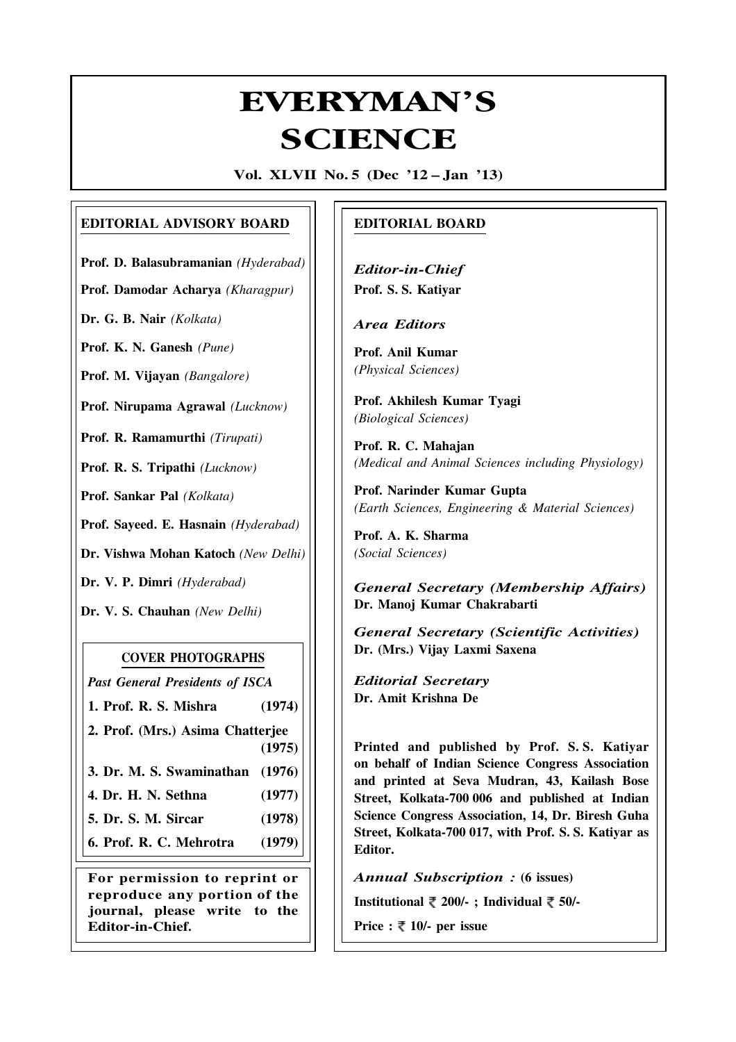# EVERYMAN'S SCIENCE

**Vol. XLVII No. 5 (Dec '12 – Jan '13)**

## EDITORIAL ADVISORY BOARD

**Prof. D. Balasubramanian** *(Hyderabad)*

**Prof. Damodar Acharya** *(Kharagpur)*

**Dr. G. B. Nair** *(Kolkata)*

**Prof. K. N. Ganesh** *(Pune)*

**Prof. M. Vijayan** *(Bangalore)*

**Prof. Nirupama Agrawal** *(Lucknow)*

**Prof. R. Ramamurthi** *(Tirupati)*

**Prof. R. S. Tripathi** *(Lucknow)*

**Prof. Sankar Pal** *(Kolkata)*

**Prof. Sayeed. E. Hasnain** *(Hyderabad)*

**Dr. Vishwa Mohan Katoch** *(New Delhi)*

**Dr. V. P. Dimri** *(Hyderabad)*

**Dr. V. S. Chauhan** *(New Delhi)*

### COVER PHOTOGRAPHS

*Past General Presidents of ISCA*

1. **Prof. R. S. Mishra (1974)**
2. **Prof. (Mrs.) Asima Chatterjee (1975)**
3. **Dr. M. S. Swaminathan (1976)**
4. **Dr. H. N. Sethna (1977)**
5. **Dr. S. M. Sircar (1978)**
6. **Prof. R. C. Mehrotra (1979)**

**For permission to reprint or reproduce any portion of the journal, please write to the Editor-in-Chief.**

## EDITORIAL BOARD

*Editor-in-Chief*
**Prof. S. S. Katiyar**

*Area Editors*

**Prof. Anil Kumar**
*(Physical Sciences)*

**Prof. Akhilesh Kumar Tyagi**
*(Biological Sciences)*

**Prof. R. C. Mahajan**
*(Medical and Animal Sciences including Physiology)*

**Prof. Narinder Kumar Gupta**
*(Earth Sciences, Engineering & Material Sciences)*

**Prof. A. K. Sharma**
*(Social Sciences)*

*General Secretary (Membership Affairs)*
**Dr. Manoj Kumar Chakrabarti**

*General Secretary (Scientific Activities)*
**Dr. (Mrs.) Vijay Laxmi Saxena**

*Editorial Secretary*
**Dr. Amit Krishna De**

**Printed and published by Prof. S. S. Katiyar on behalf of Indian Science Congress Association and printed at Seva Mudran, 43, Kailash Bose Street, Kolkata-700 006 and published at Indian Science Congress Association, 14, Dr. Biresh Guha Street, Kolkata-700 017, with Prof. S. S. Katiyar as Editor.**

*Annual Subscription :* **(6 issues)**

**Institutional ₹ 200/- ; Individual ₹ 50/-**

**Price : ₹ 10/- per issue**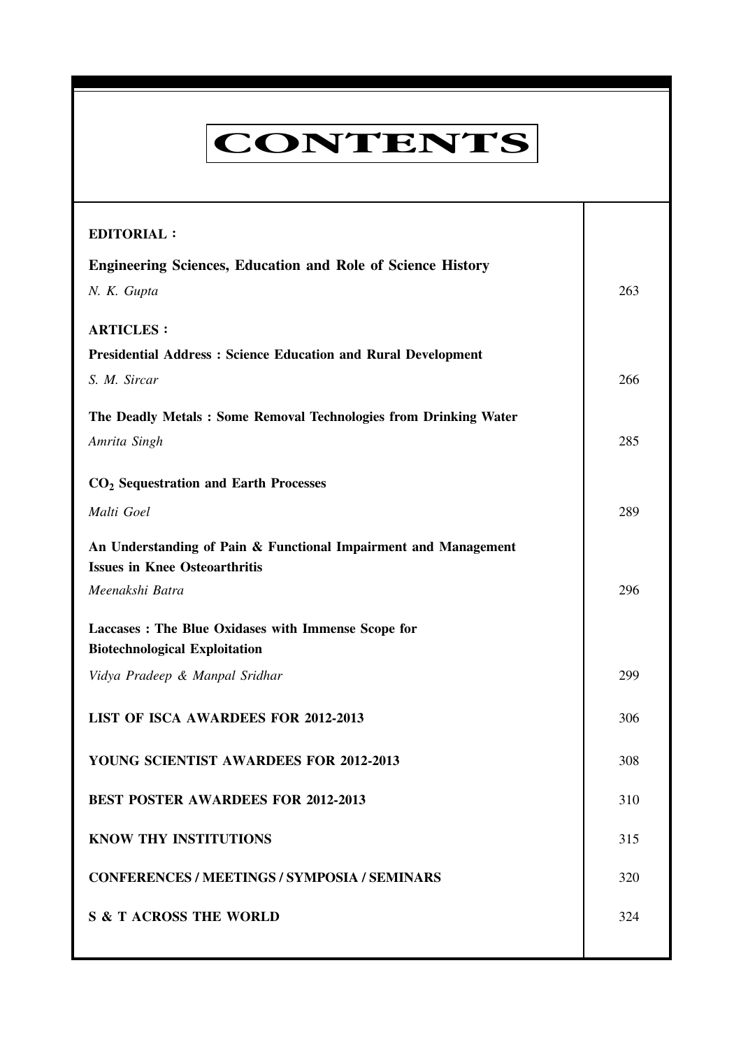# CONTENTS

| | |
|---|---|
| **EDITORIAL :** | |
| **Engineering Sciences, Education and Role of Science History** | |
| *N. K. Gupta* | 263 |
| **ARTICLES :** | |
| **Presidential Address : Science Education and Rural Development** | |
| *S. M. Sircar* | 266 |
| **The Deadly Metals : Some Removal Technologies from Drinking Water** | |
| *Amrita Singh* | 285 |
| **$CO_2$ Sequestration and Earth Processes** | |
| *Malti Goel* | 289 |
| **An Understanding of Pain & Functional Impairment and Management Issues in Knee Osteoarthritis** | |
| *Meenakshi Batra* | 296 |
| **Laccases : The Blue Oxidases with Immense Scope for Biotechnological Exploitation** | |
| *Vidya Pradeep & Manpal Sridhar* | 299 |
| **LIST OF ISCA AWARDEES FOR 2012-2013** | 306 |
| **YOUNG SCIENTIST AWARDEES FOR 2012-2013** | 308 |
| **BEST POSTER AWARDEES FOR 2012-2013** | 310 |
| **KNOW THY INSTITUTIONS** | 315 |
| **CONFERENCES / MEETINGS / SYMPOSIA / SEMINARS** | 320 |
| **S & T ACROSS THE WORLD** | 324 |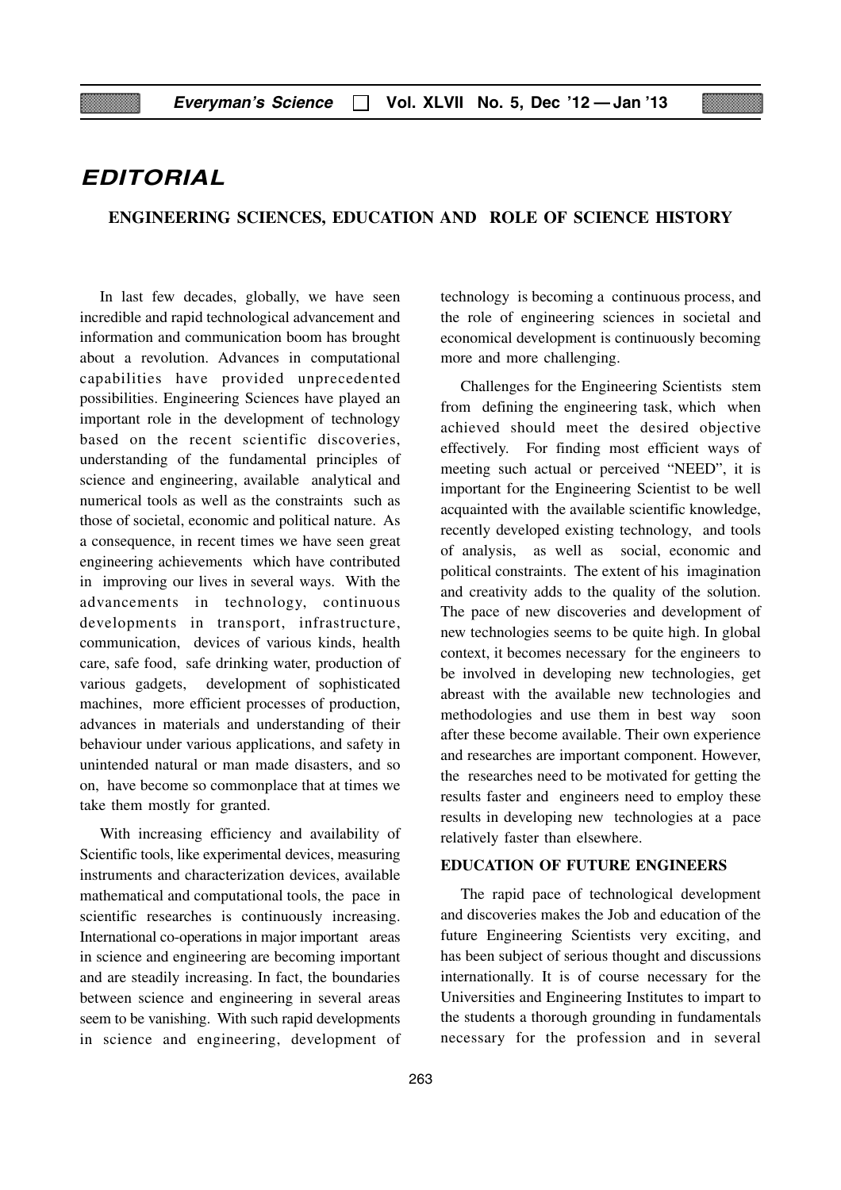# EDITORIAL

## ENGINEERING SCIENCES, EDUCATION AND ROLE OF SCIENCE HISTORY

In last few decades, globally, we have seen incredible and rapid technological advancement and information and communication boom has brought about a revolution. Advances in computational capabilities have provided unprecedented possibilities. Engineering Sciences have played an important role in the development of technology based on the recent scientific discoveries, understanding of the fundamental principles of science and engineering, available analytical and numerical tools as well as the constraints such as those of societal, economic and political nature. As a consequence, in recent times we have seen great engineering achievements which have contributed in improving our lives in several ways. With the advancements in technology, continuous developments in transport, infrastructure, communication, devices of various kinds, health care, safe food, safe drinking water, production of various gadgets, development of sophisticated machines, more efficient processes of production, advances in materials and understanding of their behaviour under various applications, and safety in unintended natural or man made disasters, and so on, have become so commonplace that at times we take them mostly for granted.

With increasing efficiency and availability of Scientific tools, like experimental devices, measuring instruments and characterization devices, available mathematical and computational tools, the pace in scientific researches is continuously increasing. International co-operations in major important areas in science and engineering are becoming important and are steadily increasing. In fact, the boundaries between science and engineering in several areas seem to be vanishing. With such rapid developments in science and engineering, development of technology is becoming a continuous process, and the role of engineering sciences in societal and economical development is continuously becoming more and more challenging.

Challenges for the Engineering Scientists stem from defining the engineering task, which when achieved should meet the desired objective effectively. For finding most efficient ways of meeting such actual or perceived "NEED", it is important for the Engineering Scientist to be well acquainted with the available scientific knowledge, recently developed existing technology, and tools of analysis, as well as social, economic and political constraints. The extent of his imagination and creativity adds to the quality of the solution. The pace of new discoveries and development of new technologies seems to be quite high. In global context, it becomes necessary for the engineers to be involved in developing new technologies, get abreast with the available new technologies and methodologies and use them in best way soon after these become available. Their own experience and researches are important component. However, the researches need to be motivated for getting the results faster and engineers need to employ these results in developing new technologies at a pace relatively faster than elsewhere.

### EDUCATION OF FUTURE ENGINEERS

The rapid pace of technological development and discoveries makes the Job and education of the future Engineering Scientists very exciting, and has been subject of serious thought and discussions internationally. It is of course necessary for the Universities and Engineering Institutes to impart to the students a thorough grounding in fundamentals necessary for the profession and in several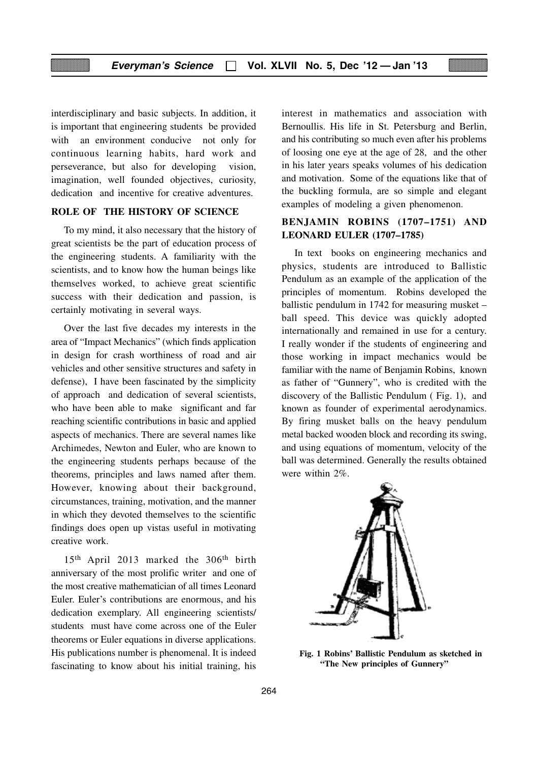interdisciplinary and basic subjects. In addition, it is important that engineering students be provided with an environment conducive not only for continuous learning habits, hard work and perseverance, but also for developing vision, imagination, well founded objectives, curiosity, dedication and incentive for creative adventures.

## ROLE OF THE HISTORY OF SCIENCE

To my mind, it also necessary that the history of great scientists be the part of education process of the engineering students. A familiarity with the scientists, and to know how the human beings like themselves worked, to achieve great scientific success with their dedication and passion, is certainly motivating in several ways.

Over the last five decades my interests in the area of "Impact Mechanics" (which finds application in design for crash worthiness of road and air vehicles and other sensitive structures and safety in defense), I have been fascinated by the simplicity of approach and dedication of several scientists, who have been able to make significant and far reaching scientific contributions in basic and applied aspects of mechanics. There are several names like Archimedes, Newton and Euler, who are known to the engineering students perhaps because of the theorems, principles and laws named after them. However, knowing about their background, circumstances, training, motivation, and the manner in which they devoted themselves to the scientific findings does open up vistas useful in motivating creative work.

15th April 2013 marked the 306th birth anniversary of the most prolific writer and one of the most creative mathematician of all times Leonard Euler. Euler's contributions are enormous, and his dedication exemplary. All engineering scientists/ students must have come across one of the Euler theorems or Euler equations in diverse applications. His publications number is phenomenal. It is indeed fascinating to know about his initial training, his interest in mathematics and association with Bernoullis. His life in St. Petersburg and Berlin, and his contributing so much even after his problems of loosing one eye at the age of 28, and the other in his later years speaks volumes of his dedication and motivation. Some of the equations like that of the buckling formula, are so simple and elegant examples of modeling a given phenomenon.

## BENJAMIN ROBINS (1707–1751) AND LEONARD EULER (1707–1785)

In text books on engineering mechanics and physics, students are introduced to Ballistic Pendulum as an example of the application of the principles of momentum. Robins developed the ballistic pendulum in 1742 for measuring musket – ball speed. This device was quickly adopted internationally and remained in use for a century. I really wonder if the students of engineering and those working in impact mechanics would be familiar with the name of Benjamin Robins, known as father of "Gunnery", who is credited with the discovery of the Ballistic Pendulum ( Fig. 1), and known as founder of experimental aerodynamics. By firing musket balls on the heavy pendulum metal backed wooden block and recording its swing, and using equations of momentum, velocity of the ball was determined. Generally the results obtained were within 2%.

**Fig. 1 Robins' Ballistic Pendulum as sketched in "The New principles of Gunnery"**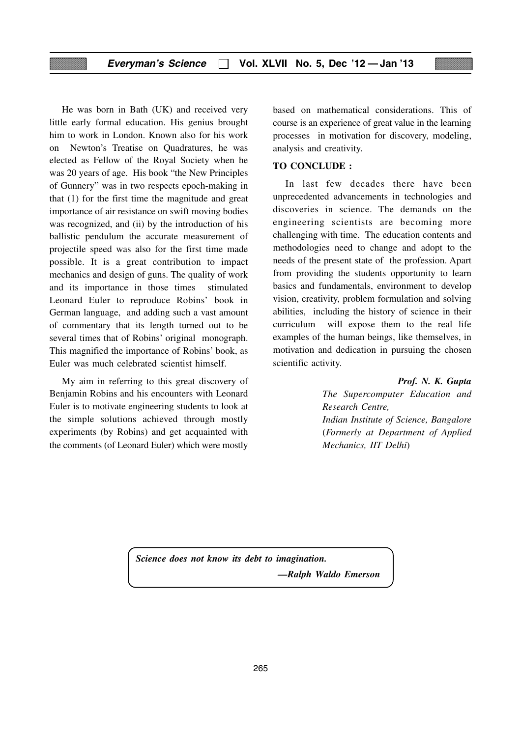He was born in Bath (UK) and received very little early formal education. His genius brought him to work in London. Known also for his work on Newton's Treatise on Quadratures, he was elected as Fellow of the Royal Society when he was 20 years of age. His book "the New Principles of Gunnery" was in two respects epoch-making in that (1) for the first time the magnitude and great importance of air resistance on swift moving bodies was recognized, and (ii) by the introduction of his ballistic pendulum the accurate measurement of projectile speed was also for the first time made possible. It is a great contribution to impact mechanics and design of guns. The quality of work and its importance in those times stimulated Leonard Euler to reproduce Robins' book in German language, and adding such a vast amount of commentary that its length turned out to be several times that of Robins' original monograph. This magnified the importance of Robins' book, as Euler was much celebrated scientist himself.

My aim in referring to this great discovery of Benjamin Robins and his encounters with Leonard Euler is to motivate engineering students to look at the simple solutions achieved through mostly experiments (by Robins) and get acquainted with the comments (of Leonard Euler) which were mostly based on mathematical considerations. This of course is an experience of great value in the learning processes in motivation for discovery, modeling, analysis and creativity.

**TO CONCLUDE :**

In last few decades there have been unprecedented advancements in technologies and discoveries in science. The demands on the engineering scientists are becoming more challenging with time. The education contents and methodologies need to change and adopt to the needs of the present state of the profession. Apart from providing the students opportunity to learn basics and fundamentals, environment to develop vision, creativity, problem formulation and solving abilities, including the history of science in their curriculum will expose them to the real life examples of the human beings, like themselves, in motivation and dedication in pursuing the chosen scientific activity.

***Prof. N. K. Gupta***
*The Supercomputer Education and Research Centre,*
*Indian Institute of Science, Bangalore*
(*Formerly at Department of Applied Mechanics, IIT Delhi*)

***Science does not know its debt to imagination.***
***—Ralph Waldo Emerson***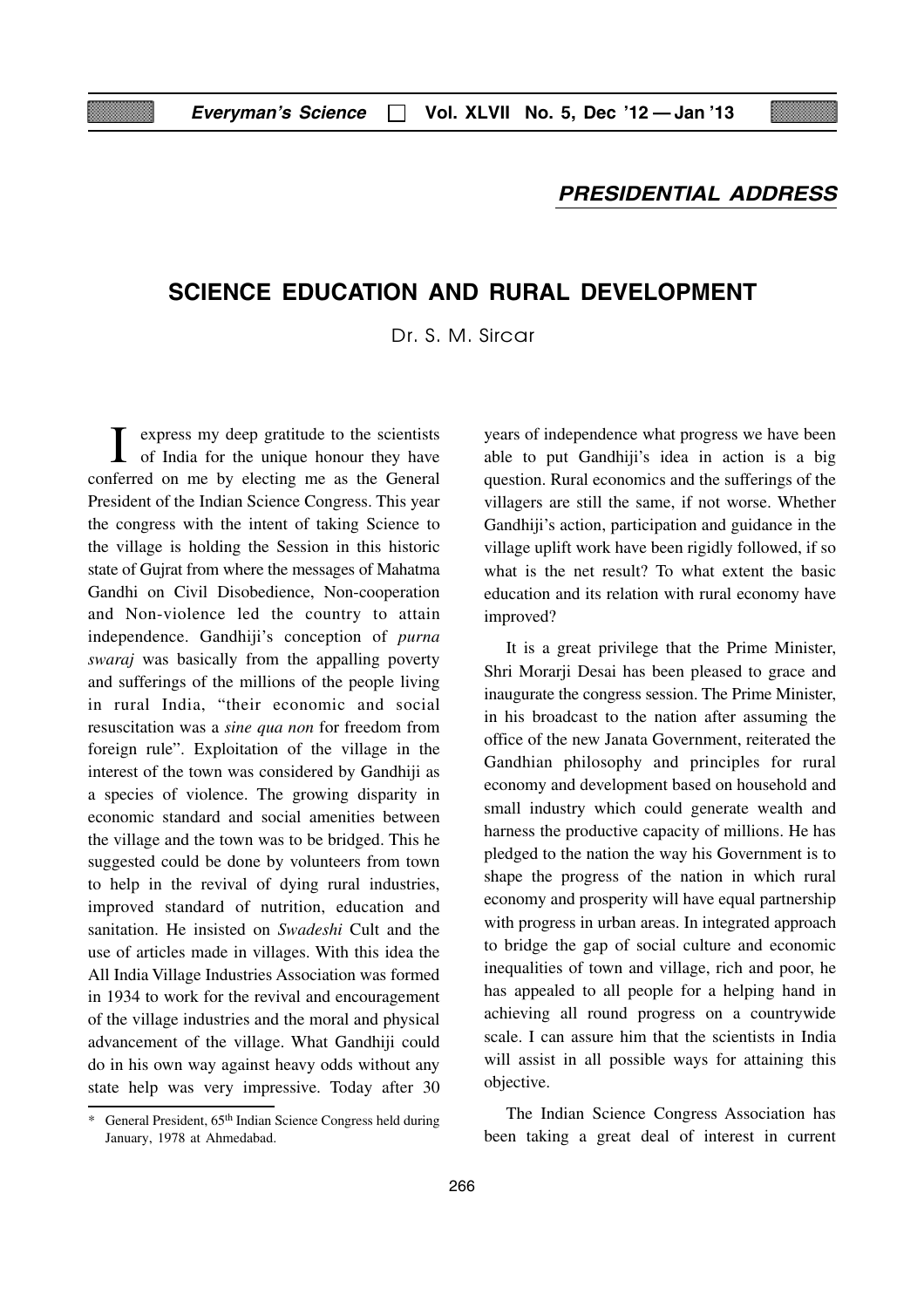## PRESIDENTIAL ADDRESS

# SCIENCE EDUCATION AND RURAL DEVELOPMENT

Dr. S. M. Sircar

I express my deep gratitude to the scientists of India for the unique honour they have conferred on me by electing me as the General President of the Indian Science Congress. This year the congress with the intent of taking Science to the village is holding the Session in this historic state of Gujrat from where the messages of Mahatma Gandhi on Civil Disobedience, Non-cooperation and Non-violence led the country to attain independence. Gandhiji's conception of *purna swaraj* was basically from the appalling poverty and sufferings of the millions of the people living in rural India, "their economic and social resuscitation was a *sine qua non* for freedom from foreign rule". Exploitation of the village in the interest of the town was considered by Gandhiji as a species of violence. The growing disparity in economic standard and social amenities between the village and the town was to be bridged. This he suggested could be done by volunteers from town to help in the revival of dying rural industries, improved standard of nutrition, education and sanitation. He insisted on *Swadeshi* Cult and the use of articles made in villages. With this idea the All India Village Industries Association was formed in 1934 to work for the revival and encouragement of the village industries and the moral and physical advancement of the village. What Gandhiji could do in his own way against heavy odds without any state help was very impressive. Today after 30 years of independence what progress we have been able to put Gandhiji's idea in action is a big question. Rural economics and the sufferings of the villagers are still the same, if not worse. Whether Gandhiji's action, participation and guidance in the village uplift work have been rigidly followed, if so what is the net result? To what extent the basic education and its relation with rural economy have improved?

It is a great privilege that the Prime Minister, Shri Morarji Desai has been pleased to grace and inaugurate the congress session. The Prime Minister, in his broadcast to the nation after assuming the office of the new Janata Government, reiterated the Gandhian philosophy and principles for rural economy and development based on household and small industry which could generate wealth and harness the productive capacity of millions. He has pledged to the nation the way his Government is to shape the progress of the nation in which rural economy and prosperity will have equal partnership with progress in urban areas. In integrated approach to bridge the gap of social culture and economic inequalities of town and village, rich and poor, he has appealed to all people for a helping hand in achieving all round progress on a countrywide scale. I can assure him that the scientists in India will assist in all possible ways for attaining this objective.

The Indian Science Congress Association has been taking a great deal of interest in current

\* General President, 65th Indian Science Congress held during January, 1978 at Ahmedabad.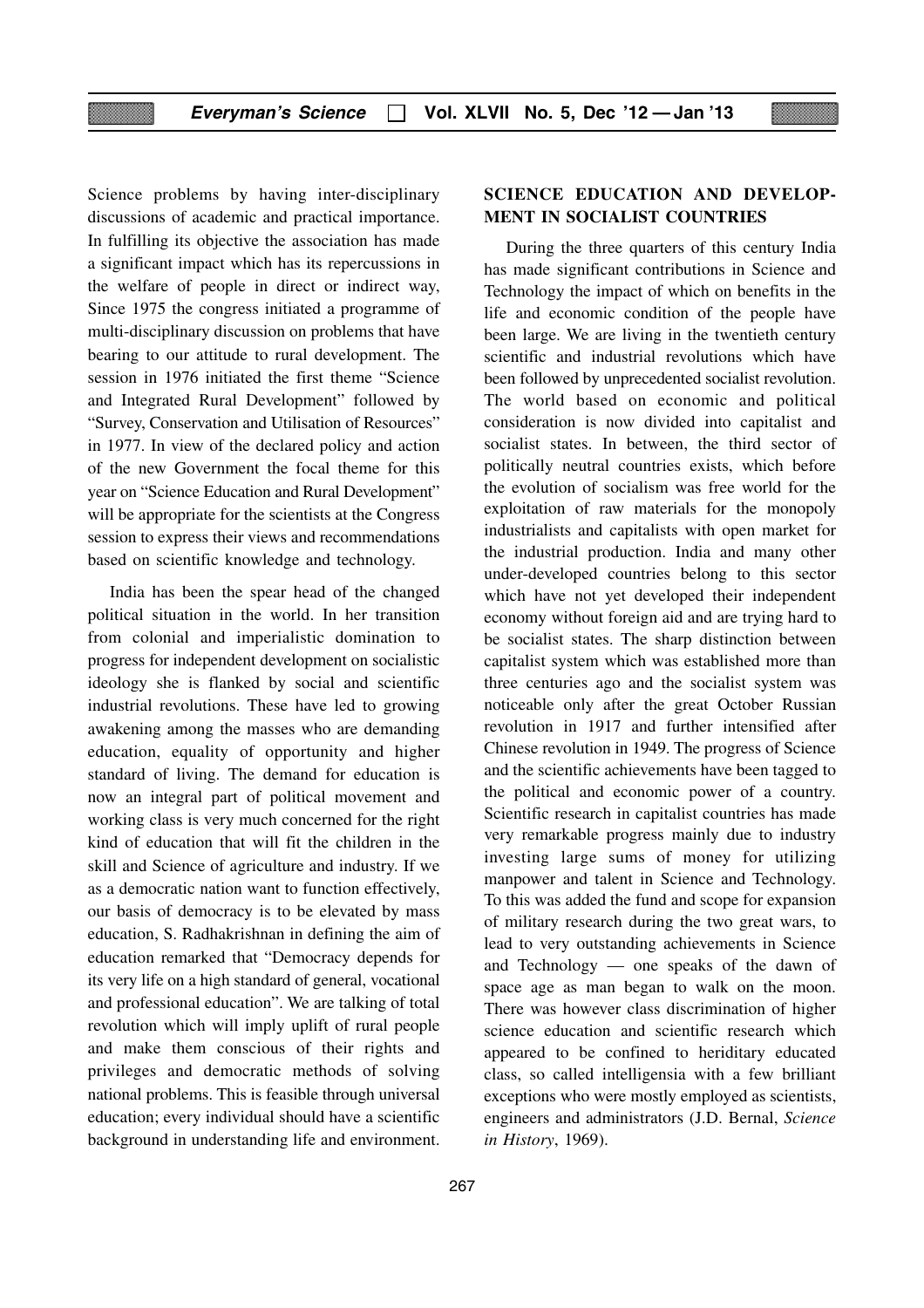Science problems by having inter-disciplinary discussions of academic and practical importance. In fulfilling its objective the association has made a significant impact which has its repercussions in the welfare of people in direct or indirect way, Since 1975 the congress initiated a programme of multi-disciplinary discussion on problems that have bearing to our attitude to rural development. The session in 1976 initiated the first theme "Science and Integrated Rural Development" followed by "Survey, Conservation and Utilisation of Resources" in 1977. In view of the declared policy and action of the new Government the focal theme for this year on "Science Education and Rural Development" will be appropriate for the scientists at the Congress session to express their views and recommendations based on scientific knowledge and technology.

India has been the spear head of the changed political situation in the world. In her transition from colonial and imperialistic domination to progress for independent development on socialistic ideology she is flanked by social and scientific industrial revolutions. These have led to growing awakening among the masses who are demanding education, equality of opportunity and higher standard of living. The demand for education is now an integral part of political movement and working class is very much concerned for the right kind of education that will fit the children in the skill and Science of agriculture and industry. If we as a democratic nation want to function effectively, our basis of democracy is to be elevated by mass education, S. Radhakrishnan in defining the aim of education remarked that "Democracy depends for its very life on a high standard of general, vocational and professional education". We are talking of total revolution which will imply uplift of rural people and make them conscious of their rights and privileges and democratic methods of solving national problems. This is feasible through universal education; every individual should have a scientific background in understanding life and environment.

## SCIENCE EDUCATION AND DEVELOPMENT IN SOCIALIST COUNTRIES

During the three quarters of this century India has made significant contributions in Science and Technology the impact of which on benefits in the life and economic condition of the people have been large. We are living in the twentieth century scientific and industrial revolutions which have been followed by unprecedented socialist revolution. The world based on economic and political consideration is now divided into capitalist and socialist states. In between, the third sector of politically neutral countries exists, which before the evolution of socialism was free world for the exploitation of raw materials for the monopoly industrialists and capitalists with open market for the industrial production. India and many other under-developed countries belong to this sector which have not yet developed their independent economy without foreign aid and are trying hard to be socialist states. The sharp distinction between capitalist system which was established more than three centuries ago and the socialist system was noticeable only after the great October Russian revolution in 1917 and further intensified after Chinese revolution in 1949. The progress of Science and the scientific achievements have been tagged to the political and economic power of a country. Scientific research in capitalist countries has made very remarkable progress mainly due to industry investing large sums of money for utilizing manpower and talent in Science and Technology. To this was added the fund and scope for expansion of military research during the two great wars, to lead to very outstanding achievements in Science and Technology — one speaks of the dawn of space age as man began to walk on the moon. There was however class discrimination of higher science education and scientific research which appeared to be confined to heriditary educated class, so called intelligensia with a few brilliant exceptions who were mostly employed as scientists, engineers and administrators (J.D. Bernal, *Science in History*, 1969).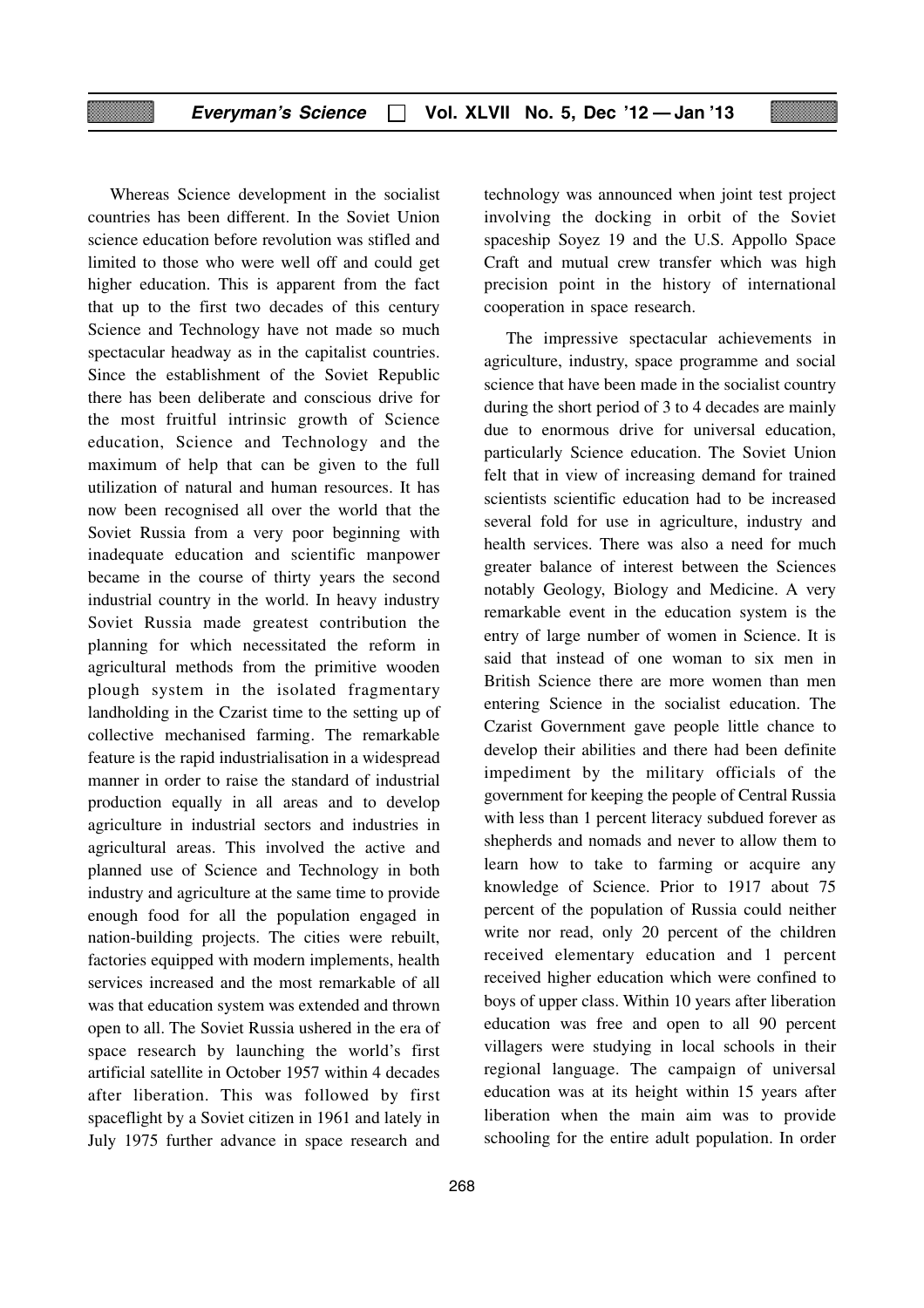Whereas Science development in the socialist countries has been different. In the Soviet Union science education before revolution was stifled and limited to those who were well off and could get higher education. This is apparent from the fact that up to the first two decades of this century Science and Technology have not made so much spectacular headway as in the capitalist countries. Since the establishment of the Soviet Republic there has been deliberate and conscious drive for the most fruitful intrinsic growth of Science education, Science and Technology and the maximum of help that can be given to the full utilization of natural and human resources. It has now been recognised all over the world that the Soviet Russia from a very poor beginning with inadequate education and scientific manpower became in the course of thirty years the second industrial country in the world. In heavy industry Soviet Russia made greatest contribution the planning for which necessitated the reform in agricultural methods from the primitive wooden plough system in the isolated fragmentary landholding in the Czarist time to the setting up of collective mechanised farming. The remarkable feature is the rapid industrialisation in a widespread manner in order to raise the standard of industrial production equally in all areas and to develop agriculture in industrial sectors and industries in agricultural areas. This involved the active and planned use of Science and Technology in both industry and agriculture at the same time to provide enough food for all the population engaged in nation-building projects. The cities were rebuilt, factories equipped with modern implements, health services increased and the most remarkable of all was that education system was extended and thrown open to all. The Soviet Russia ushered in the era of space research by launching the world's first artificial satellite in October 1957 within 4 decades after liberation. This was followed by first spaceflight by a Soviet citizen in 1961 and lately in July 1975 further advance in space research and technology was announced when joint test project involving the docking in orbit of the Soviet spaceship Soyez 19 and the U.S. Appollo Space Craft and mutual crew transfer which was high precision point in the history of international cooperation in space research.

The impressive spectacular achievements in agriculture, industry, space programme and social science that have been made in the socialist country during the short period of 3 to 4 decades are mainly due to enormous drive for universal education, particularly Science education. The Soviet Union felt that in view of increasing demand for trained scientists scientific education had to be increased several fold for use in agriculture, industry and health services. There was also a need for much greater balance of interest between the Sciences notably Geology, Biology and Medicine. A very remarkable event in the education system is the entry of large number of women in Science. It is said that instead of one woman to six men in British Science there are more women than men entering Science in the socialist education. The Czarist Government gave people little chance to develop their abilities and there had been definite impediment by the military officials of the government for keeping the people of Central Russia with less than 1 percent literacy subdued forever as shepherds and nomads and never to allow them to learn how to take to farming or acquire any knowledge of Science. Prior to 1917 about 75 percent of the population of Russia could neither write nor read, only 20 percent of the children received elementary education and 1 percent received higher education which were confined to boys of upper class. Within 10 years after liberation education was free and open to all 90 percent villagers were studying in local schools in their regional language. The campaign of universal education was at its height within 15 years after liberation when the main aim was to provide schooling for the entire adult population. In order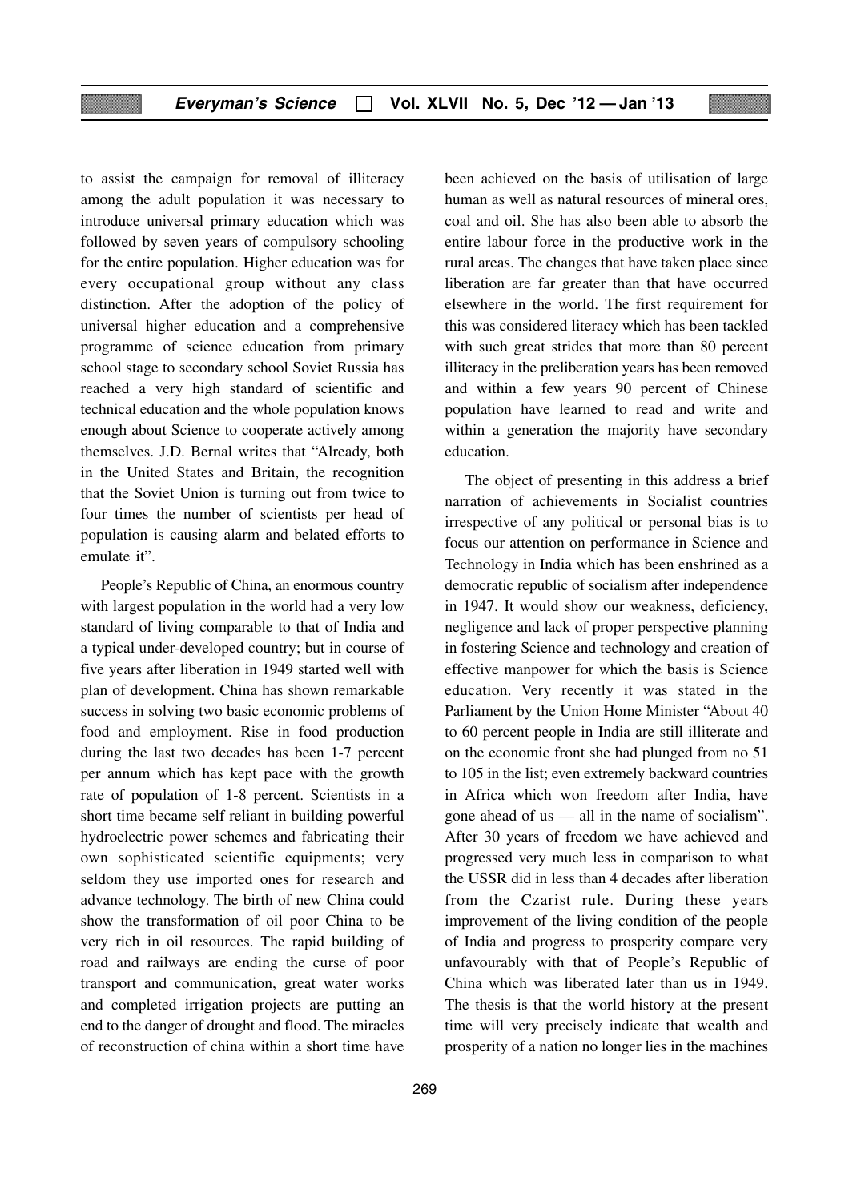to assist the campaign for removal of illiteracy among the adult population it was necessary to introduce universal primary education which was followed by seven years of compulsory schooling for the entire population. Higher education was for every occupational group without any class distinction. After the adoption of the policy of universal higher education and a comprehensive programme of science education from primary school stage to secondary school Soviet Russia has reached a very high standard of scientific and technical education and the whole population knows enough about Science to cooperate actively among themselves. J.D. Bernal writes that "Already, both in the United States and Britain, the recognition that the Soviet Union is turning out from twice to four times the number of scientists per head of population is causing alarm and belated efforts to emulate it".

People's Republic of China, an enormous country with largest population in the world had a very low standard of living comparable to that of India and a typical under-developed country; but in course of five years after liberation in 1949 started well with plan of development. China has shown remarkable success in solving two basic economic problems of food and employment. Rise in food production during the last two decades has been 1-7 percent per annum which has kept pace with the growth rate of population of 1-8 percent. Scientists in a short time became self reliant in building powerful hydroelectric power schemes and fabricating their own sophisticated scientific equipments; very seldom they use imported ones for research and advance technology. The birth of new China could show the transformation of oil poor China to be very rich in oil resources. The rapid building of road and railways are ending the curse of poor transport and communication, great water works and completed irrigation projects are putting an end to the danger of drought and flood. The miracles of reconstruction of china within a short time have been achieved on the basis of utilisation of large human as well as natural resources of mineral ores, coal and oil. She has also been able to absorb the entire labour force in the productive work in the rural areas. The changes that have taken place since liberation are far greater than that have occurred elsewhere in the world. The first requirement for this was considered literacy which has been tackled with such great strides that more than 80 percent illiteracy in the preliberation years has been removed and within a few years 90 percent of Chinese population have learned to read and write and within a generation the majority have secondary education.

The object of presenting in this address a brief narration of achievements in Socialist countries irrespective of any political or personal bias is to focus our attention on performance in Science and Technology in India which has been enshrined as a democratic republic of socialism after independence in 1947. It would show our weakness, deficiency, negligence and lack of proper perspective planning in fostering Science and technology and creation of effective manpower for which the basis is Science education. Very recently it was stated in the Parliament by the Union Home Minister "About 40 to 60 percent people in India are still illiterate and on the economic front she had plunged from no 51 to 105 in the list; even extremely backward countries in Africa which won freedom after India, have gone ahead of us — all in the name of socialism". After 30 years of freedom we have achieved and progressed very much less in comparison to what the USSR did in less than 4 decades after liberation from the Czarist rule. During these years improvement of the living condition of the people of India and progress to prosperity compare very unfavourably with that of People's Republic of China which was liberated later than us in 1949. The thesis is that the world history at the present time will very precisely indicate that wealth and prosperity of a nation no longer lies in the machines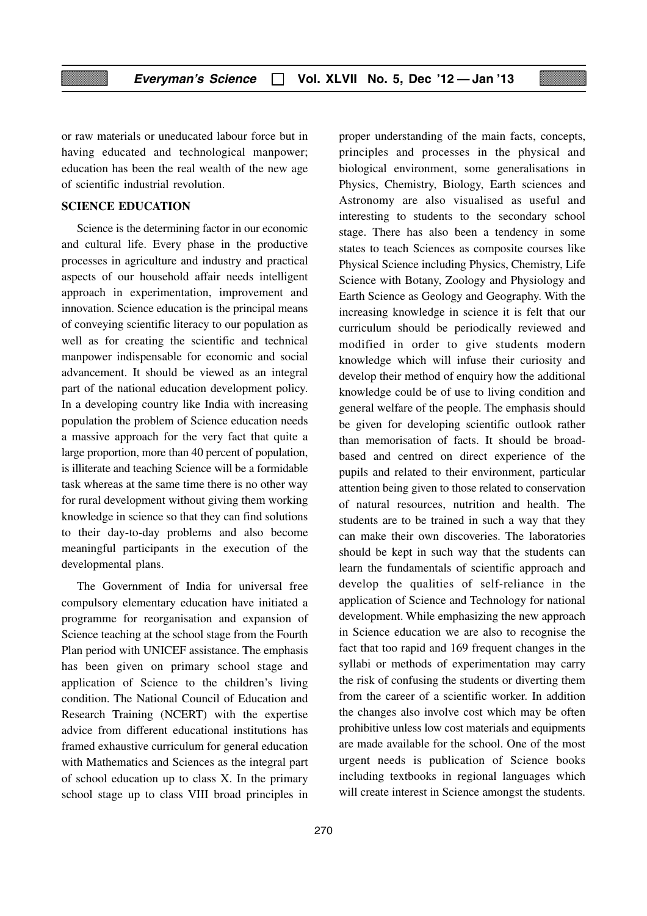or raw materials or uneducated labour force but in having educated and technological manpower; education has been the real wealth of the new age of scientific industrial revolution.

## SCIENCE EDUCATION

Science is the determining factor in our economic and cultural life. Every phase in the productive processes in agriculture and industry and practical aspects of our household affair needs intelligent approach in experimentation, improvement and innovation. Science education is the principal means of conveying scientific literacy to our population as well as for creating the scientific and technical manpower indispensable for economic and social advancement. It should be viewed as an integral part of the national education development policy. In a developing country like India with increasing population the problem of Science education needs a massive approach for the very fact that quite a large proportion, more than 40 percent of population, is illiterate and teaching Science will be a formidable task whereas at the same time there is no other way for rural development without giving them working knowledge in science so that they can find solutions to their day-to-day problems and also become meaningful participants in the execution of the developmental plans.

The Government of India for universal free compulsory elementary education have initiated a programme for reorganisation and expansion of Science teaching at the school stage from the Fourth Plan period with UNICEF assistance. The emphasis has been given on primary school stage and application of Science to the children's living condition. The National Council of Education and Research Training (NCERT) with the expertise advice from different educational institutions has framed exhaustive curriculum for general education with Mathematics and Sciences as the integral part of school education up to class X. In the primary school stage up to class VIII broad principles in proper understanding of the main facts, concepts, principles and processes in the physical and biological environment, some generalisations in Physics, Chemistry, Biology, Earth sciences and Astronomy are also visualised as useful and interesting to students to the secondary school stage. There has also been a tendency in some states to teach Sciences as composite courses like Physical Science including Physics, Chemistry, Life Science with Botany, Zoology and Physiology and Earth Science as Geology and Geography. With the increasing knowledge in science it is felt that our curriculum should be periodically reviewed and modified in order to give students modern knowledge which will infuse their curiosity and develop their method of enquiry how the additional knowledge could be of use to living condition and general welfare of the people. The emphasis should be given for developing scientific outlook rather than memorisation of facts. It should be broad-based and centred on direct experience of the pupils and related to their environment, particular attention being given to those related to conservation of natural resources, nutrition and health. The students are to be trained in such a way that they can make their own discoveries. The laboratories should be kept in such way that the students can learn the fundamentals of scientific approach and develop the qualities of self-reliance in the application of Science and Technology for national development. While emphasizing the new approach in Science education we are also to recognise the fact that too rapid and 169 frequent changes in the syllabi or methods of experimentation may carry the risk of confusing the students or diverting them from the career of a scientific worker. In addition the changes also involve cost which may be often prohibitive unless low cost materials and equipments are made available for the school. One of the most urgent needs is publication of Science books including textbooks in regional languages which will create interest in Science amongst the students.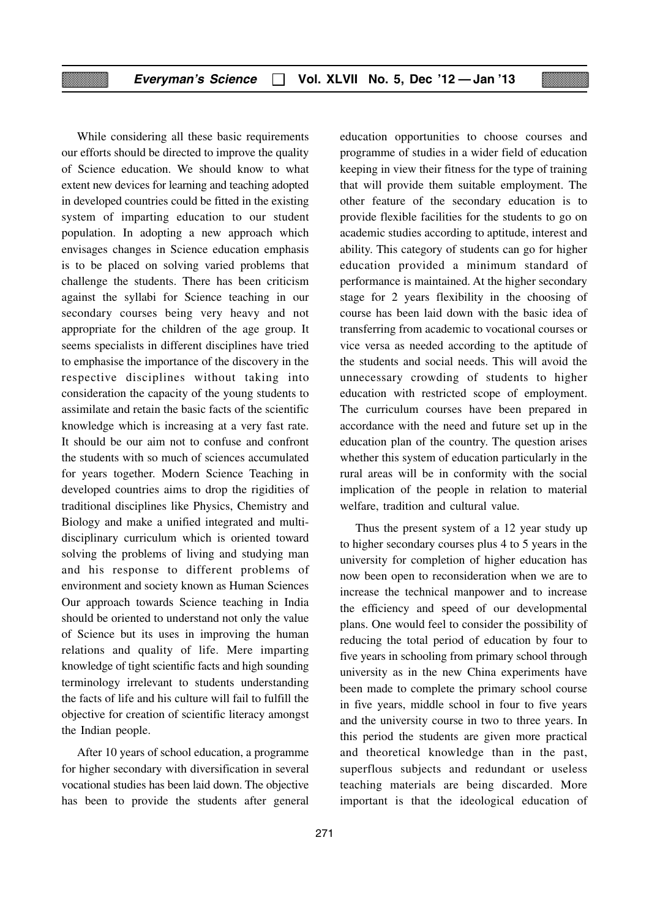While considering all these basic requirements our efforts should be directed to improve the quality of Science education. We should know to what extent new devices for learning and teaching adopted in developed countries could be fitted in the existing system of imparting education to our student population. In adopting a new approach which envisages changes in Science education emphasis is to be placed on solving varied problems that challenge the students. There has been criticism against the syllabi for Science teaching in our secondary courses being very heavy and not appropriate for the children of the age group. It seems specialists in different disciplines have tried to emphasise the importance of the discovery in the respective disciplines without taking into consideration the capacity of the young students to assimilate and retain the basic facts of the scientific knowledge which is increasing at a very fast rate. It should be our aim not to confuse and confront the students with so much of sciences accumulated for years together. Modern Science Teaching in developed countries aims to drop the rigidities of traditional disciplines like Physics, Chemistry and Biology and make a unified integrated and multi-disciplinary curriculum which is oriented toward solving the problems of living and studying man and his response to different problems of environment and society known as Human Sciences Our approach towards Science teaching in India should be oriented to understand not only the value of Science but its uses in improving the human relations and quality of life. Mere imparting knowledge of tight scientific facts and high sounding terminology irrelevant to students understanding the facts of life and his culture will fail to fulfill the objective for creation of scientific literacy amongst the Indian people.

After 10 years of school education, a programme for higher secondary with diversification in several vocational studies has been laid down. The objective has been to provide the students after general education opportunities to choose courses and programme of studies in a wider field of education keeping in view their fitness for the type of training that will provide them suitable employment. The other feature of the secondary education is to provide flexible facilities for the students to go on academic studies according to aptitude, interest and ability. This category of students can go for higher education provided a minimum standard of performance is maintained. At the higher secondary stage for 2 years flexibility in the choosing of course has been laid down with the basic idea of transferring from academic to vocational courses or vice versa as needed according to the aptitude of the students and social needs. This will avoid the unnecessary crowding of students to higher education with restricted scope of employment. The curriculum courses have been prepared in accordance with the need and future set up in the education plan of the country. The question arises whether this system of education particularly in the rural areas will be in conformity with the social implication of the people in relation to material welfare, tradition and cultural value.

Thus the present system of a 12 year study up to higher secondary courses plus 4 to 5 years in the university for completion of higher education has now been open to reconsideration when we are to increase the technical manpower and to increase the efficiency and speed of our developmental plans. One would feel to consider the possibility of reducing the total period of education by four to five years in schooling from primary school through university as in the new China experiments have been made to complete the primary school course in five years, middle school in four to five years and the university course in two to three years. In this period the students are given more practical and theoretical knowledge than in the past, superflous subjects and redundant or useless teaching materials are being discarded. More important is that the ideological education of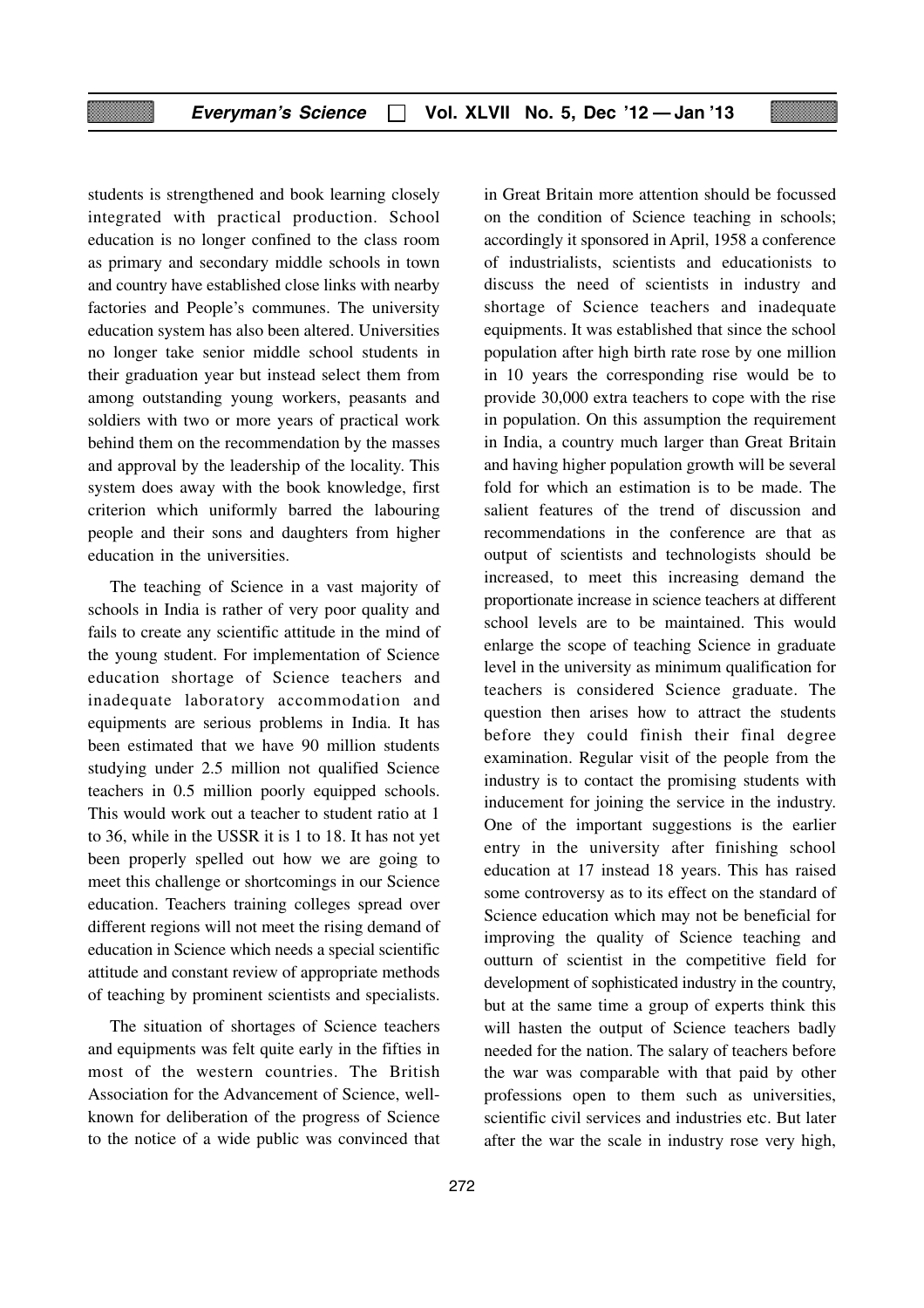students is strengthened and book learning closely integrated with practical production. School education is no longer confined to the class room as primary and secondary middle schools in town and country have established close links with nearby factories and People's communes. The university education system has also been altered. Universities no longer take senior middle school students in their graduation year but instead select them from among outstanding young workers, peasants and soldiers with two or more years of practical work behind them on the recommendation by the masses and approval by the leadership of the locality. This system does away with the book knowledge, first criterion which uniformly barred the labouring people and their sons and daughters from higher education in the universities.

The teaching of Science in a vast majority of schools in India is rather of very poor quality and fails to create any scientific attitude in the mind of the young student. For implementation of Science education shortage of Science teachers and inadequate laboratory accommodation and equipments are serious problems in India. It has been estimated that we have 90 million students studying under 2.5 million not qualified Science teachers in 0.5 million poorly equipped schools. This would work out a teacher to student ratio at 1 to 36, while in the USSR it is 1 to 18. It has not yet been properly spelled out how we are going to meet this challenge or shortcomings in our Science education. Teachers training colleges spread over different regions will not meet the rising demand of education in Science which needs a special scientific attitude and constant review of appropriate methods of teaching by prominent scientists and specialists.

The situation of shortages of Science teachers and equipments was felt quite early in the fifties in most of the western countries. The British Association for the Advancement of Science, well-known for deliberation of the progress of Science to the notice of a wide public was convinced that in Great Britain more attention should be focussed on the condition of Science teaching in schools; accordingly it sponsored in April, 1958 a conference of industrialists, scientists and educationists to discuss the need of scientists in industry and shortage of Science teachers and inadequate equipments. It was established that since the school population after high birth rate rose by one million in 10 years the corresponding rise would be to provide 30,000 extra teachers to cope with the rise in population. On this assumption the requirement in India, a country much larger than Great Britain and having higher population growth will be several fold for which an estimation is to be made. The salient features of the trend of discussion and recommendations in the conference are that as output of scientists and technologists should be increased, to meet this increasing demand the proportionate increase in science teachers at different school levels are to be maintained. This would enlarge the scope of teaching Science in graduate level in the university as minimum qualification for teachers is considered Science graduate. The question then arises how to attract the students before they could finish their final degree examination. Regular visit of the people from the industry is to contact the promising students with inducement for joining the service in the industry. One of the important suggestions is the earlier entry in the university after finishing school education at 17 instead 18 years. This has raised some controversy as to its effect on the standard of Science education which may not be beneficial for improving the quality of Science teaching and outturn of scientist in the competitive field for development of sophisticated industry in the country, but at the same time a group of experts think this will hasten the output of Science teachers badly needed for the nation. The salary of teachers before the war was comparable with that paid by other professions open to them such as universities, scientific civil services and industries etc. But later after the war the scale in industry rose very high,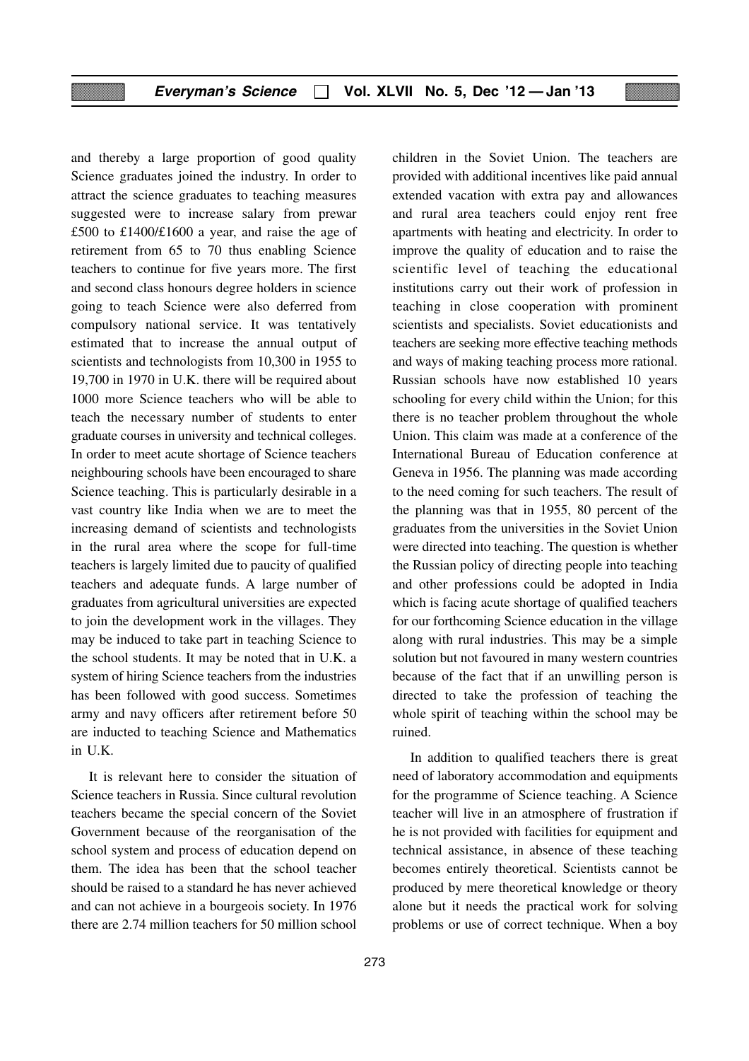and thereby a large proportion of good quality Science graduates joined the industry. In order to attract the science graduates to teaching measures suggested were to increase salary from prewar £500 to £1400/£1600 a year, and raise the age of retirement from 65 to 70 thus enabling Science teachers to continue for five years more. The first and second class honours degree holders in science going to teach Science were also deferred from compulsory national service. It was tentatively estimated that to increase the annual output of scientists and technologists from 10,300 in 1955 to 19,700 in 1970 in U.K. there will be required about 1000 more Science teachers who will be able to teach the necessary number of students to enter graduate courses in university and technical colleges. In order to meet acute shortage of Science teachers neighbouring schools have been encouraged to share Science teaching. This is particularly desirable in a vast country like India when we are to meet the increasing demand of scientists and technologists in the rural area where the scope for full-time teachers is largely limited due to paucity of qualified teachers and adequate funds. A large number of graduates from agricultural universities are expected to join the development work in the villages. They may be induced to take part in teaching Science to the school students. It may be noted that in U.K. a system of hiring Science teachers from the industries has been followed with good success. Sometimes army and navy officers after retirement before 50 are inducted to teaching Science and Mathematics in U.K.

It is relevant here to consider the situation of Science teachers in Russia. Since cultural revolution teachers became the special concern of the Soviet Government because of the reorganisation of the school system and process of education depend on them. The idea has been that the school teacher should be raised to a standard he has never achieved and can not achieve in a bourgeois society. In 1976 there are 2.74 million teachers for 50 million school children in the Soviet Union. The teachers are provided with additional incentives like paid annual extended vacation with extra pay and allowances and rural area teachers could enjoy rent free apartments with heating and electricity. In order to improve the quality of education and to raise the scientific level of teaching the educational institutions carry out their work of profession in teaching in close cooperation with prominent scientists and specialists. Soviet educationists and teachers are seeking more effective teaching methods and ways of making teaching process more rational. Russian schools have now established 10 years schooling for every child within the Union; for this there is no teacher problem throughout the whole Union. This claim was made at a conference of the International Bureau of Education conference at Geneva in 1956. The planning was made according to the need coming for such teachers. The result of the planning was that in 1955, 80 percent of the graduates from the universities in the Soviet Union were directed into teaching. The question is whether the Russian policy of directing people into teaching and other professions could be adopted in India which is facing acute shortage of qualified teachers for our forthcoming Science education in the village along with rural industries. This may be a simple solution but not favoured in many western countries because of the fact that if an unwilling person is directed to take the profession of teaching the whole spirit of teaching within the school may be ruined.

In addition to qualified teachers there is great need of laboratory accommodation and equipments for the programme of Science teaching. A Science teacher will live in an atmosphere of frustration if he is not provided with facilities for equipment and technical assistance, in absence of these teaching becomes entirely theoretical. Scientists cannot be produced by mere theoretical knowledge or theory alone but it needs the practical work for solving problems or use of correct technique. When a boy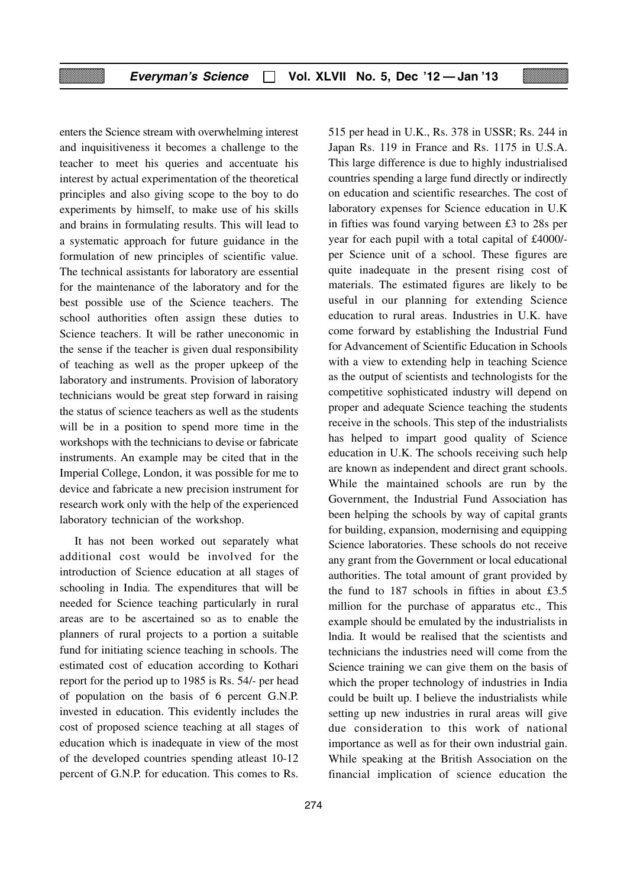enters the Science stream with overwhelming interest and inquisitiveness it becomes a challenge to the teacher to meet his queries and accentuate his interest by actual experimentation of the theoretical principles and also giving scope to the boy to do experiments by himself, to make use of his skills and brains in formulating results. This will lead to a systematic approach for future guidance in the formulation of new principles of scientific value. The technical assistants for laboratory are essential for the maintenance of the laboratory and for the best possible use of the Science teachers. The school authorities often assign these duties to Science teachers. It will be rather uneconomic in the sense if the teacher is given dual responsibility of teaching as well as the proper upkeep of the laboratory and instruments. Provision of laboratory technicians would be great step forward in raising the status of science teachers as well as the students will be in a position to spend more time in the workshops with the technicians to devise or fabricate instruments. An example may be cited that in the Imperial College, London, it was possible for me to device and fabricate a new precision instrument for research work only with the help of the experienced laboratory technician of the workshop.

It has not been worked out separately what additional cost would be involved for the introduction of Science education at all stages of schooling in India. The expenditures that will be needed for Science teaching particularly in rural areas are to be ascertained so as to enable the planners of rural projects to a portion a suitable fund for initiating science teaching in schools. The estimated cost of education according to Kothari report for the period up to 1985 is Rs. 54/- per head of population on the basis of 6 percent G.N.P. invested in education. This evidently includes the cost of proposed science teaching at all stages of education which is inadequate in view of the most of the developed countries spending atleast 10-12 percent of G.N.P. for education. This comes to Rs. 515 per head in U.K., Rs. 378 in USSR; Rs. 244 in Japan Rs. 119 in France and Rs. 1175 in U.S.A. This large difference is due to highly industrialised countries spending a large fund directly or indirectly on education and scientific researches. The cost of laboratory expenses for Science education in U.K in fifties was found varying between £3 to 28s per year for each pupil with a total capital of £4000/- per Science unit of a school. These figures are quite inadequate in the present rising cost of materials. The estimated figures are likely to be useful in our planning for extending Science education to rural areas. Industries in U.K. have come forward by establishing the Industrial Fund for Advancement of Scientific Education in Schools with a view to extending help in teaching Science as the output of scientists and technologists for the competitive sophisticated industry will depend on proper and adequate Science teaching the students receive in the schools. This step of the industrialists has helped to impart good quality of Science education in U.K. The schools receiving such help are known as independent and direct grant schools. While the maintained schools are run by the Government, the Industrial Fund Association has been helping the schools by way of capital grants for building, expansion, modernising and equipping Science laboratories. These schools do not receive any grant from the Government or local educational authorities. The total amount of grant provided by the fund to 187 schools in fifties in about £3.5 million for the purchase of apparatus etc., This example should be emulated by the industrialists in India. It would be realised that the scientists and technicians the industries need will come from the Science training we can give them on the basis of which the proper technology of industries in India could be built up. I believe the industrialists while setting up new industries in rural areas will give due consideration to this work of national importance as well as for their own industrial gain. While speaking at the British Association on the financial implication of science education the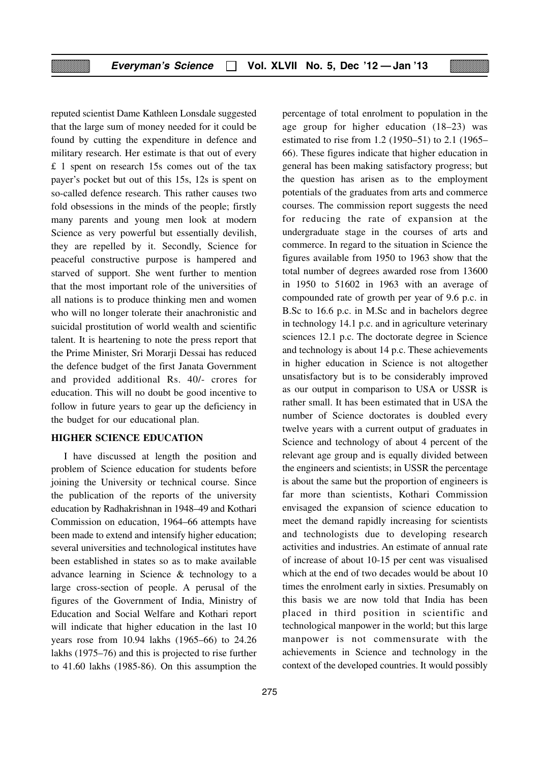reputed scientist Dame Kathleen Lonsdale suggested that the large sum of money needed for it could be found by cutting the expenditure in defence and military research. Her estimate is that out of every £ 1 spent on research 15s comes out of the tax payer's pocket but out of this 15s, 12s is spent on so-called defence research. This rather causes two fold obsessions in the minds of the people; firstly many parents and young men look at modern Science as very powerful but essentially devilish, they are repelled by it. Secondly, Science for peaceful constructive purpose is hampered and starved of support. She went further to mention that the most important role of the universities of all nations is to produce thinking men and women who will no longer tolerate their anachronistic and suicidal prostitution of world wealth and scientific talent. It is heartening to note the press report that the Prime Minister, Sri Morarji Dessai has reduced the defence budget of the first Janata Government and provided additional Rs. 40/- crores for education. This will no doubt be good incentive to follow in future years to gear up the deficiency in the budget for our educational plan.

## HIGHER SCIENCE EDUCATION

I have discussed at length the position and problem of Science education for students before joining the University or technical course. Since the publication of the reports of the university education by Radhakrishnan in 1948–49 and Kothari Commission on education, 1964–66 attempts have been made to extend and intensify higher education; several universities and technological institutes have been established in states so as to make available advance learning in Science & technology to a large cross-section of people. A perusal of the figures of the Government of India, Ministry of Education and Social Welfare and Kothari report will indicate that higher education in the last 10 years rose from 10.94 lakhs (1965–66) to 24.26 lakhs (1975–76) and this is projected to rise further to 41.60 lakhs (1985-86). On this assumption the percentage of total enrolment to population in the age group for higher education (18–23) was estimated to rise from 1.2 (1950–51) to 2.1 (1965–66). These figures indicate that higher education in general has been making satisfactory progress; but the question has arisen as to the employment potentials of the graduates from arts and commerce courses. The commission report suggests the need for reducing the rate of expansion at the undergraduate stage in the courses of arts and commerce. In regard to the situation in Science the figures available from 1950 to 1963 show that the total number of degrees awarded rose from 13600 in 1950 to 51602 in 1963 with an average of compounded rate of growth per year of 9.6 p.c. in B.Sc to 16.6 p.c. in M.Sc and in bachelors degree in technology 14.1 p.c. and in agriculture veterinary sciences 12.1 p.c. The doctorate degree in Science and technology is about 14 p.c. These achievements in higher education in Science is not altogether unsatisfactory but is to be considerably improved as our output in comparison to USA or USSR is rather small. It has been estimated that in USA the number of Science doctorates is doubled every twelve years with a current output of graduates in Science and technology of about 4 percent of the relevant age group and is equally divided between the engineers and scientists; in USSR the percentage is about the same but the proportion of engineers is far more than scientists, Kothari Commission envisaged the expansion of science education to meet the demand rapidly increasing for scientists and technologists due to developing research activities and industries. An estimate of annual rate of increase of about 10-15 per cent was visualised which at the end of two decades would be about 10 times the enrolment early in sixties. Presumably on this basis we are now told that India has been placed in third position in scientific and technological manpower in the world; but this large manpower is not commensurate with the achievements in Science and technology in the context of the developed countries. It would possibly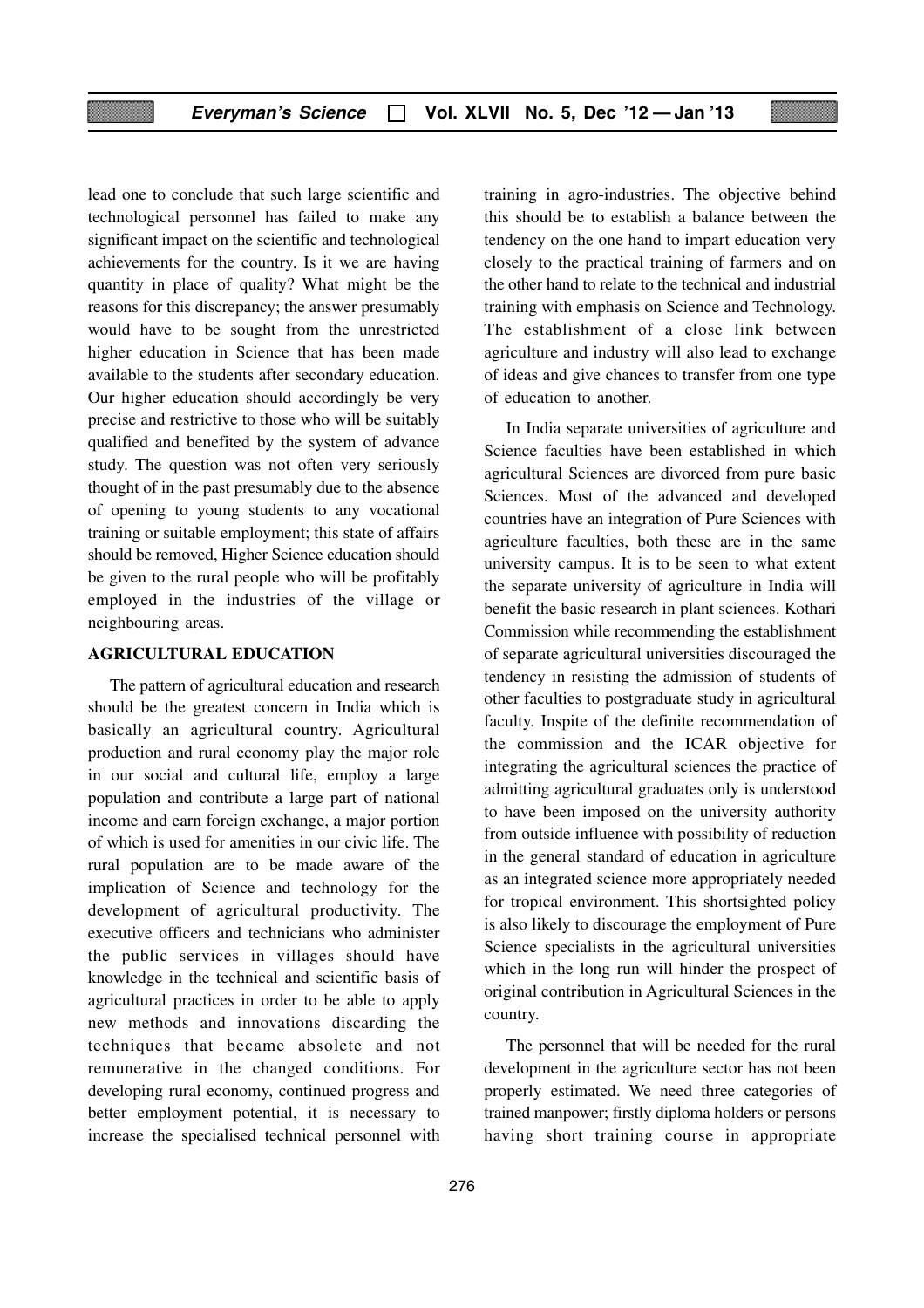lead one to conclude that such large scientific and technological personnel has failed to make any significant impact on the scientific and technological achievements for the country. Is it we are having quantity in place of quality? What might be the reasons for this discrepancy; the answer presumably would have to be sought from the unrestricted higher education in Science that has been made available to the students after secondary education. Our higher education should accordingly be very precise and restrictive to those who will be suitably qualified and benefited by the system of advance study. The question was not often very seriously thought of in the past presumably due to the absence of opening to young students to any vocational training or suitable employment; this state of affairs should be removed, Higher Science education should be given to the rural people who will be profitably employed in the industries of the village or neighbouring areas.

## AGRICULTURAL EDUCATION

The pattern of agricultural education and research should be the greatest concern in India which is basically an agricultural country. Agricultural production and rural economy play the major role in our social and cultural life, employ a large population and contribute a large part of national income and earn foreign exchange, a major portion of which is used for amenities in our civic life. The rural population are to be made aware of the implication of Science and technology for the development of agricultural productivity. The executive officers and technicians who administer the public services in villages should have knowledge in the technical and scientific basis of agricultural practices in order to be able to apply new methods and innovations discarding the techniques that became absolete and not remunerative in the changed conditions. For developing rural economy, continued progress and better employment potential, it is necessary to increase the specialised technical personnel with training in agro-industries. The objective behind this should be to establish a balance between the tendency on the one hand to impart education very closely to the practical training of farmers and on the other hand to relate to the technical and industrial training with emphasis on Science and Technology. The establishment of a close link between agriculture and industry will also lead to exchange of ideas and give chances to transfer from one type of education to another.

In India separate universities of agriculture and Science faculties have been established in which agricultural Sciences are divorced from pure basic Sciences. Most of the advanced and developed countries have an integration of Pure Sciences with agriculture faculties, both these are in the same university campus. It is to be seen to what extent the separate university of agriculture in India will benefit the basic research in plant sciences. Kothari Commission while recommending the establishment of separate agricultural universities discouraged the tendency in resisting the admission of students of other faculties to postgraduate study in agricultural faculty. Inspite of the definite recommendation of the commission and the ICAR objective for integrating the agricultural sciences the practice of admitting agricultural graduates only is understood to have been imposed on the university authority from outside influence with possibility of reduction in the general standard of education in agriculture as an integrated science more appropriately needed for tropical environment. This shortsighted policy is also likely to discourage the employment of Pure Science specialists in the agricultural universities which in the long run will hinder the prospect of original contribution in Agricultural Sciences in the country.

The personnel that will be needed for the rural development in the agriculture sector has not been properly estimated. We need three categories of trained manpower; firstly diploma holders or persons having short training course in appropriate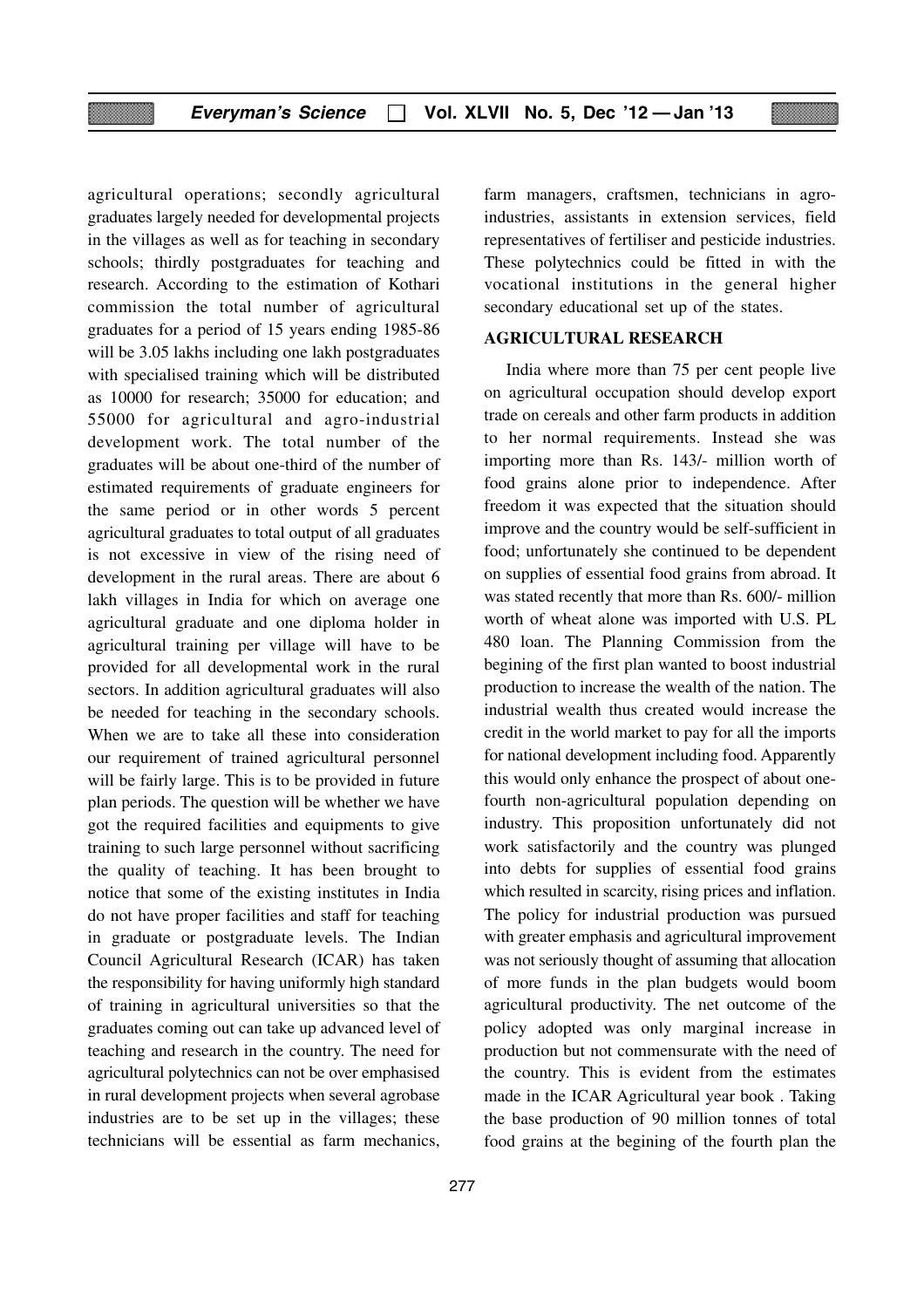agricultural operations; secondly agricultural graduates largely needed for developmental projects in the villages as well as for teaching in secondary schools; thirdly postgraduates for teaching and research. According to the estimation of Kothari commission the total number of agricultural graduates for a period of 15 years ending 1985-86 will be 3.05 lakhs including one lakh postgraduates with specialised training which will be distributed as 10000 for research; 35000 for education; and 55000 for agricultural and agro-industrial development work. The total number of the graduates will be about one-third of the number of estimated requirements of graduate engineers for the same period or in other words 5 percent agricultural graduates to total output of all graduates is not excessive in view of the rising need of development in the rural areas. There are about 6 lakh villages in India for which on average one agricultural graduate and one diploma holder in agricultural training per village will have to be provided for all developmental work in the rural sectors. In addition agricultural graduates will also be needed for teaching in the secondary schools. When we are to take all these into consideration our requirement of trained agricultural personnel will be fairly large. This is to be provided in future plan periods. The question will be whether we have got the required facilities and equipments to give training to such large personnel without sacrificing the quality of teaching. It has been brought to notice that some of the existing institutes in India do not have proper facilities and staff for teaching in graduate or postgraduate levels. The Indian Council Agricultural Research (ICAR) has taken the responsibility for having uniformly high standard of training in agricultural universities so that the graduates coming out can take up advanced level of teaching and research in the country. The need for agricultural polytechnics can not be over emphasised in rural development projects when several agrobase industries are to be set up in the villages; these technicians will be essential as farm mechanics, farm managers, craftsmen, technicians in agro-industries, assistants in extension services, field representatives of fertiliser and pesticide industries. These polytechnics could be fitted in with the vocational institutions in the general higher secondary educational set up of the states.

## AGRICULTURAL RESEARCH

India where more than 75 per cent people live on agricultural occupation should develop export trade on cereals and other farm products in addition to her normal requirements. Instead she was importing more than Rs. 143/- million worth of food grains alone prior to independence. After freedom it was expected that the situation should improve and the country would be self-sufficient in food; unfortunately she continued to be dependent on supplies of essential food grains from abroad. It was stated recently that more than Rs. 600/- million worth of wheat alone was imported with U.S. PL 480 loan. The Planning Commission from the begining of the first plan wanted to boost industrial production to increase the wealth of the nation. The industrial wealth thus created would increase the credit in the world market to pay for all the imports for national development including food. Apparently this would only enhance the prospect of about one-fourth non-agricultural population depending on industry. This proposition unfortunately did not work satisfactorily and the country was plunged into debts for supplies of essential food grains which resulted in scarcity, rising prices and inflation. The policy for industrial production was pursued with greater emphasis and agricultural improvement was not seriously thought of assuming that allocation of more funds in the plan budgets would boom agricultural productivity. The net outcome of the policy adopted was only marginal increase in production but not commensurate with the need of the country. This is evident from the estimates made in the ICAR Agricultural year book . Taking the base production of 90 million tonnes of total food grains at the begining of the fourth plan the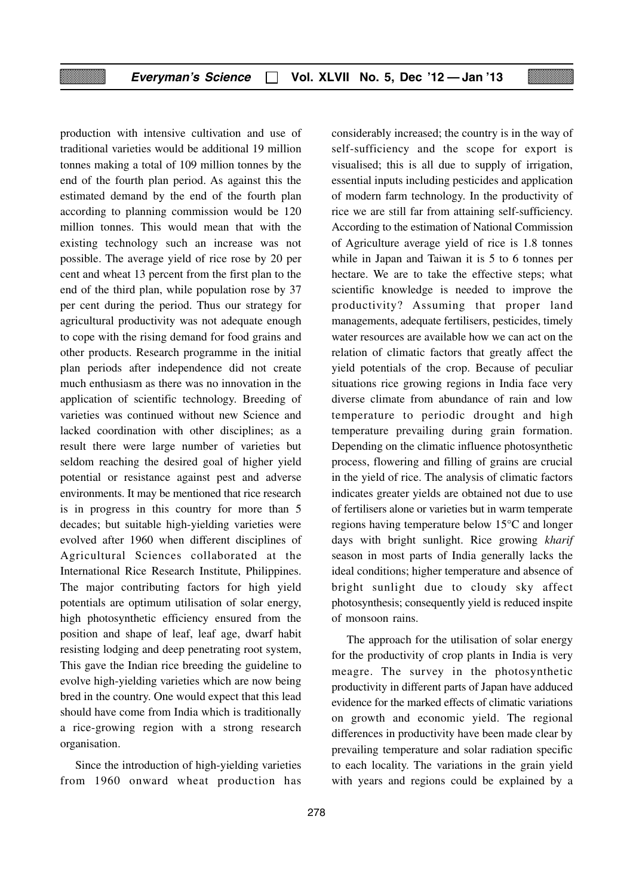production with intensive cultivation and use of traditional varieties would be additional 19 million tonnes making a total of 109 million tonnes by the end of the fourth plan period. As against this the estimated demand by the end of the fourth plan according to planning commission would be 120 million tonnes. This would mean that with the existing technology such an increase was not possible. The average yield of rice rose by 20 per cent and wheat 13 percent from the first plan to the end of the third plan, while population rose by 37 per cent during the period. Thus our strategy for agricultural productivity was not adequate enough to cope with the rising demand for food grains and other products. Research programme in the initial plan periods after independence did not create much enthusiasm as there was no innovation in the application of scientific technology. Breeding of varieties was continued without new Science and lacked coordination with other disciplines; as a result there were large number of varieties but seldom reaching the desired goal of higher yield potential or resistance against pest and adverse environments. It may be mentioned that rice research is in progress in this country for more than 5 decades; but suitable high-yielding varieties were evolved after 1960 when different disciplines of Agricultural Sciences collaborated at the International Rice Research Institute, Philippines. The major contributing factors for high yield potentials are optimum utilisation of solar energy, high photosynthetic efficiency ensured from the position and shape of leaf, leaf age, dwarf habit resisting lodging and deep penetrating root system, This gave the Indian rice breeding the guideline to evolve high-yielding varieties which are now being bred in the country. One would expect that this lead should have come from India which is traditionally a rice-growing region with a strong research organisation.

Since the introduction of high-yielding varieties from 1960 onward wheat production has considerably increased; the country is in the way of self-sufficiency and the scope for export is visualised; this is all due to supply of irrigation, essential inputs including pesticides and application of modern farm technology. In the productivity of rice we are still far from attaining self-sufficiency. According to the estimation of National Commission of Agriculture average yield of rice is 1.8 tonnes while in Japan and Taiwan it is 5 to 6 tonnes per hectare. We are to take the effective steps; what scientific knowledge is needed to improve the productivity? Assuming that proper land managements, adequate fertilisers, pesticides, timely water resources are available how we can act on the relation of climatic factors that greatly affect the yield potentials of the crop. Because of peculiar situations rice growing regions in India face very diverse climate from abundance of rain and low temperature to periodic drought and high temperature prevailing during grain formation. Depending on the climatic influence photosynthetic process, flowering and filling of grains are crucial in the yield of rice. The analysis of climatic factors indicates greater yields are obtained not due to use of fertilisers alone or varieties but in warm temperate regions having temperature below 15°C and longer days with bright sunlight. Rice growing *kharif* season in most parts of India generally lacks the ideal conditions; higher temperature and absence of bright sunlight due to cloudy sky affect photosynthesis; consequently yield is reduced inspite of monsoon rains.

The approach for the utilisation of solar energy for the productivity of crop plants in India is very meagre. The survey in the photosynthetic productivity in different parts of Japan have adduced evidence for the marked effects of climatic variations on growth and economic yield. The regional differences in productivity have been made clear by prevailing temperature and solar radiation specific to each locality. The variations in the grain yield with years and regions could be explained by a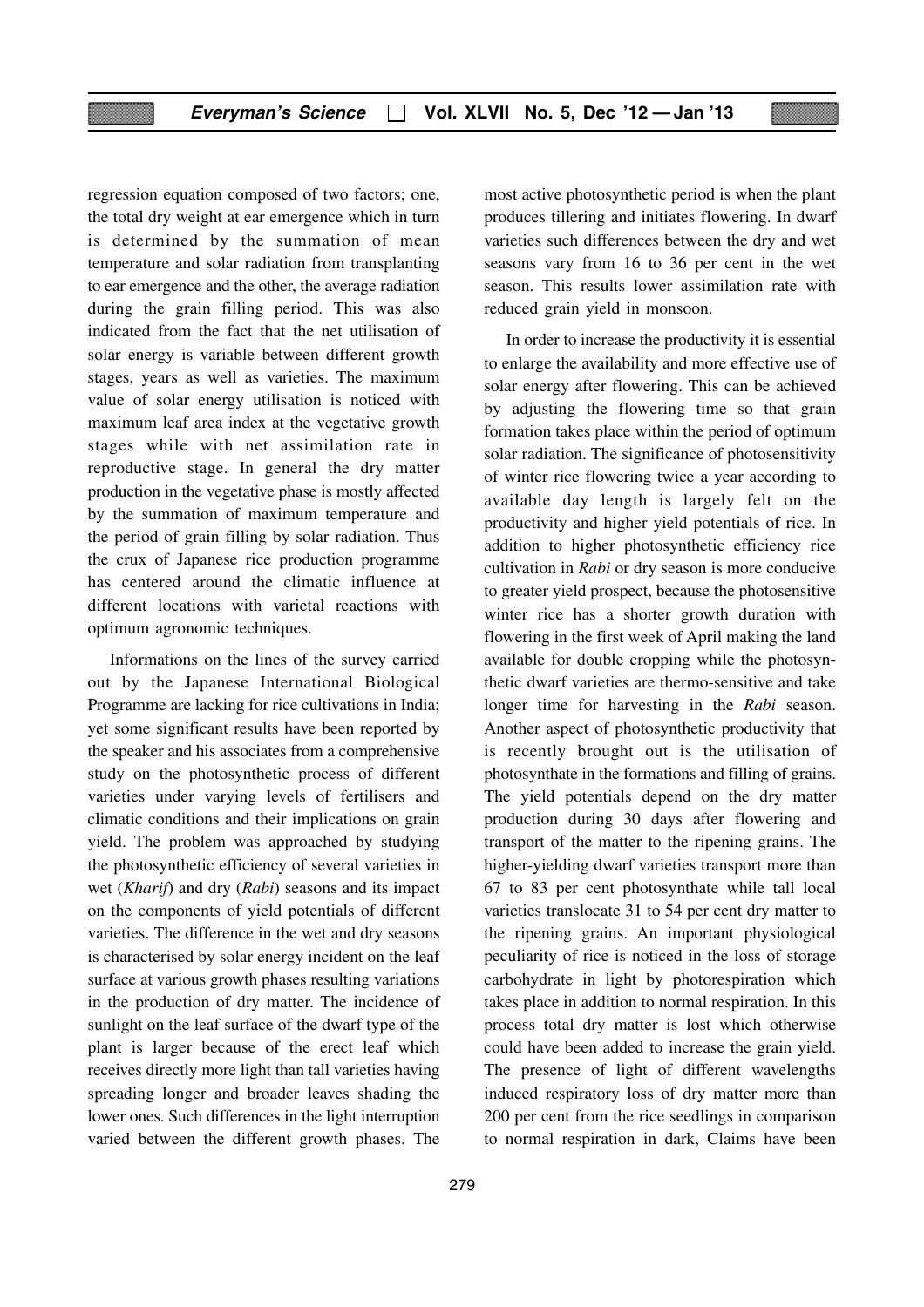regression equation composed of two factors; one, the total dry weight at ear emergence which in turn is determined by the summation of mean temperature and solar radiation from transplanting to ear emergence and the other, the average radiation during the grain filling period. This was also indicated from the fact that the net utilisation of solar energy is variable between different growth stages, years as well as varieties. The maximum value of solar energy utilisation is noticed with maximum leaf area index at the vegetative growth stages while with net assimilation rate in reproductive stage. In general the dry matter production in the vegetative phase is mostly affected by the summation of maximum temperature and the period of grain filling by solar radiation. Thus the crux of Japanese rice production programme has centered around the climatic influence at different locations with varietal reactions with optimum agronomic techniques.

Informations on the lines of the survey carried out by the Japanese International Biological Programme are lacking for rice cultivations in India; yet some significant results have been reported by the speaker and his associates from a comprehensive study on the photosynthetic process of different varieties under varying levels of fertilisers and climatic conditions and their implications on grain yield. The problem was approached by studying the photosynthetic efficiency of several varieties in wet (*Kharif*) and dry (*Rabi*) seasons and its impact on the components of yield potentials of different varieties. The difference in the wet and dry seasons is characterised by solar energy incident on the leaf surface at various growth phases resulting variations in the production of dry matter. The incidence of sunlight on the leaf surface of the dwarf type of the plant is larger because of the erect leaf which receives directly more light than tall varieties having spreading longer and broader leaves shading the lower ones. Such differences in the light interruption varied between the different growth phases. The most active photosynthetic period is when the plant produces tillering and initiates flowering. In dwarf varieties such differences between the dry and wet seasons vary from 16 to 36 per cent in the wet season. This results lower assimilation rate with reduced grain yield in monsoon.

In order to increase the productivity it is essential to enlarge the availability and more effective use of solar energy after flowering. This can be achieved by adjusting the flowering time so that grain formation takes place within the period of optimum solar radiation. The significance of photosensitivity of winter rice flowering twice a year according to available day length is largely felt on the productivity and higher yield potentials of rice. In addition to higher photosynthetic efficiency rice cultivation in *Rabi* or dry season is more conducive to greater yield prospect, because the photosensitive winter rice has a shorter growth duration with flowering in the first week of April making the land available for double cropping while the photosynthetic dwarf varieties are thermo-sensitive and take longer time for harvesting in the *Rabi* season. Another aspect of photosynthetic productivity that is recently brought out is the utilisation of photosynthate in the formations and filling of grains. The yield potentials depend on the dry matter production during 30 days after flowering and transport of the matter to the ripening grains. The higher-yielding dwarf varieties transport more than 67 to 83 per cent photosynthate while tall local varieties translocate 31 to 54 per cent dry matter to the ripening grains. An important physiological peculiarity of rice is noticed in the loss of storage carbohydrate in light by photorespiration which takes place in addition to normal respiration. In this process total dry matter is lost which otherwise could have been added to increase the grain yield. The presence of light of different wavelengths induced respiratory loss of dry matter more than 200 per cent from the rice seedlings in comparison to normal respiration in dark, Claims have been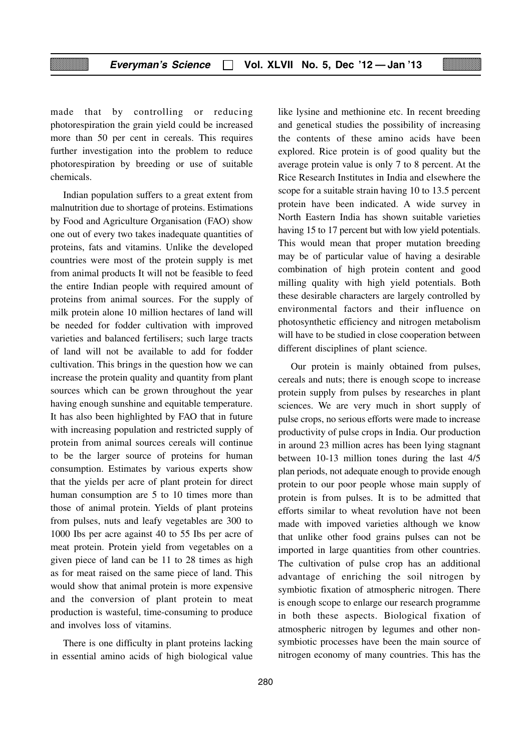made that by controlling or reducing photorespiration the grain yield could be increased more than 50 per cent in cereals. This requires further investigation into the problem to reduce photorespiration by breeding or use of suitable chemicals.

Indian population suffers to a great extent from malnutrition due to shortage of proteins. Estimations by Food and Agriculture Organisation (FAO) show one out of every two takes inadequate quantities of proteins, fats and vitamins. Unlike the developed countries were most of the protein supply is met from animal products It will not be feasible to feed the entire Indian people with required amount of proteins from animal sources. For the supply of milk protein alone 10 million hectares of land will be needed for fodder cultivation with improved varieties and balanced fertilisers; such large tracts of land will not be available to add for fodder cultivation. This brings in the question how we can increase the protein quality and quantity from plant sources which can be grown throughout the year having enough sunshine and equitable temperature. It has also been highlighted by FAO that in future with increasing population and restricted supply of protein from animal sources cereals will continue to be the larger source of proteins for human consumption. Estimates by various experts show that the yields per acre of plant protein for direct human consumption are 5 to 10 times more than those of animal protein. Yields of plant proteins from pulses, nuts and leafy vegetables are 300 to 1000 Ibs per acre against 40 to 55 Ibs per acre of meat protein. Protein yield from vegetables on a given piece of land can be 11 to 28 times as high as for meat raised on the same piece of land. This would show that animal protein is more expensive and the conversion of plant protein to meat production is wasteful, time-consuming to produce and involves loss of vitamins.

There is one difficulty in plant proteins lacking in essential amino acids of high biological value like lysine and methionine etc. In recent breeding and genetical studies the possibility of increasing the contents of these amino acids have been explored. Rice protein is of good quality but the average protein value is only 7 to 8 percent. At the Rice Research Institutes in India and elsewhere the scope for a suitable strain having 10 to 13.5 percent protein have been indicated. A wide survey in North Eastern India has shown suitable varieties having 15 to 17 percent but with low yield potentials. This would mean that proper mutation breeding may be of particular value of having a desirable combination of high protein content and good milling quality with high yield potentials. Both these desirable characters are largely controlled by environmental factors and their influence on photosynthetic efficiency and nitrogen metabolism will have to be studied in close cooperation between different disciplines of plant science.

Our protein is mainly obtained from pulses, cereals and nuts; there is enough scope to increase protein supply from pulses by researches in plant sciences. We are very much in short supply of pulse crops, no serious efforts were made to increase productivity of pulse crops in India. Our production in around 23 million acres has been lying stagnant between 10-13 million tones during the last 4/5 plan periods, not adequate enough to provide enough protein to our poor people whose main supply of protein is from pulses. It is to be admitted that efforts similar to wheat revolution have not been made with impoved varieties although we know that unlike other food grains pulses can not be imported in large quantities from other countries. The cultivation of pulse crop has an additional advantage of enriching the soil nitrogen by symbiotic fixation of atmospheric nitrogen. There is enough scope to enlarge our research programme in both these aspects. Biological fixation of atmospheric nitrogen by legumes and other non-symbiotic processes have been the main source of nitrogen economy of many countries. This has the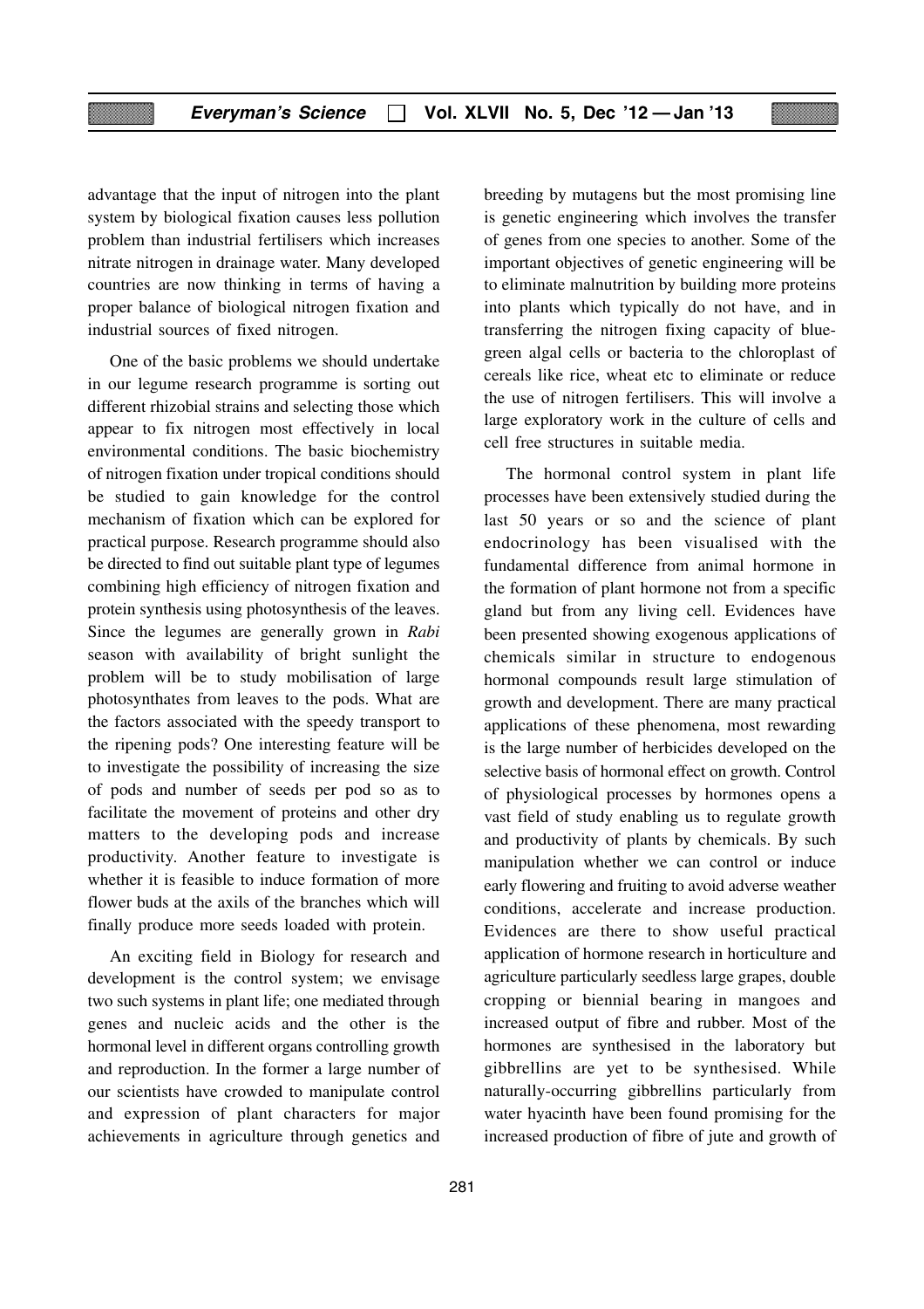advantage that the input of nitrogen into the plant system by biological fixation causes less pollution problem than industrial fertilisers which increases nitrate nitrogen in drainage water. Many developed countries are now thinking in terms of having a proper balance of biological nitrogen fixation and industrial sources of fixed nitrogen.

One of the basic problems we should undertake in our legume research programme is sorting out different rhizobial strains and selecting those which appear to fix nitrogen most effectively in local environmental conditions. The basic biochemistry of nitrogen fixation under tropical conditions should be studied to gain knowledge for the control mechanism of fixation which can be explored for practical purpose. Research programme should also be directed to find out suitable plant type of legumes combining high efficiency of nitrogen fixation and protein synthesis using photosynthesis of the leaves. Since the legumes are generally grown in *Rabi* season with availability of bright sunlight the problem will be to study mobilisation of large photosynthates from leaves to the pods. What are the factors associated with the speedy transport to the ripening pods? One interesting feature will be to investigate the possibility of increasing the size of pods and number of seeds per pod so as to facilitate the movement of proteins and other dry matters to the developing pods and increase productivity. Another feature to investigate is whether it is feasible to induce formation of more flower buds at the axils of the branches which will finally produce more seeds loaded with protein.

An exciting field in Biology for research and development is the control system; we envisage two such systems in plant life; one mediated through genes and nucleic acids and the other is the hormonal level in different organs controlling growth and reproduction. In the former a large number of our scientists have crowded to manipulate control and expression of plant characters for major achievements in agriculture through genetics and breeding by mutagens but the most promising line is genetic engineering which involves the transfer of genes from one species to another. Some of the important objectives of genetic engineering will be to eliminate malnutrition by building more proteins into plants which typically do not have, and in transferring the nitrogen fixing capacity of blue-green algal cells or bacteria to the chloroplast of cereals like rice, wheat etc to eliminate or reduce the use of nitrogen fertilisers. This will involve a large exploratory work in the culture of cells and cell free structures in suitable media.

The hormonal control system in plant life processes have been extensively studied during the last 50 years or so and the science of plant endocrinology has been visualised with the fundamental difference from animal hormone in the formation of plant hormone not from a specific gland but from any living cell. Evidences have been presented showing exogenous applications of chemicals similar in structure to endogenous hormonal compounds result large stimulation of growth and development. There are many practical applications of these phenomena, most rewarding is the large number of herbicides developed on the selective basis of hormonal effect on growth. Control of physiological processes by hormones opens a vast field of study enabling us to regulate growth and productivity of plants by chemicals. By such manipulation whether we can control or induce early flowering and fruiting to avoid adverse weather conditions, accelerate and increase production. Evidences are there to show useful practical application of hormone research in horticulture and agriculture particularly seedless large grapes, double cropping or biennial bearing in mangoes and increased output of fibre and rubber. Most of the hormones are synthesised in the laboratory but gibbrellins are yet to be synthesised. While naturally-occurring gibbrellins particularly from water hyacinth have been found promising for the increased production of fibre of jute and growth of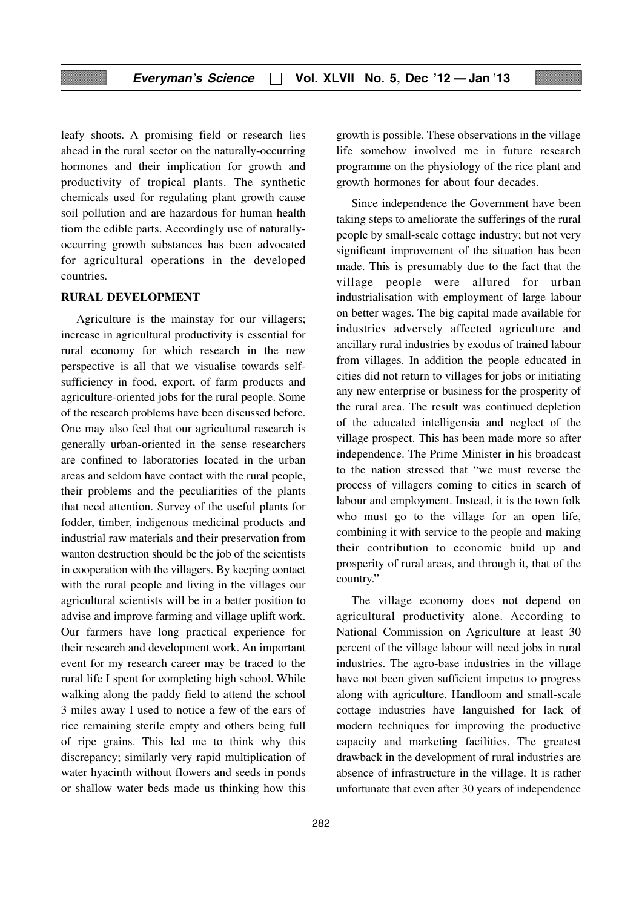leafy shoots. A promising field or research lies ahead in the rural sector on the naturally-occurring hormones and their implication for growth and productivity of tropical plants. The synthetic chemicals used for regulating plant growth cause soil pollution and are hazardous for human health tiom the edible parts. Accordingly use of naturally-occurring growth substances has been advocated for agricultural operations in the developed countries.

## RURAL DEVELOPMENT

Agriculture is the mainstay for our villagers; increase in agricultural productivity is essential for rural economy for which research in the new perspective is all that we visualise towards self-sufficiency in food, export, of farm products and agriculture-oriented jobs for the rural people. Some of the research problems have been discussed before. One may also feel that our agricultural research is generally urban-oriented in the sense researchers are confined to laboratories located in the urban areas and seldom have contact with the rural people, their problems and the peculiarities of the plants that need attention. Survey of the useful plants for fodder, timber, indigenous medicinal products and industrial raw materials and their preservation from wanton destruction should be the job of the scientists in cooperation with the villagers. By keeping contact with the rural people and living in the villages our agricultural scientists will be in a better position to advise and improve farming and village uplift work. Our farmers have long practical experience for their research and development work. An important event for my research career may be traced to the rural life I spent for completing high school. While walking along the paddy field to attend the school 3 miles away I used to notice a few of the ears of rice remaining sterile empty and others being full of ripe grains. This led me to think why this discrepancy; similarly very rapid multiplication of water hyacinth without flowers and seeds in ponds or shallow water beds made us thinking how this growth is possible. These observations in the village life somehow involved me in future research programme on the physiology of the rice plant and growth hormones for about four decades.

Since independence the Government have been taking steps to ameliorate the sufferings of the rural people by small-scale cottage industry; but not very significant improvement of the situation has been made. This is presumably due to the fact that the village people were allured for urban industrialisation with employment of large labour on better wages. The big capital made available for industries adversely affected agriculture and ancillary rural industries by exodus of trained labour from villages. In addition the people educated in cities did not return to villages for jobs or initiating any new enterprise or business for the prosperity of the rural area. The result was continued depletion of the educated intelligensia and neglect of the village prospect. This has been made more so after independence. The Prime Minister in his broadcast to the nation stressed that "we must reverse the process of villagers coming to cities in search of labour and employment. Instead, it is the town folk who must go to the village for an open life, combining it with service to the people and making their contribution to economic build up and prosperity of rural areas, and through it, that of the country."

The village economy does not depend on agricultural productivity alone. According to National Commission on Agriculture at least 30 percent of the village labour will need jobs in rural industries. The agro-base industries in the village have not been given sufficient impetus to progress along with agriculture. Handloom and small-scale cottage industries have languished for lack of modern techniques for improving the productive capacity and marketing facilities. The greatest drawback in the development of rural industries are absence of infrastructure in the village. It is rather unfortunate that even after 30 years of independence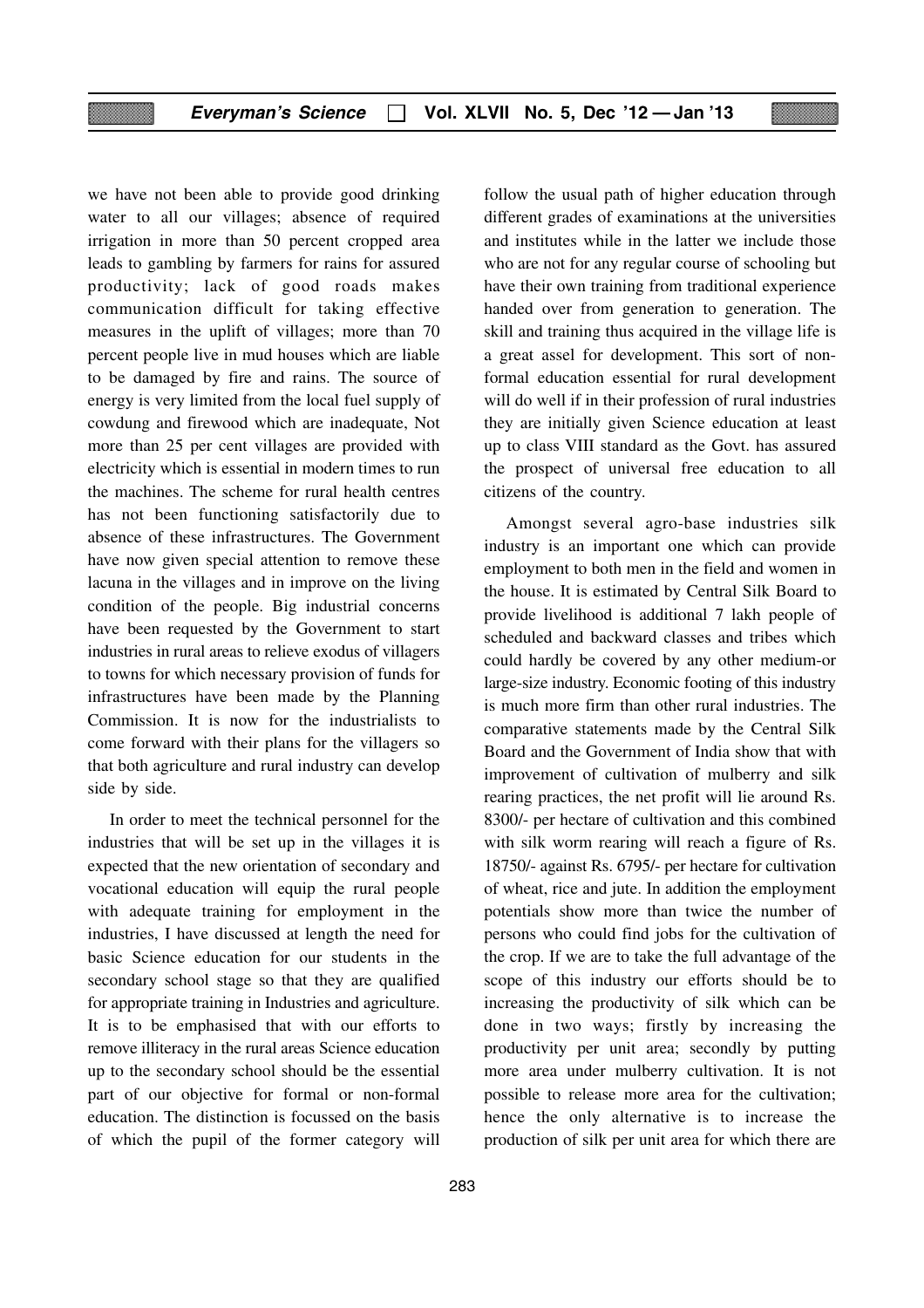we have not been able to provide good drinking water to all our villages; absence of required irrigation in more than 50 percent cropped area leads to gambling by farmers for rains for assured productivity; lack of good roads makes communication difficult for taking effective measures in the uplift of villages; more than 70 percent people live in mud houses which are liable to be damaged by fire and rains. The source of energy is very limited from the local fuel supply of cowdung and firewood which are inadequate, Not more than 25 per cent villages are provided with electricity which is essential in modern times to run the machines. The scheme for rural health centres has not been functioning satisfactorily due to absence of these infrastructures. The Government have now given special attention to remove these lacuna in the villages and in improve on the living condition of the people. Big industrial concerns have been requested by the Government to start industries in rural areas to relieve exodus of villagers to towns for which necessary provision of funds for infrastructures have been made by the Planning Commission. It is now for the industrialists to come forward with their plans for the villagers so that both agriculture and rural industry can develop side by side.

In order to meet the technical personnel for the industries that will be set up in the villages it is expected that the new orientation of secondary and vocational education will equip the rural people with adequate training for employment in the industries, I have discussed at length the need for basic Science education for our students in the secondary school stage so that they are qualified for appropriate training in Industries and agriculture. It is to be emphasised that with our efforts to remove illiteracy in the rural areas Science education up to the secondary school should be the essential part of our objective for formal or non-formal education. The distinction is focussed on the basis of which the pupil of the former category will follow the usual path of higher education through different grades of examinations at the universities and institutes while in the latter we include those who are not for any regular course of schooling but have their own training from traditional experience handed over from generation to generation. The skill and training thus acquired in the village life is a great assel for development. This sort of non-formal education essential for rural development will do well if in their profession of rural industries they are initially given Science education at least up to class VIII standard as the Govt. has assured the prospect of universal free education to all citizens of the country.

Amongst several agro-base industries silk industry is an important one which can provide employment to both men in the field and women in the house. It is estimated by Central Silk Board to provide livelihood is additional 7 lakh people of scheduled and backward classes and tribes which could hardly be covered by any other medium-or large-size industry. Economic footing of this industry is much more firm than other rural industries. The comparative statements made by the Central Silk Board and the Government of India show that with improvement of cultivation of mulberry and silk rearing practices, the net profit will lie around Rs. 8300/- per hectare of cultivation and this combined with silk worm rearing will reach a figure of Rs. 18750/- against Rs. 6795/- per hectare for cultivation of wheat, rice and jute. In addition the employment potentials show more than twice the number of persons who could find jobs for the cultivation of the crop. If we are to take the full advantage of the scope of this industry our efforts should be to increasing the productivity of silk which can be done in two ways; firstly by increasing the productivity per unit area; secondly by putting more area under mulberry cultivation. It is not possible to release more area for the cultivation; hence the only alternative is to increase the production of silk per unit area for which there are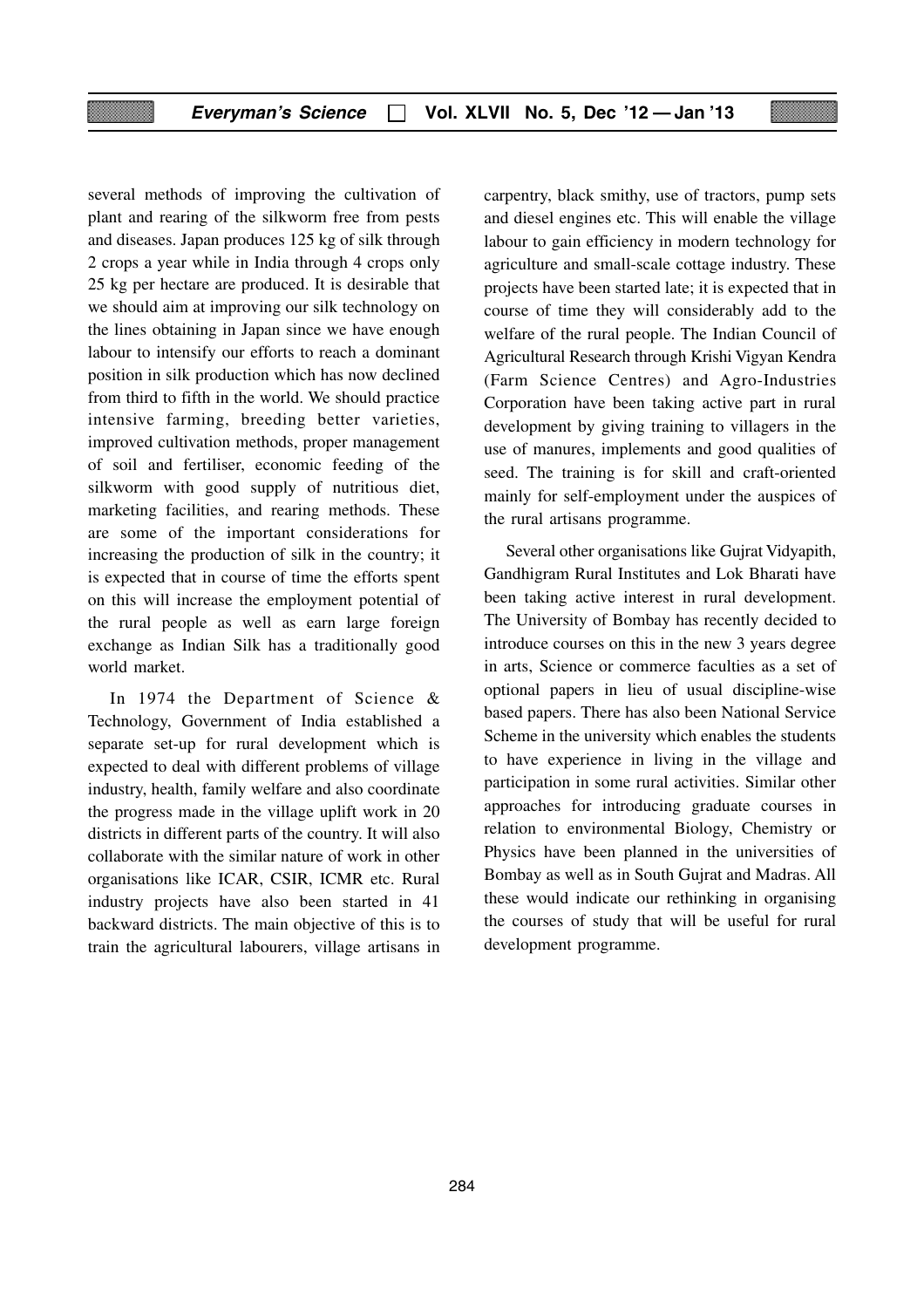several methods of improving the cultivation of plant and rearing of the silkworm free from pests and diseases. Japan produces 125 kg of silk through 2 crops a year while in India through 4 crops only 25 kg per hectare are produced. It is desirable that we should aim at improving our silk technology on the lines obtaining in Japan since we have enough labour to intensify our efforts to reach a dominant position in silk production which has now declined from third to fifth in the world. We should practice intensive farming, breeding better varieties, improved cultivation methods, proper management of soil and fertiliser, economic feeding of the silkworm with good supply of nutritious diet, marketing facilities, and rearing methods. These are some of the important considerations for increasing the production of silk in the country; it is expected that in course of time the efforts spent on this will increase the employment potential of the rural people as well as earn large foreign exchange as Indian Silk has a traditionally good world market.

In 1974 the Department of Science & Technology, Government of India established a separate set-up for rural development which is expected to deal with different problems of village industry, health, family welfare and also coordinate the progress made in the village uplift work in 20 districts in different parts of the country. It will also collaborate with the similar nature of work in other organisations like ICAR, CSIR, ICMR etc. Rural industry projects have also been started in 41 backward districts. The main objective of this is to train the agricultural labourers, village artisans in carpentry, black smithy, use of tractors, pump sets and diesel engines etc. This will enable the village labour to gain efficiency in modern technology for agriculture and small-scale cottage industry. These projects have been started late; it is expected that in course of time they will considerably add to the welfare of the rural people. The Indian Council of Agricultural Research through Krishi Vigyan Kendra (Farm Science Centres) and Agro-Industries Corporation have been taking active part in rural development by giving training to villagers in the use of manures, implements and good qualities of seed. The training is for skill and craft-oriented mainly for self-employment under the auspices of the rural artisans programme.

Several other organisations like Gujrat Vidyapith, Gandhigram Rural Institutes and Lok Bharati have been taking active interest in rural development. The University of Bombay has recently decided to introduce courses on this in the new 3 years degree in arts, Science or commerce faculties as a set of optional papers in lieu of usual discipline-wise based papers. There has also been National Service Scheme in the university which enables the students to have experience in living in the village and participation in some rural activities. Similar other approaches for introducing graduate courses in relation to environmental Biology, Chemistry or Physics have been planned in the universities of Bombay as well as in South Gujrat and Madras. All these would indicate our rethinking in organising the courses of study that will be useful for rural development programme.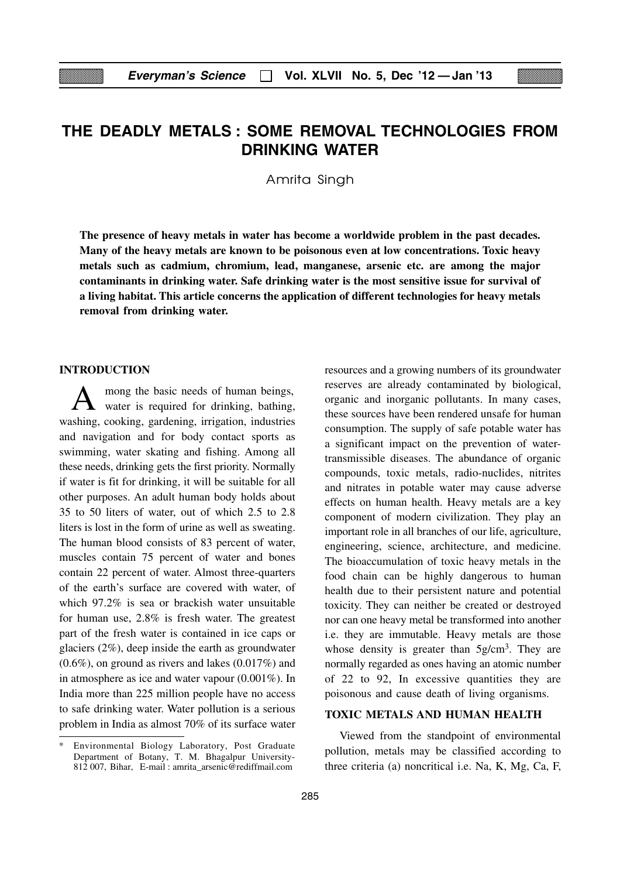# THE DEADLY METALS : SOME REMOVAL TECHNOLOGIES FROM DRINKING WATER

Amrita Singh

**The presence of heavy metals in water has become a worldwide problem in the past decades. Many of the heavy metals are known to be poisonous even at low concentrations. Toxic heavy metals such as cadmium, chromium, lead, manganese, arsenic etc. are among the major contaminants in drinking water. Safe drinking water is the most sensitive issue for survival of a living habitat. This article concerns the application of different technologies for heavy metals removal from drinking water.**

## INTRODUCTION

Among the basic needs of human beings, water is required for drinking, bathing, washing, cooking, gardening, irrigation, industries and navigation and for body contact sports as swimming, water skating and fishing. Among all these needs, drinking gets the first priority. Normally if water is fit for drinking, it will be suitable for all other purposes. An adult human body holds about 35 to 50 liters of water, out of which 2.5 to 2.8 liters is lost in the form of urine as well as sweating. The human blood consists of 83 percent of water, muscles contain 75 percent of water and bones contain 22 percent of water. Almost three-quarters of the earth's surface are covered with water, of which 97.2% is sea or brackish water unsuitable for human use, 2.8% is fresh water. The greatest part of the fresh water is contained in ice caps or glaciers (2%), deep inside the earth as groundwater (0.6%), on ground as rivers and lakes (0.017%) and in atmosphere as ice and water vapour (0.001%). In India more than 225 million people have no access to safe drinking water. Water pollution is a serious problem in India as almost 70% of its surface water resources and a growing numbers of its groundwater reserves are already contaminated by biological, organic and inorganic pollutants. In many cases, these sources have been rendered unsafe for human consumption. The supply of safe potable water has a significant impact on the prevention of water-transmissible diseases. The abundance of organic compounds, toxic metals, radio-nuclides, nitrites and nitrates in potable water may cause adverse effects on human health. Heavy metals are a key component of modern civilization. They play an important role in all branches of our life, agriculture, engineering, science, architecture, and medicine. The bioaccumulation of toxic heavy metals in the food chain can be highly dangerous to human health due to their persistent nature and potential toxicity. They can neither be created or destroyed nor can one heavy metal be transformed into another i.e. they are immutable. Heavy metals are those whose density is greater than $5 g/cm^3$. They are normally regarded as ones having an atomic number of 22 to 92, In excessive quantities they are poisonous and cause death of living organisms.

## TOXIC METALS AND HUMAN HEALTH

Viewed from the standpoint of environmental pollution, metals may be classified according to three criteria (a) noncritical i.e. Na, K, Mg, Ca, F,

---

\* Environmental Biology Laboratory, Post Graduate Department of Botany, T. M. Bhagalpur University-812 007, Bihar, E-mail : amrita_arsenic@rediffmail.com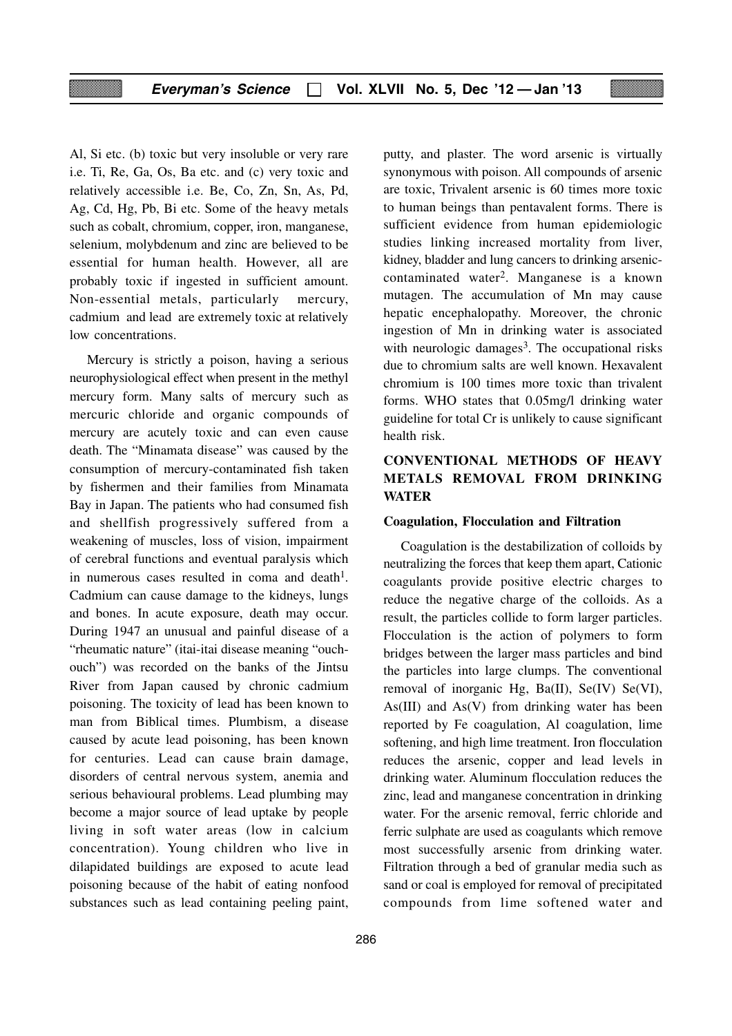Al, Si etc. (b) toxic but very insoluble or very rare i.e. Ti, Re, Ga, Os, Ba etc. and (c) very toxic and relatively accessible i.e. Be, Co, Zn, Sn, As, Pd, Ag, Cd, Hg, Pb, Bi etc. Some of the heavy metals such as cobalt, chromium, copper, iron, manganese, selenium, molybdenum and zinc are believed to be essential for human health. However, all are probably toxic if ingested in sufficient amount. Non-essential metals, particularly mercury, cadmium and lead are extremely toxic at relatively low concentrations.

Mercury is strictly a poison, having a serious neurophysiological effect when present in the methyl mercury form. Many salts of mercury such as mercuric chloride and organic compounds of mercury are acutely toxic and can even cause death. The "Minamata disease" was caused by the consumption of mercury-contaminated fish taken by fishermen and their families from Minamata Bay in Japan. The patients who had consumed fish and shellfish progressively suffered from a weakening of muscles, loss of vision, impairment of cerebral functions and eventual paralysis which in numerous cases resulted in coma and death[1]. Cadmium can cause damage to the kidneys, lungs and bones. In acute exposure, death may occur. During 1947 an unusual and painful disease of a "rheumatic nature" (itai-itai disease meaning "ouch-ouch") was recorded on the banks of the Jintsu River from Japan caused by chronic cadmium poisoning. The toxicity of lead has been known to man from Biblical times. Plumbism, a disease caused by acute lead poisoning, has been known for centuries. Lead can cause brain damage, disorders of central nervous system, anemia and serious behavioural problems. Lead plumbing may become a major source of lead uptake by people living in soft water areas (low in calcium concentration). Young children who live in dilapidated buildings are exposed to acute lead poisoning because of the habit of eating nonfood substances such as lead containing peeling paint, putty, and plaster. The word arsenic is virtually synonymous with poison. All compounds of arsenic are toxic, Trivalent arsenic is 60 times more toxic to human beings than pentavalent forms. There is sufficient evidence from human epidemiologic studies linking increased mortality from liver, kidney, bladder and lung cancers to drinking arsenic-contaminated water[2]. Manganese is a known mutagen. The accumulation of Mn may cause hepatic encephalopathy. Moreover, the chronic ingestion of Mn in drinking water is associated with neurologic damages[3]. The occupational risks due to chromium salts are well known. Hexavalent chromium is 100 times more toxic than trivalent forms. WHO states that 0.05mg/l drinking water guideline for total Cr is unlikely to cause significant health risk.

## CONVENTIONAL METHODS OF HEAVY METALS REMOVAL FROM DRINKING WATER

### Coagulation, Flocculation and Filtration

Coagulation is the destabilization of colloids by neutralizing the forces that keep them apart, Cationic coagulants provide positive electric charges to reduce the negative charge of the colloids. As a result, the particles collide to form larger particles. Flocculation is the action of polymers to form bridges between the larger mass particles and bind the particles into large clumps. The conventional removal of inorganic Hg, Ba(II), Se(IV) Se(VI), As(III) and As(V) from drinking water has been reported by Fe coagulation, Al coagulation, lime softening, and high lime treatment. Iron flocculation reduces the arsenic, copper and lead levels in drinking water. Aluminum flocculation reduces the zinc, lead and manganese concentration in drinking water. For the arsenic removal, ferric chloride and ferric sulphate are used as coagulants which remove most successfully arsenic from drinking water. Filtration through a bed of granular media such as sand or coal is employed for removal of precipitated compounds from lime softened water and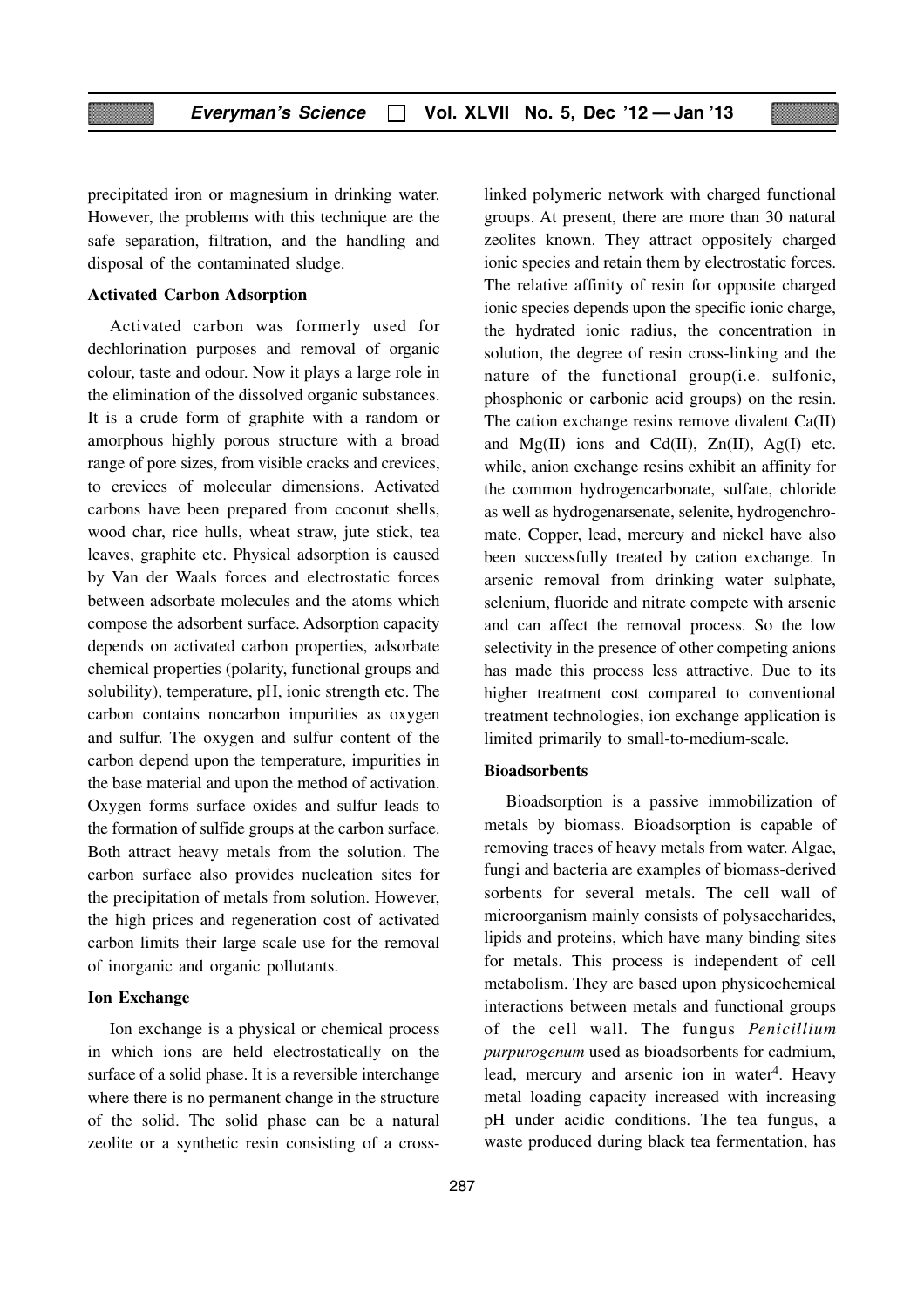precipitated iron or magnesium in drinking water. However, the problems with this technique are the safe separation, filtration, and the handling and disposal of the contaminated sludge.

**Activated Carbon Adsorption**

Activated carbon was formerly used for dechlorination purposes and removal of organic colour, taste and odour. Now it plays a large role in the elimination of the dissolved organic substances. It is a crude form of graphite with a random or amorphous highly porous structure with a broad range of pore sizes, from visible cracks and crevices, to crevices of molecular dimensions. Activated carbons have been prepared from coconut shells, wood char, rice hulls, wheat straw, jute stick, tea leaves, graphite etc. Physical adsorption is caused by Van der Waals forces and electrostatic forces between adsorbate molecules and the atoms which compose the adsorbent surface. Adsorption capacity depends on activated carbon properties, adsorbate chemical properties (polarity, functional groups and solubility), temperature, pH, ionic strength etc. The carbon contains noncarbon impurities as oxygen and sulfur. The oxygen and sulfur content of the carbon depend upon the temperature, impurities in the base material and upon the method of activation. Oxygen forms surface oxides and sulfur leads to the formation of sulfide groups at the carbon surface. Both attract heavy metals from the solution. The carbon surface also provides nucleation sites for the precipitation of metals from solution. However, the high prices and regeneration cost of activated carbon limits their large scale use for the removal of inorganic and organic pollutants.

**Ion Exchange**

Ion exchange is a physical or chemical process in which ions are held electrostatically on the surface of a solid phase. It is a reversible interchange where there is no permanent change in the structure of the solid. The solid phase can be a natural zeolite or a synthetic resin consisting of a cross-linked polymeric network with charged functional groups. At present, there are more than 30 natural zeolites known. They attract oppositely charged ionic species and retain them by electrostatic forces. The relative affinity of resin for opposite charged ionic species depends upon the specific ionic charge, the hydrated ionic radius, the concentration in solution, the degree of resin cross-linking and the nature of the functional group(i.e. sulfonic, phosphonic or carbonic acid groups) on the resin. The cation exchange resins remove divalent Ca(II) and Mg(II) ions and Cd(II), Zn(II), Ag(I) etc. while, anion exchange resins exhibit an affinity for the common hydrogencarbonate, sulfate, chloride as well as hydrogenarsenate, selenite, hydrogenchromate. Copper, lead, mercury and nickel have also been successfully treated by cation exchange. In arsenic removal from drinking water sulphate, selenium, fluoride and nitrate compete with arsenic and can affect the removal process. So the low selectivity in the presence of other competing anions has made this process less attractive. Due to its higher treatment cost compared to conventional treatment technologies, ion exchange application is limited primarily to small-to-medium-scale.

**Bioadsorbents**

Bioadsorption is a passive immobilization of metals by biomass. Bioadsorption is capable of removing traces of heavy metals from water. Algae, fungi and bacteria are examples of biomass-derived sorbents for several metals. The cell wall of microorganism mainly consists of polysaccharides, lipids and proteins, which have many binding sites for metals. This process is independent of cell metabolism. They are based upon physicochemical interactions between metals and functional groups of the cell wall. The fungus *Penicillium purpurogenum* used as bioadsorbents for cadmium, lead, mercury and arsenic ion in water[4]. Heavy metal loading capacity increased with increasing pH under acidic conditions. The tea fungus, a waste produced during black tea fermentation, has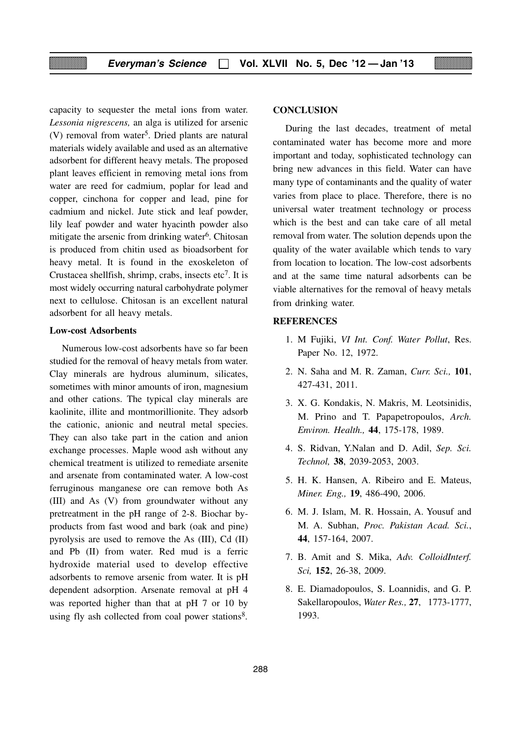capacity to sequester the metal ions from water. *Lessonia nigrescens,* an alga is utilized for arsenic (V) removal from water[5]. Dried plants are natural materials widely available and used as an alternative adsorbent for different heavy metals. The proposed plant leaves efficient in removing metal ions from water are reed for cadmium, poplar for lead and copper, cinchona for copper and lead, pine for cadmium and nickel. Jute stick and leaf powder, lily leaf powder and water hyacinth powder also mitigate the arsenic from drinking water[6]. Chitosan is produced from chitin used as bioadsorbent for heavy metal. It is found in the exoskeleton of Crustacea shellfish, shrimp, crabs, insects etc[7]. It is most widely occurring natural carbohydrate polymer next to cellulose. Chitosan is an excellent natural adsorbent for all heavy metals.

### Low-cost Adsorbents

Numerous low-cost adsorbents have so far been studied for the removal of heavy metals from water. Clay minerals are hydrous aluminum, silicates, sometimes with minor amounts of iron, magnesium and other cations. The typical clay minerals are kaolinite, illite and montmorillionite. They adsorb the cationic, anionic and neutral metal species. They can also take part in the cation and anion exchange processes. Maple wood ash without any chemical treatment is utilized to remediate arsenite and arsenate from contaminated water. A low-cost ferruginous manganese ore can remove both As (III) and As (V) from groundwater without any pretreatment in the pH range of 2-8. Biochar by-products from fast wood and bark (oak and pine) pyrolysis are used to remove the As (III), Cd (II) and Pb (II) from water. Red mud is a ferric hydroxide material used to develop effective adsorbents to remove arsenic from water. It is pH dependent adsorption. Arsenate removal at pH 4 was reported higher than that at pH 7 or 10 by using fly ash collected from coal power stations[8].

## CONCLUSION

During the last decades, treatment of metal contaminated water has become more and more important and today, sophisticated technology can bring new advances in this field. Water can have many type of contaminants and the quality of water varies from place to place. Therefore, there is no universal water treatment technology or process which is the best and can take care of all metal removal from water. The solution depends upon the quality of the water available which tends to vary from location to location. The low-cost adsorbents and at the same time natural adsorbents can be viable alternatives for the removal of heavy metals from drinking water.

## REFERENCES

1. M Fujiki, *VI Int. Conf. Water Pollut*, Res. Paper No. 12, 1972.
2. N. Saha and M. R. Zaman, *Curr. Sci.,* **101**, 427-431, 2011.
3. X. G. Kondakis, N. Makris, M. Leotsinidis, M. Prino and T. Papapetropoulos, *Arch. Environ. Health.,* **44**, 175-178, 1989.
4. S. Ridvan, Y.Nalan and D. Adil, *Sep. Sci. Technol,* **38**, 2039-2053, 2003.
5. H. K. Hansen, A. Ribeiro and E. Mateus, *Miner. Eng.,* **19**, 486-490, 2006.
6. M. J. Islam, M. R. Hossain, A. Yousuf and M. A. Subhan, *Proc. Pakistan Acad. Sci.*, **44**, 157-164, 2007.
7. B. Amit and S. Mika, *Adv. ColloidInterf. Sci,* **152**, 26-38, 2009.
8. E. Diamadopoulos, S. Loannidis, and G. P. Sakellaropoulos, *Water Res.,* **27**, 1773-1777, 1993.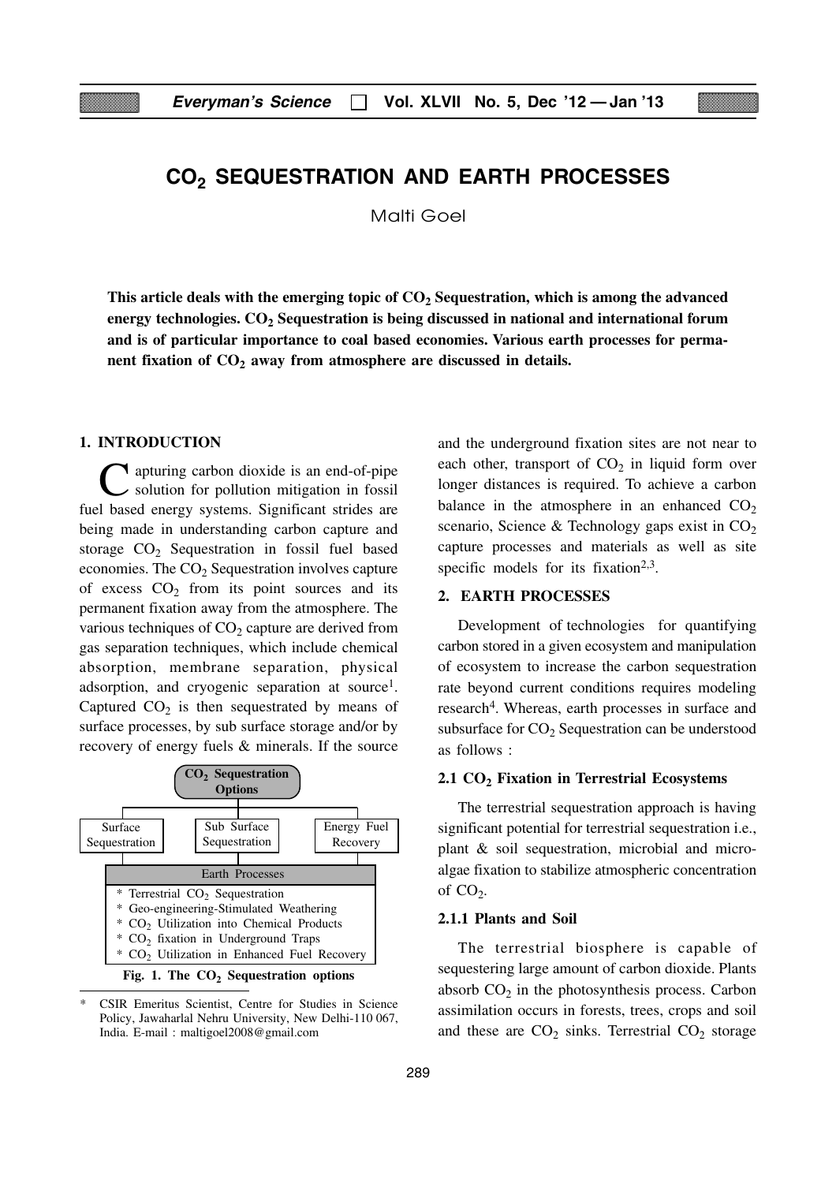# $CO_2$ SEQUESTRATION AND EARTH PROCESSES

Malti Goel

**This article deals with the emerging topic of $CO_2$ Sequestration, which is among the advanced energy technologies. $CO_2$ Sequestration is being discussed in national and international forum and is of particular importance to coal based economies. Various earth processes for permanent fixation of $CO_2$ away from atmosphere are discussed in details.**

## 1. INTRODUCTION

Capturing carbon dioxide is an end-of-pipe solution for pollution mitigation in fossil fuel based energy systems. Significant strides are being made in understanding carbon capture and storage $CO_2$ Sequestration in fossil fuel based economies. The $CO_2$ Sequestration involves capture of excess $CO_2$ from its point sources and its permanent fixation away from the atmosphere. The various techniques of $CO_2$ capture are derived from gas separation techniques, which include chemical absorption, membrane separation, physical adsorption, and cryogenic separation at source[1]. Captured $CO_2$ is then sequestrated by means of surface processes, by sub surface storage and/or by recovery of energy fuels & minerals. If the source and the underground fixation sites are not near to each other, transport of $CO_2$ in liquid form over longer distances is required. To achieve a carbon balance in the atmosphere in an enhanced $CO_2$ scenario, Science & Technology gaps exist in $CO_2$ capture processes and materials as well as site specific models for its fixation[2,3].

$CO_2$ Sequestration Options

- Surface Sequestration
- Sub Surface Sequestration
- Energy Fuel Recovery

Earth Processes

- * Terrestrial $CO_2$ Sequestration
- * Geo-engineering-Stimulated Weathering
- * $CO_2$ Utilization into Chemical Products
- * $CO_2$ fixation in Underground Traps
- * $CO_2$ Utilization in Enhanced Fuel Recovery

**Fig. 1. The $CO_2$ Sequestration options**

## 2. EARTH PROCESSES

Development of technologies for quantifying carbon stored in a given ecosystem and manipulation of ecosystem to increase the carbon sequestration rate beyond current conditions requires modeling research[4]. Whereas, earth processes in surface and subsurface for $CO_2$ Sequestration can be understood as follows :

### 2.1 $CO_2$ Fixation in Terrestrial Ecosystems

The terrestrial sequestration approach is having significant potential for terrestrial sequestration i.e., plant & soil sequestration, microbial and micro-algae fixation to stabilize atmospheric concentration of $CO_2$.

#### 2.1.1 Plants and Soil

The terrestrial biosphere is capable of sequestering large amount of carbon dioxide. Plants absorb $CO_2$ in the photosynthesis process. Carbon assimilation occurs in forests, trees, crops and soil and these are $CO_2$ sinks. Terrestrial $CO_2$ storage

---

\* CSIR Emeritus Scientist, Centre for Studies in Science Policy, Jawaharlal Nehru University, New Delhi-110 067, India. E-mail : maltigoel2008@gmail.com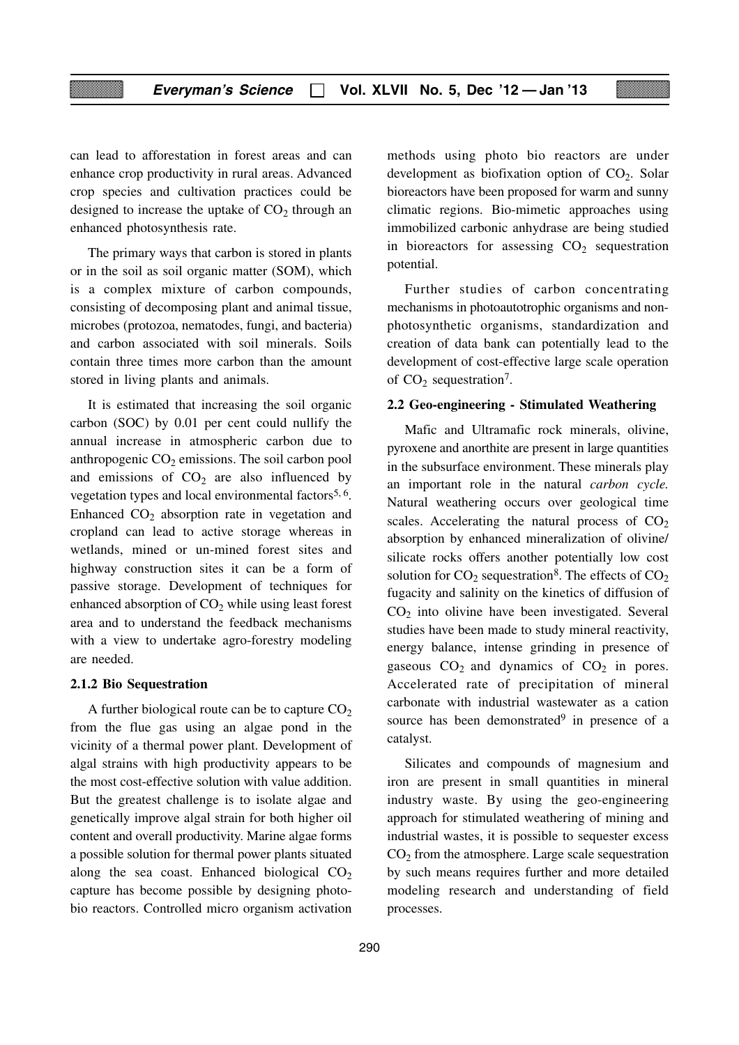can lead to afforestation in forest areas and can enhance crop productivity in rural areas. Advanced crop species and cultivation practices could be designed to increase the uptake of $CO_2$ through an enhanced photosynthesis rate.

The primary ways that carbon is stored in plants or in the soil as soil organic matter (SOM), which is a complex mixture of carbon compounds, consisting of decomposing plant and animal tissue, microbes (protozoa, nematodes, fungi, and bacteria) and carbon associated with soil minerals. Soils contain three times more carbon than the amount stored in living plants and animals.

It is estimated that increasing the soil organic carbon (SOC) by 0.01 per cent could nullify the annual increase in atmospheric carbon due to anthropogenic $CO_2$ emissions. The soil carbon pool and emissions of $CO_2$ are also influenced by vegetation types and local environmental factors[5, 6]. Enhanced $CO_2$ absorption rate in vegetation and cropland can lead to active storage whereas in wetlands, mined or un-mined forest sites and highway construction sites it can be a form of passive storage. Development of techniques for enhanced absorption of $CO_2$ while using least forest area and to understand the feedback mechanisms with a view to undertake agro-forestry modeling are needed.

### 2.1.2 Bio Sequestration

A further biological route can be to capture $CO_2$ from the flue gas using an algae pond in the vicinity of a thermal power plant. Development of algal strains with high productivity appears to be the most cost-effective solution with value addition. But the greatest challenge is to isolate algae and genetically improve algal strain for both higher oil content and overall productivity. Marine algae forms a possible solution for thermal power plants situated along the sea coast. Enhanced biological $CO_2$ capture has become possible by designing photo-bio reactors. Controlled micro organism activation methods using photo bio reactors are under development as biofixation option of $CO_2$. Solar bioreactors have been proposed for warm and sunny climatic regions. Bio-mimetic approaches using immobilized carbonic anhydrase are being studied in bioreactors for assessing $CO_2$ sequestration potential.

Further studies of carbon concentrating mechanisms in photoautotrophic organisms and non-photosynthetic organisms, standardization and creation of data bank can potentially lead to the development of cost-effective large scale operation of $CO_2$ sequestration[7].

### 2.2 Geo-engineering - Stimulated Weathering

Mafic and Ultramafic rock minerals, olivine, pyroxene and anorthite are present in large quantities in the subsurface environment. These minerals play an important role in the natural *carbon cycle.* Natural weathering occurs over geological time scales. Accelerating the natural process of $CO_2$ absorption by enhanced mineralization of olivine/silicate rocks offers another potentially low cost solution for $CO_2$ sequestration[8]. The effects of $CO_2$ fugacity and salinity on the kinetics of diffusion of $CO_2$ into olivine have been investigated. Several studies have been made to study mineral reactivity, energy balance, intense grinding in presence of gaseous $CO_2$ and dynamics of $CO_2$ in pores. Accelerated rate of precipitation of mineral carbonate with industrial wastewater as a cation source has been demonstrated[9] in presence of a catalyst.

Silicates and compounds of magnesium and iron are present in small quantities in mineral industry waste. By using the geo-engineering approach for stimulated weathering of mining and industrial wastes, it is possible to sequester excess $CO_2$ from the atmosphere. Large scale sequestration by such means requires further and more detailed modeling research and understanding of field processes.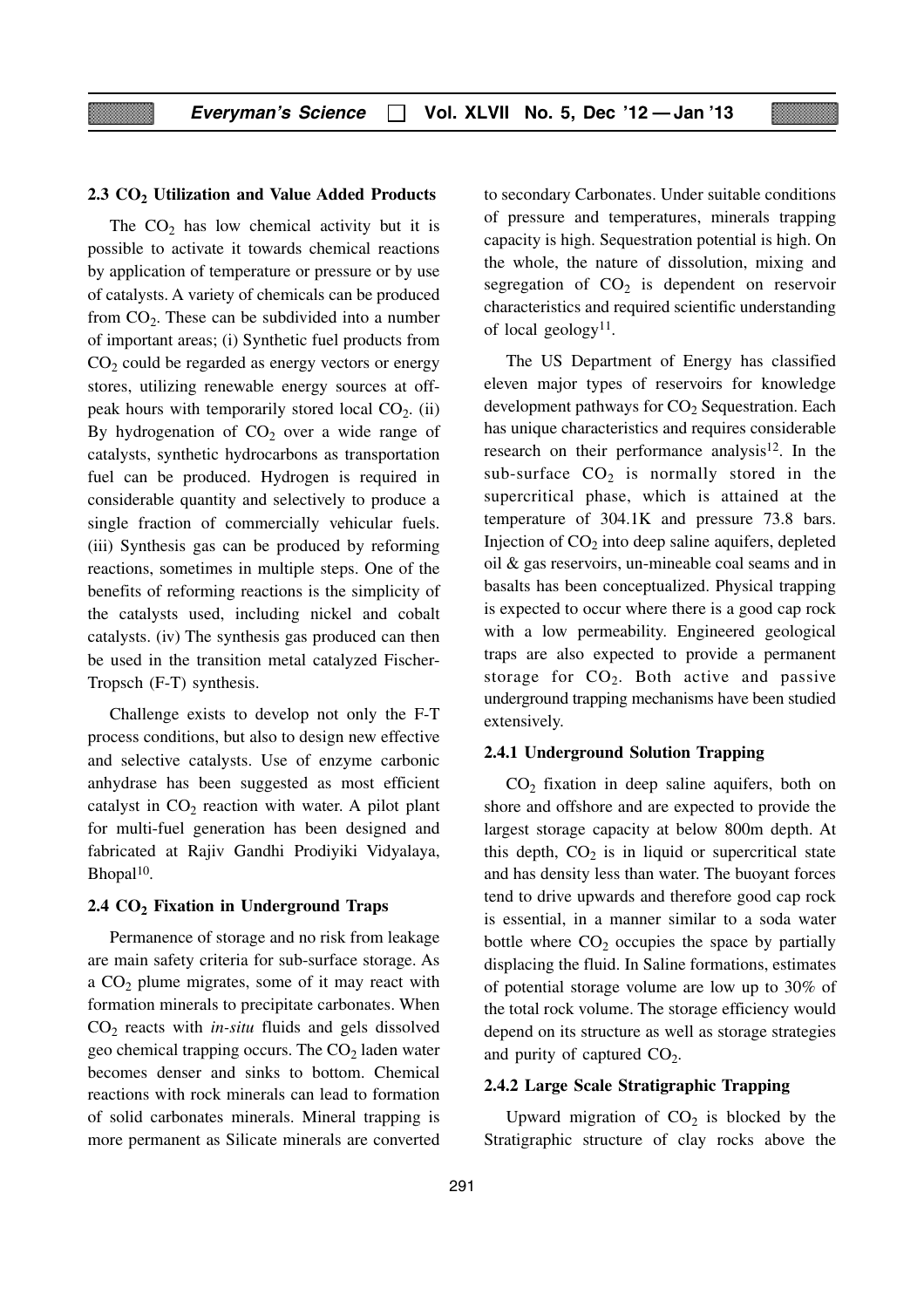### 2.3 $CO_2$ Utilization and Value Added Products

The $CO_2$ has low chemical activity but it is possible to activate it towards chemical reactions by application of temperature or pressure or by use of catalysts. A variety of chemicals can be produced from $CO_2$. These can be subdivided into a number of important areas; (i) Synthetic fuel products from $CO_2$ could be regarded as energy vectors or energy stores, utilizing renewable energy sources at off-peak hours with temporarily stored local $CO_2$. (ii) By hydrogenation of $CO_2$ over a wide range of catalysts, synthetic hydrocarbons as transportation fuel can be produced. Hydrogen is required in considerable quantity and selectively to produce a single fraction of commercially vehicular fuels. (iii) Synthesis gas can be produced by reforming reactions, sometimes in multiple steps. One of the benefits of reforming reactions is the simplicity of the catalysts used, including nickel and cobalt catalysts. (iv) The synthesis gas produced can then be used in the transition metal catalyzed Fischer-Tropsch (F-T) synthesis.

Challenge exists to develop not only the F-T process conditions, but also to design new effective and selective catalysts. Use of enzyme carbonic anhydrase has been suggested as most efficient catalyst in $CO_2$ reaction with water. A pilot plant for multi-fuel generation has been designed and fabricated at Rajiv Gandhi Prodiyiki Vidyalaya, Bhopal[10].

### 2.4 $CO_2$ Fixation in Underground Traps

Permanence of storage and no risk from leakage are main safety criteria for sub-surface storage. As a $CO_2$ plume migrates, some of it may react with formation minerals to precipitate carbonates. When $CO_2$ reacts with *in-situ* fluids and gels dissolved geo chemical trapping occurs. The $CO_2$ laden water becomes denser and sinks to bottom. Chemical reactions with rock minerals can lead to formation of solid carbonates minerals. Mineral trapping is more permanent as Silicate minerals are converted to secondary Carbonates. Under suitable conditions of pressure and temperatures, minerals trapping capacity is high. Sequestration potential is high. On the whole, the nature of dissolution, mixing and segregation of $CO_2$ is dependent on reservoir characteristics and required scientific understanding of local geology[11].

The US Department of Energy has classified eleven major types of reservoirs for knowledge development pathways for $CO_2$ Sequestration. Each has unique characteristics and requires considerable research on their performance analysis[12]. In the sub-surface $CO_2$ is normally stored in the supercritical phase, which is attained at the temperature of 304.1K and pressure 73.8 bars. Injection of $CO_2$ into deep saline aquifers, depleted oil & gas reservoirs, un-mineable coal seams and in basalts has been conceptualized. Physical trapping is expected to occur where there is a good cap rock with a low permeability. Engineered geological traps are also expected to provide a permanent storage for $CO_2$. Both active and passive underground trapping mechanisms have been studied extensively.

#### 2.4.1 Underground Solution Trapping

$CO_2$ fixation in deep saline aquifers, both on shore and offshore and are expected to provide the largest storage capacity at below 800m depth. At this depth, $CO_2$ is in liquid or supercritical state and has density less than water. The buoyant forces tend to drive upwards and therefore good cap rock is essential, in a manner similar to a soda water bottle where $CO_2$ occupies the space by partially displacing the fluid. In Saline formations, estimates of potential storage volume are low up to 30% of the total rock volume. The storage efficiency would depend on its structure as well as storage strategies and purity of captured $CO_2$.

#### 2.4.2 Large Scale Stratigraphic Trapping

Upward migration of $CO_2$ is blocked by the Stratigraphic structure of clay rocks above the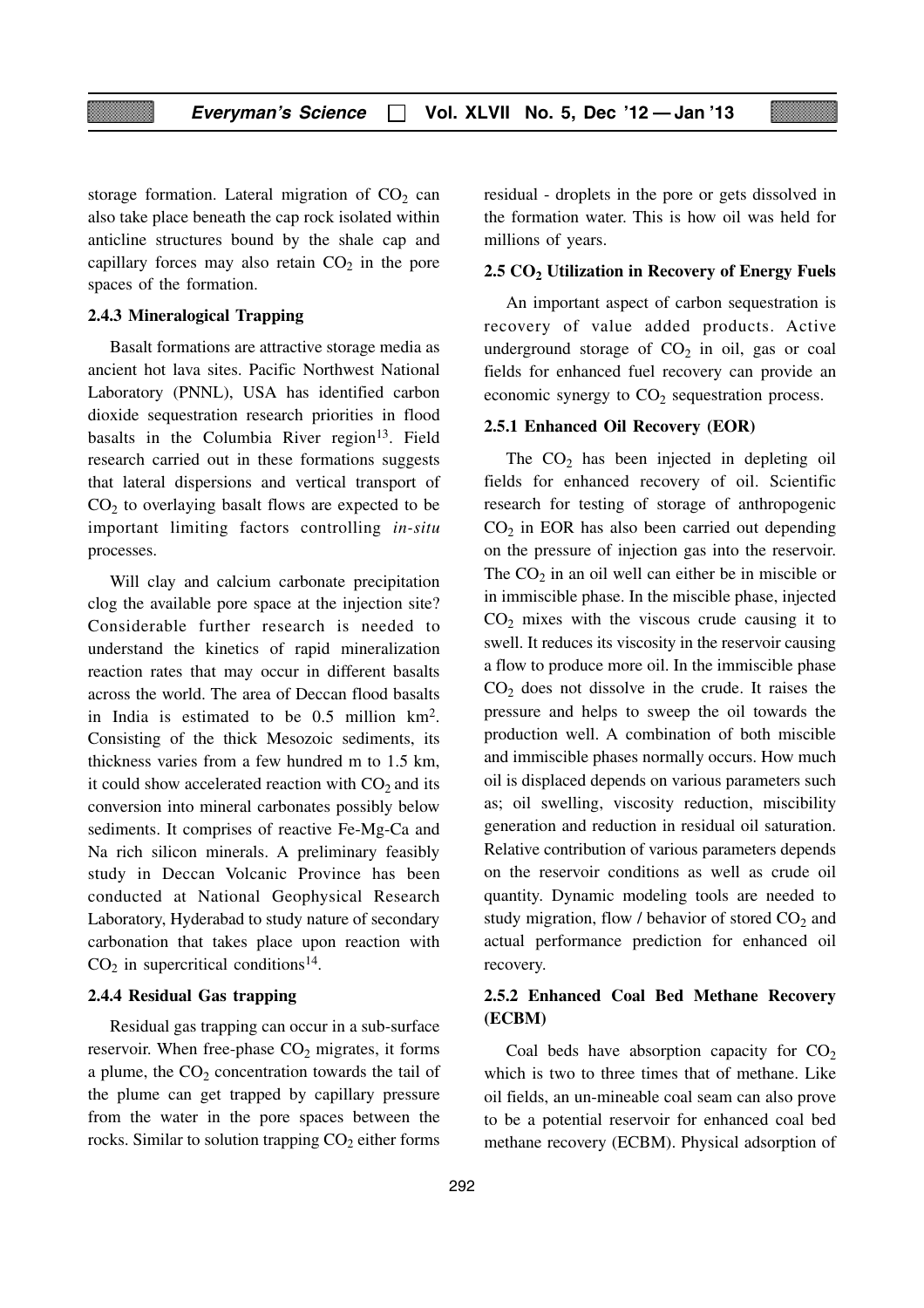storage formation. Lateral migration of $CO_2$ can also take place beneath the cap rock isolated within anticline structures bound by the shale cap and capillary forces may also retain $CO_2$ in the pore spaces of the formation.

### 2.4.3 Mineralogical Trapping

Basalt formations are attractive storage media as ancient hot lava sites. Pacific Northwest National Laboratory (PNNL), USA has identified carbon dioxide sequestration research priorities in flood basalts in the Columbia River region[13]. Field research carried out in these formations suggests that lateral dispersions and vertical transport of $CO_2$ to overlaying basalt flows are expected to be important limiting factors controlling *in-situ* processes.

Will clay and calcium carbonate precipitation clog the available pore space at the injection site? Considerable further research is needed to understand the kinetics of rapid mineralization reaction rates that may occur in different basalts across the world. The area of Deccan flood basalts in India is estimated to be 0.5 million $km^2$. Consisting of the thick Mesozoic sediments, its thickness varies from a few hundred m to 1.5 km, it could show accelerated reaction with $CO_2$ and its conversion into mineral carbonates possibly below sediments. It comprises of reactive Fe-Mg-Ca and Na rich silicon minerals. A preliminary feasibly study in Deccan Volcanic Province has been conducted at National Geophysical Research Laboratory, Hyderabad to study nature of secondary carbonation that takes place upon reaction with $CO_2$ in supercritical conditions[14].

### 2.4.4 Residual Gas trapping

Residual gas trapping can occur in a sub-surface reservoir. When free-phase $CO_2$ migrates, it forms a plume, the $CO_2$ concentration towards the tail of the plume can get trapped by capillary pressure from the water in the pore spaces between the rocks. Similar to solution trapping $CO_2$ either forms residual - droplets in the pore or gets dissolved in the formation water. This is how oil was held for millions of years.

## 2.5 $CO_2$ Utilization in Recovery of Energy Fuels

An important aspect of carbon sequestration is recovery of value added products. Active underground storage of $CO_2$ in oil, gas or coal fields for enhanced fuel recovery can provide an economic synergy to $CO_2$ sequestration process.

### 2.5.1 Enhanced Oil Recovery (EOR)

The $CO_2$ has been injected in depleting oil fields for enhanced recovery of oil. Scientific research for testing of storage of anthropogenic $CO_2$ in EOR has also been carried out depending on the pressure of injection gas into the reservoir. The $CO_2$ in an oil well can either be in miscible or in immiscible phase. In the miscible phase, injected $CO_2$ mixes with the viscous crude causing it to swell. It reduces its viscosity in the reservoir causing a flow to produce more oil. In the immiscible phase $CO_2$ does not dissolve in the crude. It raises the pressure and helps to sweep the oil towards the production well. A combination of both miscible and immiscible phases normally occurs. How much oil is displaced depends on various parameters such as; oil swelling, viscosity reduction, miscibility generation and reduction in residual oil saturation. Relative contribution of various parameters depends on the reservoir conditions as well as crude oil quantity. Dynamic modeling tools are needed to study migration, flow / behavior of stored $CO_2$ and actual performance prediction for enhanced oil recovery.

### 2.5.2 Enhanced Coal Bed Methane Recovery (ECBM)

Coal beds have absorption capacity for $CO_2$ which is two to three times that of methane. Like oil fields, an un-mineable coal seam can also prove to be a potential reservoir for enhanced coal bed methane recovery (ECBM). Physical adsorption of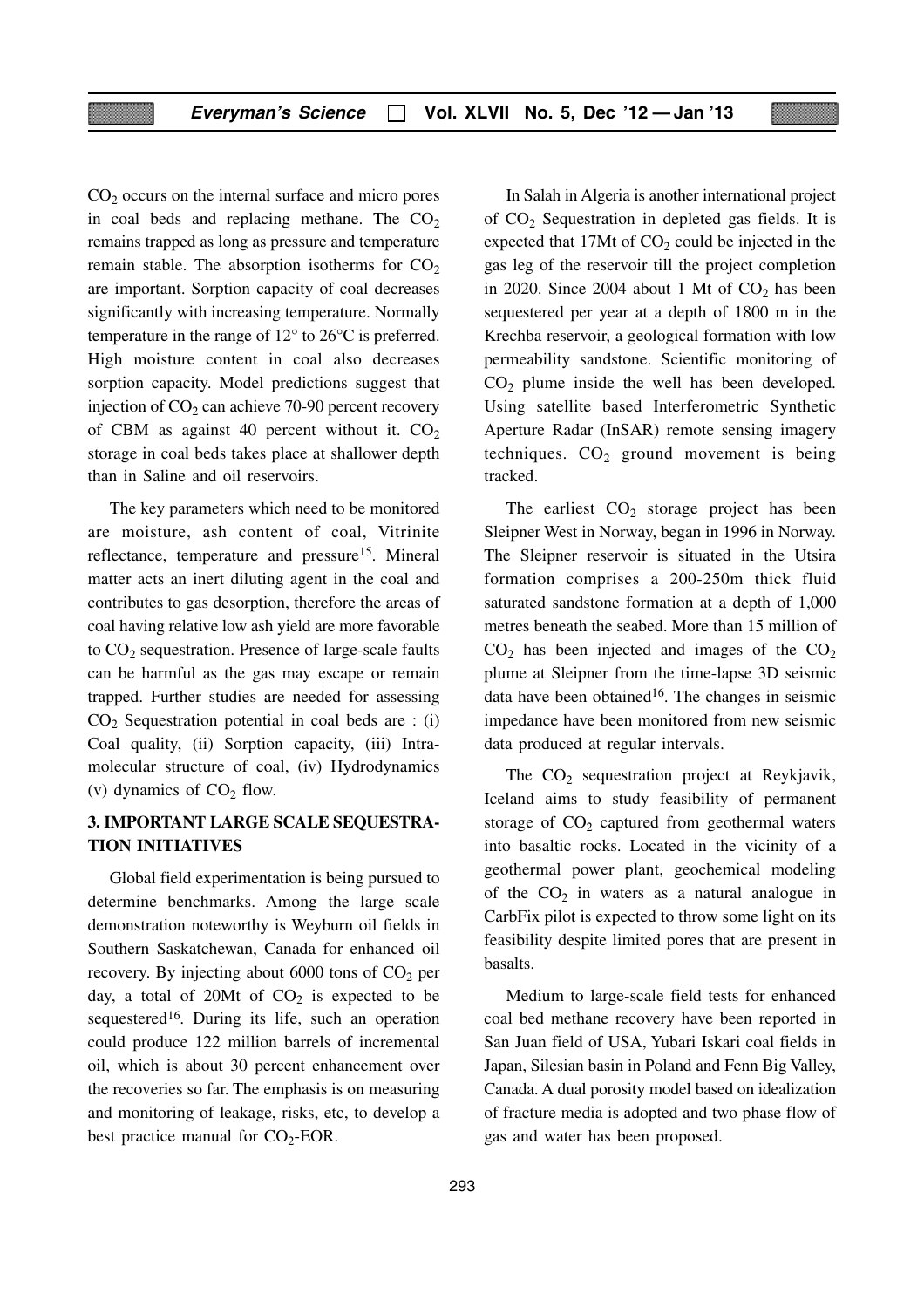$CO_2$ occurs on the internal surface and micro pores in coal beds and replacing methane. The $CO_2$ remains trapped as long as pressure and temperature remain stable. The absorption isotherms for $CO_2$ are important. Sorption capacity of coal decreases significantly with increasing temperature. Normally temperature in the range of 12° to 26°C is preferred. High moisture content in coal also decreases sorption capacity. Model predictions suggest that injection of $CO_2$ can achieve 70-90 percent recovery of CBM as against 40 percent without it. $CO_2$ storage in coal beds takes place at shallower depth than in Saline and oil reservoirs.

The key parameters which need to be monitored are moisture, ash content of coal, Vitrinite reflectance, temperature and pressure[15]. Mineral matter acts an inert diluting agent in the coal and contributes to gas desorption, therefore the areas of coal having relative low ash yield are more favorable to $CO_2$ sequestration. Presence of large-scale faults can be harmful as the gas may escape or remain trapped. Further studies are needed for assessing $CO_2$ Sequestration potential in coal beds are : (i) Coal quality, (ii) Sorption capacity, (iii) Intra-molecular structure of coal, (iv) Hydrodynamics (v) dynamics of $CO_2$ flow.

## 3. IMPORTANT LARGE SCALE SEQUESTRATION INITIATIVES

Global field experimentation is being pursued to determine benchmarks. Among the large scale demonstration noteworthy is Weyburn oil fields in Southern Saskatchewan, Canada for enhanced oil recovery. By injecting about 6000 tons of $CO_2$ per day, a total of 20Mt of $CO_2$ is expected to be sequestered[16]. During its life, such an operation could produce 122 million barrels of incremental oil, which is about 30 percent enhancement over the recoveries so far. The emphasis is on measuring and monitoring of leakage, risks, etc, to develop a best practice manual for $CO_2$-EOR.

In Salah in Algeria is another international project of $CO_2$ Sequestration in depleted gas fields. It is expected that 17Mt of $CO_2$ could be injected in the gas leg of the reservoir till the project completion in 2020. Since 2004 about 1 Mt of $CO_2$ has been sequestered per year at a depth of 1800 m in the Krechba reservoir, a geological formation with low permeability sandstone. Scientific monitoring of $CO_2$ plume inside the well has been developed. Using satellite based Interferometric Synthetic Aperture Radar (InSAR) remote sensing imagery techniques. $CO_2$ ground movement is being tracked.

The earliest $CO_2$ storage project has been Sleipner West in Norway, began in 1996 in Norway. The Sleipner reservoir is situated in the Utsira formation comprises a 200-250m thick fluid saturated sandstone formation at a depth of 1,000 metres beneath the seabed. More than 15 million of $CO_2$ has been injected and images of the $CO_2$ plume at Sleipner from the time-lapse 3D seismic data have been obtained[16]. The changes in seismic impedance have been monitored from new seismic data produced at regular intervals.

The $CO_2$ sequestration project at Reykjavik, Iceland aims to study feasibility of permanent storage of $CO_2$ captured from geothermal waters into basaltic rocks. Located in the vicinity of a geothermal power plant, geochemical modeling of the $CO_2$ in waters as a natural analogue in CarbFix pilot is expected to throw some light on its feasibility despite limited pores that are present in basalts.

Medium to large-scale field tests for enhanced coal bed methane recovery have been reported in San Juan field of USA, Yubari Iskari coal fields in Japan, Silesian basin in Poland and Fenn Big Valley, Canada. A dual porosity model based on idealization of fracture media is adopted and two phase flow of gas and water has been proposed.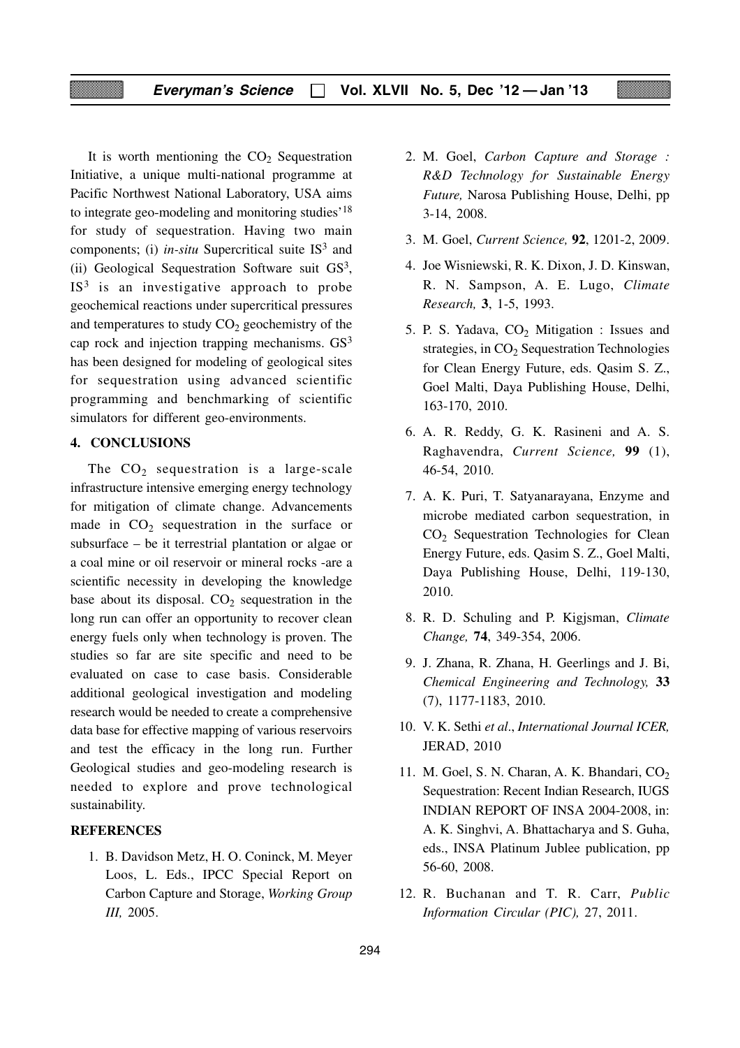It is worth mentioning the $CO_2$ Sequestration Initiative, a unique multi-national programme at Pacific Northwest National Laboratory, USA aims to integrate geo-modeling and monitoring studies'[18] for study of sequestration. Having two main components; (i) *in-situ* Supercritical suite $IS^3$ and (ii) Geological Sequestration Software suit $GS^3$, $IS^3$ is an investigative approach to probe geochemical reactions under supercritical pressures and temperatures to study $CO_2$ geochemistry of the cap rock and injection trapping mechanisms. $GS^3$ has been designed for modeling of geological sites for sequestration using advanced scientific programming and benchmarking of scientific simulators for different geo-environments.

## 4. CONCLUSIONS

The $CO_2$ sequestration is a large-scale infrastructure intensive emerging energy technology for mitigation of climate change. Advancements made in $CO_2$ sequestration in the surface or subsurface – be it terrestrial plantation or algae or a coal mine or oil reservoir or mineral rocks -are a scientific necessity in developing the knowledge base about its disposal. $CO_2$ sequestration in the long run can offer an opportunity to recover clean energy fuels only when technology is proven. The studies so far are site specific and need to be evaluated on case to case basis. Considerable additional geological investigation and modeling research would be needed to create a comprehensive data base for effective mapping of various reservoirs and test the efficacy in the long run. Further Geological studies and geo-modeling research is needed to explore and prove technological sustainability.

## REFERENCES

1. B. Davidson Metz, H. O. Coninck, M. Meyer Loos, L. Eds., IPCC Special Report on Carbon Capture and Storage, *Working Group III,* 2005.
2. M. Goel, *Carbon Capture and Storage : R&D Technology for Sustainable Energy Future,* Narosa Publishing House, Delhi, pp 3-14, 2008.
3. M. Goel, *Current Science,* **92**, 1201-2, 2009.
4. Joe Wisniewski, R. K. Dixon, J. D. Kinswan, R. N. Sampson, A. E. Lugo, *Climate Research,* **3**, 1-5, 1993.
5. P. S. Yadava, $CO_2$ Mitigation : Issues and strategies, in $CO_2$ Sequestration Technologies for Clean Energy Future, eds. Qasim S. Z., Goel Malti, Daya Publishing House, Delhi, 163-170, 2010.
6. A. R. Reddy, G. K. Rasineni and A. S. Raghavendra, *Current Science,* **99** (1), 46-54, 2010.
7. A. K. Puri, T. Satyanarayana, Enzyme and microbe mediated carbon sequestration, in $CO_2$ Sequestration Technologies for Clean Energy Future, eds. Qasim S. Z., Goel Malti, Daya Publishing House, Delhi, 119-130, 2010.
8. R. D. Schuling and P. Kigjsman, *Climate Change,* **74**, 349-354, 2006.
9. J. Zhana, R. Zhana, H. Geerlings and J. Bi, *Chemical Engineering and Technology,* **33** (7), 1177-1183, 2010.
10. V. K. Sethi *et al*., *International Journal ICER,* JERAD, 2010
11. M. Goel, S. N. Charan, A. K. Bhandari, $CO_2$ Sequestration: Recent Indian Research, IUGS INDIAN REPORT OF INSA 2004-2008, in: A. K. Singhvi, A. Bhattacharya and S. Guha, eds., INSA Platinum Jublee publication, pp 56-60, 2008.
12. R. Buchanan and T. R. Carr, *Public Information Circular (PIC),* 27, 2011.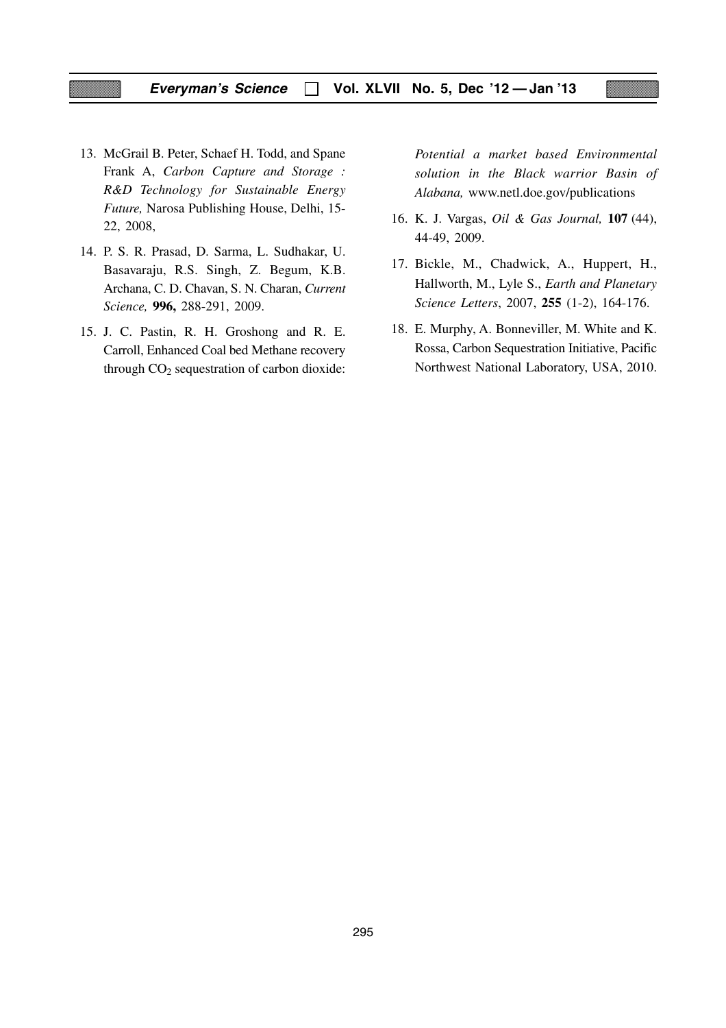13. McGrail B. Peter, Schaef H. Todd, and Spane Frank A, *Carbon Capture and Storage : R&D Technology for Sustainable Energy Future,* Narosa Publishing House, Delhi, 15-22, 2008,

14. P. S. R. Prasad, D. Sarma, L. Sudhakar, U. Basavaraju, R.S. Singh, Z. Begum, K.B. Archana, C. D. Chavan, S. N. Charan, *Current Science,* **996,** 288-291, 2009.

15. J. C. Pastin, R. H. Groshong and R. E. Carroll, Enhanced Coal bed Methane recovery through $CO_2$ sequestration of carbon dioxide: *Potential a market based Environmental solution in the Black warrior Basin of Alabana,* www.netl.doe.gov/publications

16. K. J. Vargas, *Oil & Gas Journal,* **107** (44), 44-49, 2009.

17. Bickle, M., Chadwick, A., Huppert, H., Hallworth, M., Lyle S., *Earth and Planetary Science Letters*, 2007, **255** (1-2), 164-176.

18. E. Murphy, A. Bonneviller, M. White and K. Rossa, Carbon Sequestration Initiative, Pacific Northwest National Laboratory, USA, 2010.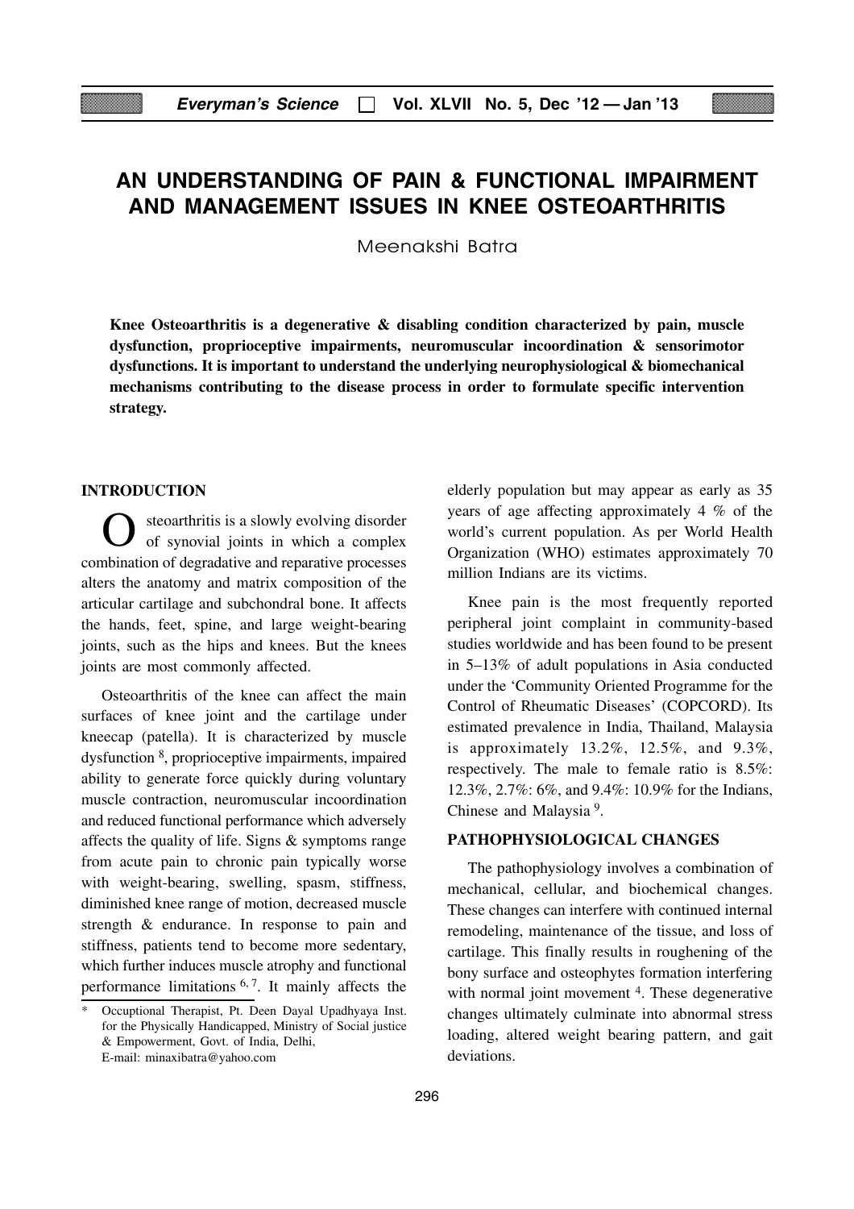# AN UNDERSTANDING OF PAIN & FUNCTIONAL IMPAIRMENT AND MANAGEMENT ISSUES IN KNEE OSTEOARTHRITIS

Meenakshi Batra

**Knee Osteoarthritis is a degenerative & disabling condition characterized by pain, muscle dysfunction, proprioceptive impairments, neuromuscular incoordination & sensorimotor dysfunctions. It is important to understand the underlying neurophysiological & biomechanical mechanisms contributing to the disease process in order to formulate specific intervention strategy.**

## INTRODUCTION

Osteoarthritis is a slowly evolving disorder of synovial joints in which a complex combination of degradative and reparative processes alters the anatomy and matrix composition of the articular cartilage and subchondral bone. It affects the hands, feet, spine, and large weight-bearing joints, such as the hips and knees. But the knees joints are most commonly affected.

Osteoarthritis of the knee can affect the main surfaces of knee joint and the cartilage under kneecap (patella). It is characterized by muscle dysfunction [8], proprioceptive impairments, impaired ability to generate force quickly during voluntary muscle contraction, neuromuscular incoordination and reduced functional performance which adversely affects the quality of life. Signs & symptoms range from acute pain to chronic pain typically worse with weight-bearing, swelling, spasm, stiffness, diminished knee range of motion, decreased muscle strength & endurance. In response to pain and stiffness, patients tend to become more sedentary, which further induces muscle atrophy and functional performance limitations [6, 7]. It mainly affects the elderly population but may appear as early as 35 years of age affecting approximately 4 % of the world's current population. As per World Health Organization (WHO) estimates approximately 70 million Indians are its victims.

Knee pain is the most frequently reported peripheral joint complaint in community-based studies worldwide and has been found to be present in 5–13% of adult populations in Asia conducted under the 'Community Oriented Programme for the Control of Rheumatic Diseases' (COPCORD). Its estimated prevalence in India, Thailand, Malaysia is approximately 13.2%, 12.5%, and 9.3%, respectively. The male to female ratio is 8.5%: 12.3%, 2.7%: 6%, and 9.4%: 10.9% for the Indians, Chinese and Malaysia [9].

## PATHOPHYSIOLOGICAL CHANGES

The pathophysiology involves a combination of mechanical, cellular, and biochemical changes. These changes can interfere with continued internal remodeling, maintenance of the tissue, and loss of cartilage. This finally results in roughening of the bony surface and osteophytes formation interfering with normal joint movement [4]. These degenerative changes ultimately culminate into abnormal stress loading, altered weight bearing pattern, and gait deviations.

* Occuptional Therapist, Pt. Deen Dayal Upadhyaya Inst. for the Physically Handicapped, Ministry of Social justice & Empowerment, Govt. of India, Delhi, E-mail: minaxibatra@yahoo.com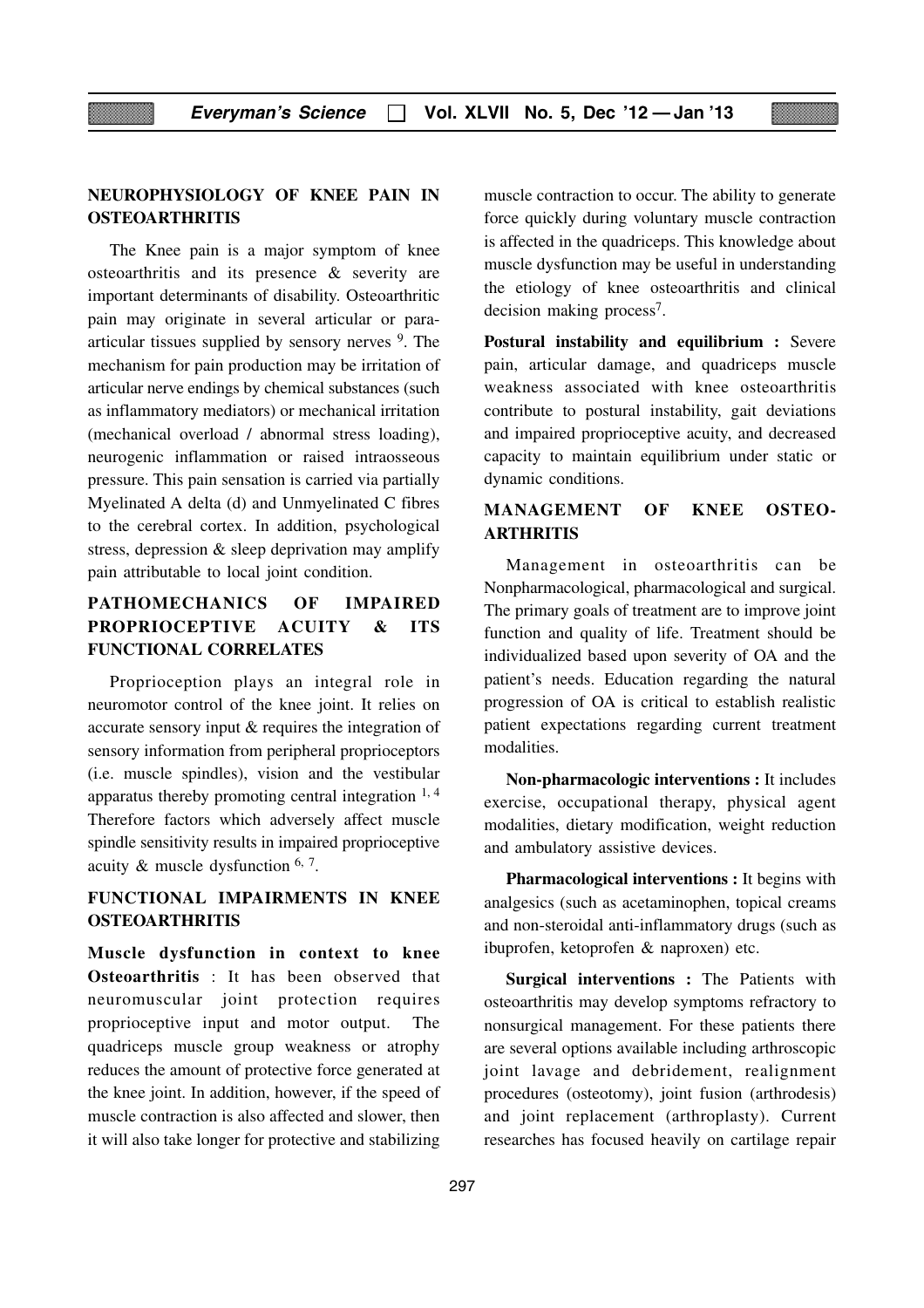## NEUROPHYSIOLOGY OF KNEE PAIN IN OSTEOARTHRITIS

The Knee pain is a major symptom of knee osteoarthritis and its presence & severity are important determinants of disability. Osteoarthritic pain may originate in several articular or para-articular tissues supplied by sensory nerves [9]. The mechanism for pain production may be irritation of articular nerve endings by chemical substances (such as inflammatory mediators) or mechanical irritation (mechanical overload / abnormal stress loading), neurogenic inflammation or raised intraosseous pressure. This pain sensation is carried via partially Myelinated A delta (d) and Unmyelinated C fibres to the cerebral cortex. In addition, psychological stress, depression & sleep deprivation may amplify pain attributable to local joint condition.

## PATHOMECHANICS OF IMPAIRED PROPRIOCEPTIVE ACUITY & ITS FUNCTIONAL CORRELATES

Proprioception plays an integral role in neuromotor control of the knee joint. It relies on accurate sensory input & requires the integration of sensory information from peripheral proprioceptors (i.e. muscle spindles), vision and the vestibular apparatus thereby promoting central integration [1, 4] Therefore factors which adversely affect muscle spindle sensitivity results in impaired proprioceptive acuity & muscle dysfunction [6, 7].

## FUNCTIONAL IMPAIRMENTS IN KNEE OSTEOARTHRITIS

**Muscle dysfunction in context to knee Osteoarthritis** : It has been observed that neuromuscular joint protection requires proprioceptive input and motor output. The quadriceps muscle group weakness or atrophy reduces the amount of protective force generated at the knee joint. In addition, however, if the speed of muscle contraction is also affected and slower, then it will also take longer for protective and stabilizing muscle contraction to occur. The ability to generate force quickly during voluntary muscle contraction is affected in the quadriceps. This knowledge about muscle dysfunction may be useful in understanding the etiology of knee osteoarthritis and clinical decision making process[7].

**Postural instability and equilibrium :** Severe pain, articular damage, and quadriceps muscle weakness associated with knee osteoarthritis contribute to postural instability, gait deviations and impaired proprioceptive acuity, and decreased capacity to maintain equilibrium under static or dynamic conditions.

## MANAGEMENT OF KNEE OSTEO-ARTHRITIS

Management in osteoarthritis can be Nonpharmacological, pharmacological and surgical. The primary goals of treatment are to improve joint function and quality of life. Treatment should be individualized based upon severity of OA and the patient's needs. Education regarding the natural progression of OA is critical to establish realistic patient expectations regarding current treatment modalities.

**Non-pharmacologic interventions :** It includes exercise, occupational therapy, physical agent modalities, dietary modification, weight reduction and ambulatory assistive devices.

**Pharmacological interventions :** It begins with analgesics (such as acetaminophen, topical creams and non-steroidal anti-inflammatory drugs (such as ibuprofen, ketoprofen & naproxen) etc.

**Surgical interventions :** The Patients with osteoarthritis may develop symptoms refractory to nonsurgical management. For these patients there are several options available including arthroscopic joint lavage and debridement, realignment procedures (osteotomy), joint fusion (arthrodesis) and joint replacement (arthroplasty). Current researches has focused heavily on cartilage repair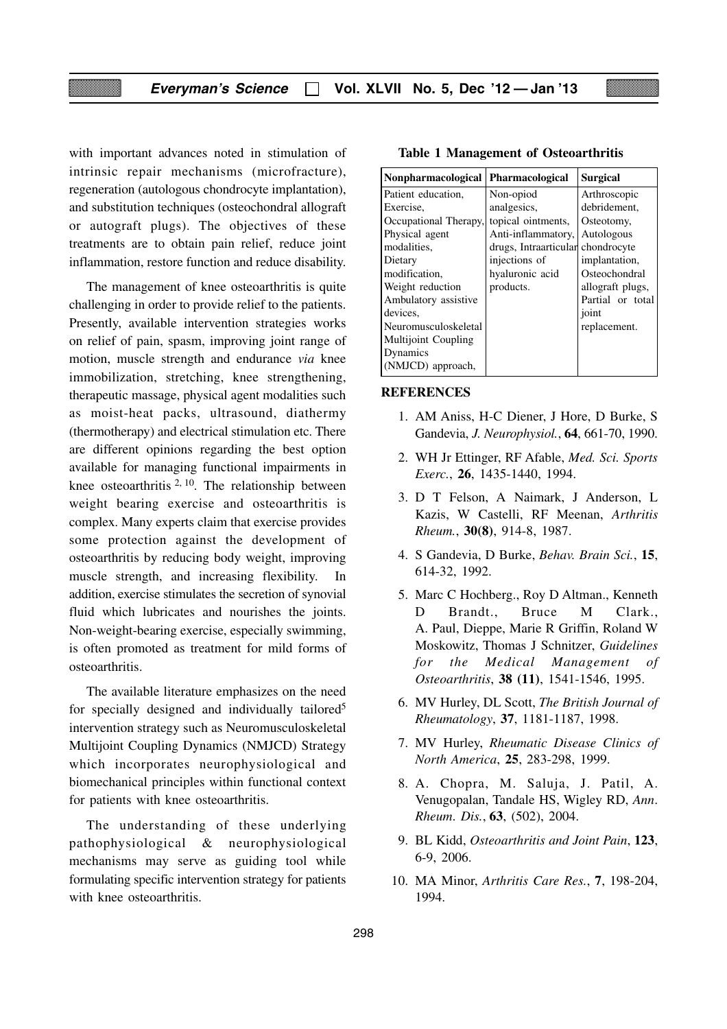with important advances noted in stimulation of intrinsic repair mechanisms (microfracture), regeneration (autologous chondrocyte implantation), and substitution techniques (osteochondral allograft or autograft plugs). The objectives of these treatments are to obtain pain relief, reduce joint inflammation, restore function and reduce disability.

The management of knee osteoarthritis is quite challenging in order to provide relief to the patients. Presently, available intervention strategies works on relief of pain, spasm, improving joint range of motion, muscle strength and endurance *via* knee immobilization, stretching, knee strengthening, therapeutic massage, physical agent modalities such as moist-heat packs, ultrasound, diathermy (thermotherapy) and electrical stimulation etc. There are different opinions regarding the best option available for managing functional impairments in knee osteoarthritis [2, 10]. The relationship between weight bearing exercise and osteoarthritis is complex. Many experts claim that exercise provides some protection against the development of osteoarthritis by reducing body weight, improving muscle strength, and increasing flexibility. In addition, exercise stimulates the secretion of synovial fluid which lubricates and nourishes the joints. Non-weight-bearing exercise, especially swimming, is often promoted as treatment for mild forms of osteoarthritis.

The available literature emphasizes on the need for specially designed and individually tailored[5] intervention strategy such as Neuromusculoskeletal Multijoint Coupling Dynamics (NMJCD) Strategy which incorporates neurophysiological and biomechanical principles within functional context for patients with knee osteoarthritis.

The understanding of these underlying pathophysiological & neurophysiological mechanisms may serve as guiding tool while formulating specific intervention strategy for patients with knee osteoarthritis.

**Table 1 Management of Osteoarthritis**

| Nonpharmacological | Pharmacological | Surgical |
|---|---|---|
| Patient education, Exercise, Occupational Therapy, Physical agent modalities, Dietary modification, Weight reduction Ambulatory assistive devices, Neuromusculoskeletal Multijoint Coupling Dynamics (NMJCD) approach, | Non-opiod analgesics, topical ointments, Anti-inflammatory, drugs, Intraarticular injections of hyaluronic acid products. | Arthroscopic debridement, Osteotomy, Autologous chondrocyte implantation, Osteochondral allograft plugs, Partial or total joint replacement. |

## REFERENCES

1. AM Aniss, H-C Diener, J Hore, D Burke, S Gandevia, *J. Neurophysiol.*, **64**, 661-70, 1990.
2. WH Jr Ettinger, RF Afable, *Med. Sci. Sports Exerc.*, **26**, 1435-1440, 1994.
3. D T Felson, A Naimark, J Anderson, L Kazis, W Castelli, RF Meenan, *Arthritis Rheum.*, **30(8)**, 914-8, 1987.
4. S Gandevia, D Burke, *Behav. Brain Sci.*, **15**, 614-32, 1992.
5. Marc C Hochberg., Roy D Altman., Kenneth D Brandt., Bruce M Clark., A. Paul, Dieppe, Marie R Griffin, Roland W Moskowitz, Thomas J Schnitzer, *Guidelines for the Medical Management of Osteoarthritis*, **38 (11)**, 1541-1546, 1995.
6. MV Hurley, DL Scott, *The British Journal of Rheumatology*, **37**, 1181-1187, 1998.
7. MV Hurley, *Rheumatic Disease Clinics of North America*, **25**, 283-298, 1999.
8. A. Chopra, M. Saluja, J. Patil, A. Venugopalan, Tandale HS, Wigley RD, *Ann. Rheum. Dis.*, **63**, (502), 2004.
9. BL Kidd, *Osteoarthritis and Joint Pain*, **123**, 6-9, 2006.
10. MA Minor, *Arthritis Care Res.*, **7**, 198-204, 1994.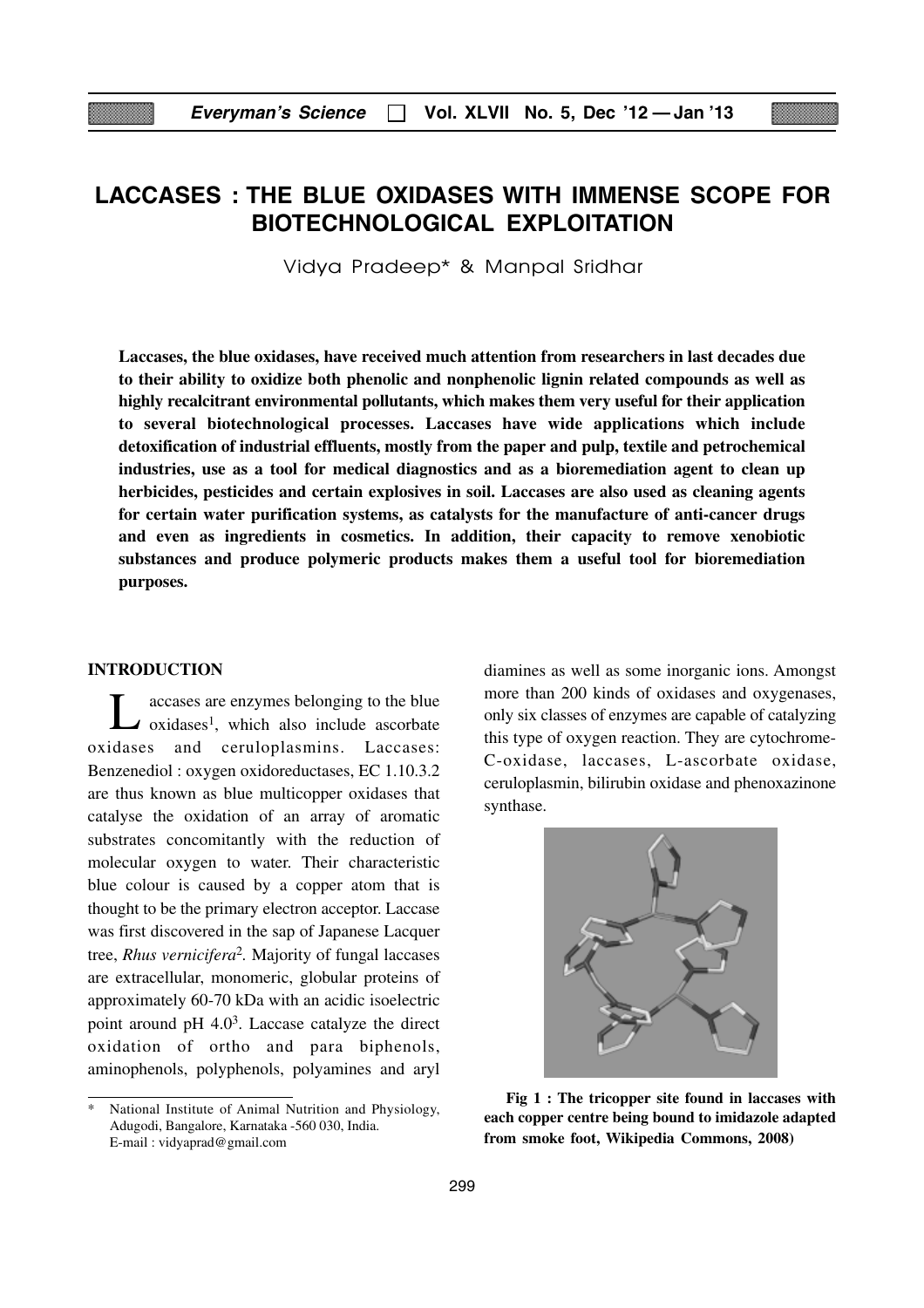# LACCASES : THE BLUE OXIDASES WITH IMMENSE SCOPE FOR BIOTECHNOLOGICAL EXPLOITATION

Vidya Pradeep* & Manpal Sridhar

**Laccases, the blue oxidases, have received much attention from researchers in last decades due to their ability to oxidize both phenolic and nonphenolic lignin related compounds as well as highly recalcitrant environmental pollutants, which makes them very useful for their application to several biotechnological processes. Laccases have wide applications which include detoxification of industrial effluents, mostly from the paper and pulp, textile and petrochemical industries, use as a tool for medical diagnostics and as a bioremediation agent to clean up herbicides, pesticides and certain explosives in soil. Laccases are also used as cleaning agents for certain water purification systems, as catalysts for the manufacture of anti-cancer drugs and even as ingredients in cosmetics. In addition, their capacity to remove xenobiotic substances and produce polymeric products makes them a useful tool for bioremediation purposes.**

## INTRODUCTION

Laccases are enzymes belonging to the blue oxidases[1], which also include ascorbate oxidases and ceruloplasmins. Laccases: Benzenediol : oxygen oxidoreductases, EC 1.10.3.2 are thus known as blue multicopper oxidases that catalyse the oxidation of an array of aromatic substrates concomitantly with the reduction of molecular oxygen to water. Their characteristic blue colour is caused by a copper atom that is thought to be the primary electron acceptor. Laccase was first discovered in the sap of Japanese Lacquer tree, *Rhus vernicifera*[2]. Majority of fungal laccases are extracellular, monomeric, globular proteins of approximately 60-70 kDa with an acidic isoelectric point around pH 4.0[3]. Laccase catalyze the direct oxidation of ortho and para biphenols, aminophenols, polyphenols, polyamines and aryl diamines as well as some inorganic ions. Amongst more than 200 kinds of oxidases and oxygenases, only six classes of enzymes are capable of catalyzing this type of oxygen reaction. They are cytochrome-C-oxidase, laccases, L-ascorbate oxidase, ceruloplasmin, bilirubin oxidase and phenoxazinone synthase.

**Fig 1 : The tricopper site found in laccases with each copper centre being bound to imidazole adapted from smoke foot, Wikipedia Commons, 2008)**

\* National Institute of Animal Nutrition and Physiology, Adugodi, Bangalore, Karnataka -560 030, India. E-mail : vidyaprad@gmail.com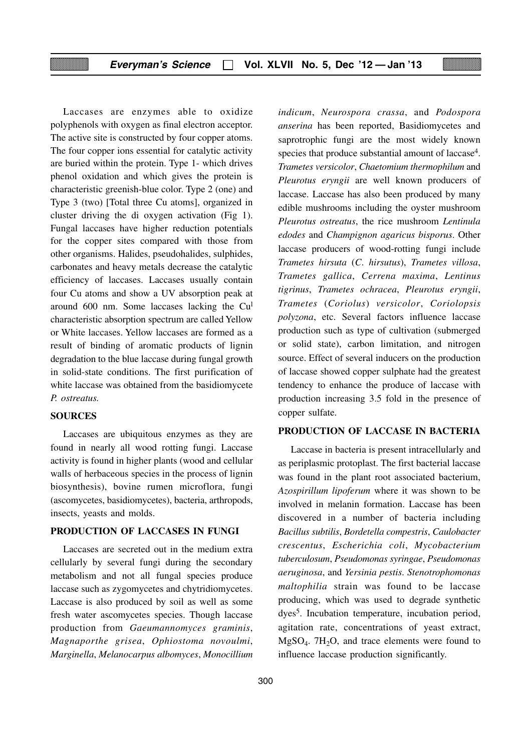Laccases are enzymes able to oxidize polyphenols with oxygen as final electron acceptor. The active site is constructed by four copper atoms. The four copper ions essential for catalytic activity are buried within the protein. Type 1- which drives phenol oxidation and which gives the protein is characteristic greenish-blue color. Type 2 (one) and Type 3 (two) [Total three Cu atoms], organized in cluster driving the di oxygen activation (Fig 1). Fungal laccases have higher reduction potentials for the copper sites compared with those from other organisms. Halides, pseudohalides, sulphides, carbonates and heavy metals decrease the catalytic efficiency of laccases. Laccases usually contain four Cu atoms and show a UV absorption peak at around 600 nm. Some laccases lacking the $Cu^{I}$ characteristic absorption spectrum are called Yellow or White laccases. Yellow laccases are formed as a result of binding of aromatic products of lignin degradation to the blue laccase during fungal growth in solid-state conditions. The first purification of white laccase was obtained from the basidiomycete *P. ostreatus.*

## SOURCES

Laccases are ubiquitous enzymes as they are found in nearly all wood rotting fungi. Laccase activity is found in higher plants (wood and cellular walls of herbaceous species in the process of lignin biosynthesis), bovine rumen microflora, fungi (ascomycetes, basidiomycetes), bacteria, arthropods, insects, yeasts and molds.

## PRODUCTION OF LACCASES IN FUNGI

Laccases are secreted out in the medium extra cellularly by several fungi during the secondary metabolism and not all fungal species produce laccase such as zygomycetes and chytridiomycetes. Laccase is also produced by soil as well as some fresh water ascomycetes species. Though laccase production from *Gaeumannomyces graminis*, *Magnaporthe grisea*, *Ophiostoma novoulmi*, *Marginella*, *Melanocarpus albomyces*, *Monocillium indicum*, *Neurospora crassa*, and *Podospora anserina* has been reported, Basidiomycetes and saprotrophic fungi are the most widely known species that produce substantial amount of laccase[4]. *Trametes versicolor*, *Chaetomium thermophilum* and *Pleurotus eryngii* are well known producers of laccase. Laccase has also been produced by many edible mushrooms including the oyster mushroom *Pleurotus ostreatus*, the rice mushroom *Lentinula edodes* and *Champignon agaricus bisporus*. Other laccase producers of wood-rotting fungi include *Trametes hirsuta* (*C. hirsutus*), *Trametes villosa*, *Trametes gallica*, *Cerrena maxima*, *Lentinus tigrinus*, *Trametes ochracea*, *Pleurotus eryngii*, *Trametes* (*Coriolus*) *versicolor*, *Coriolopsis polyzona*, etc. Several factors influence laccase production such as type of cultivation (submerged or solid state), carbon limitation, and nitrogen source. Effect of several inducers on the production of laccase showed copper sulphate had the greatest tendency to enhance the produce of laccase with production increasing 3.5 fold in the presence of copper sulfate.

## PRODUCTION OF LACCASE IN BACTERIA

Laccase in bacteria is present intracellularly and as periplasmic protoplast. The first bacterial laccase was found in the plant root associated bacterium, *Azospirillum lipoferum* where it was shown to be involved in melanin formation. Laccase has been discovered in a number of bacteria including *Bacillus subtilis*, *Bordetella compestris*, *Caulobacter crescentus*, *Escherichia coli*, *Mycobacterium tuberculosum*, *Pseudomonas syringae*, *Pseudomonas aeruginosa*, and *Yersinia pestis*. *Stenotrophomonas maltophilia* strain was found to be laccase producing, which was used to degrade synthetic dyes[5]. Incubation temperature, incubation period, agitation rate, concentrations of yeast extract, $MgSO_4 . 7H_2O$, and trace elements were found to influence laccase production significantly.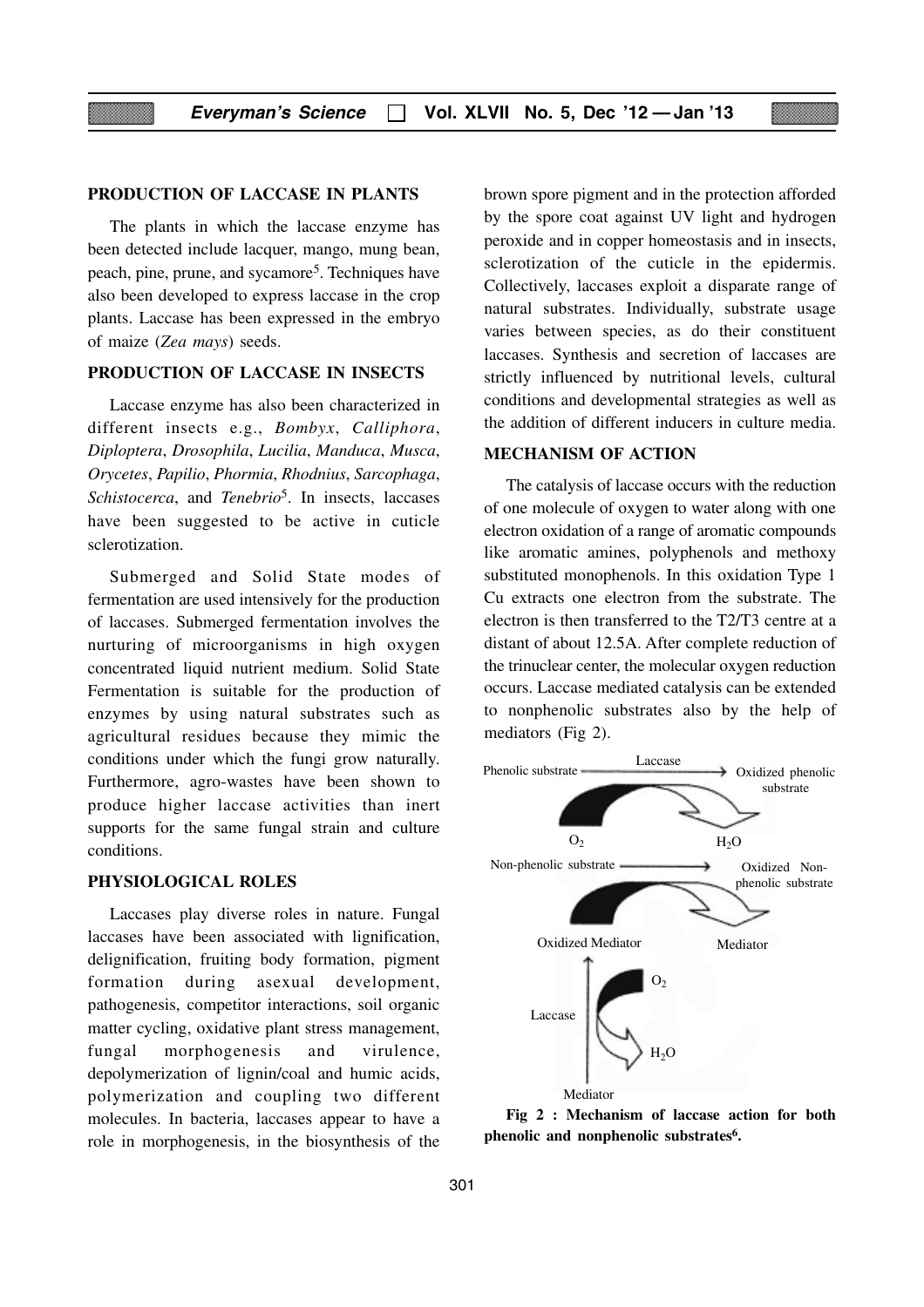## PRODUCTION OF LACCASE IN PLANTS

The plants in which the laccase enzyme has been detected include lacquer, mango, mung bean, peach, pine, prune, and sycamore[5]. Techniques have also been developed to express laccase in the crop plants. Laccase has been expressed in the embryo of maize (*Zea mays*) seeds.

## PRODUCTION OF LACCASE IN INSECTS

Laccase enzyme has also been characterized in different insects e.g., *Bombyx*, *Calliphora*, *Diploptera*, *Drosophila*, *Lucilia*, *Manduca*, *Musca*, *Orycetes*, *Papilio*, *Phormia*, *Rhodnius*, *Sarcophaga*, *Schistocerca*, and *Tenebrio*[5]. In insects, laccases have been suggested to be active in cuticle sclerotization.

Submerged and Solid State modes of fermentation are used intensively for the production of laccases. Submerged fermentation involves the nurturing of microorganisms in high oxygen concentrated liquid nutrient medium. Solid State Fermentation is suitable for the production of enzymes by using natural substrates such as agricultural residues because they mimic the conditions under which the fungi grow naturally. Furthermore, agro-wastes have been shown to produce higher laccase activities than inert supports for the same fungal strain and culture conditions.

## PHYSIOLOGICAL ROLES

Laccases play diverse roles in nature. Fungal laccases have been associated with lignification, delignification, fruiting body formation, pigment formation during asexual development, pathogenesis, competitor interactions, soil organic matter cycling, oxidative plant stress management, fungal morphogenesis and virulence, depolymerization of lignin/coal and humic acids, polymerization and coupling two different molecules. In bacteria, laccases appear to have a role in morphogenesis, in the biosynthesis of the brown spore pigment and in the protection afforded by the spore coat against UV light and hydrogen peroxide and in copper homeostasis and in insects, sclerotization of the cuticle in the epidermis. Collectively, laccases exploit a disparate range of natural substrates. Individually, substrate usage varies between species, as do their constituent laccases. Synthesis and secretion of laccases are strictly influenced by nutritional levels, cultural conditions and developmental strategies as well as the addition of different inducers in culture media.

## MECHANISM OF ACTION

The catalysis of laccase occurs with the reduction of one molecule of oxygen to water along with one electron oxidation of a range of aromatic compounds like aromatic amines, polyphenols and methoxy substituted monophenols. In this oxidation Type 1 Cu extracts one electron from the substrate. The electron is then transferred to the T2/T3 centre at a distant of about 12.5A. After complete reduction of the trinuclear center, the molecular oxygen reduction occurs. Laccase mediated catalysis can be extended to nonphenolic substrates also by the help of mediators (Fig 2).

Phenolic substrate —Laccase→ Oxidized phenolic substrate ($O_2$ → $H_2O$)

Non-phenolic substrate → Oxidized Non-phenolic substrate (Oxidized Mediator → Mediator)

Mediator —Laccase→ Oxidized Mediator ($O_2$ → $H_2O$)

**Fig 2 : Mechanism of laccase action for both phenolic and nonphenolic substrates[6].**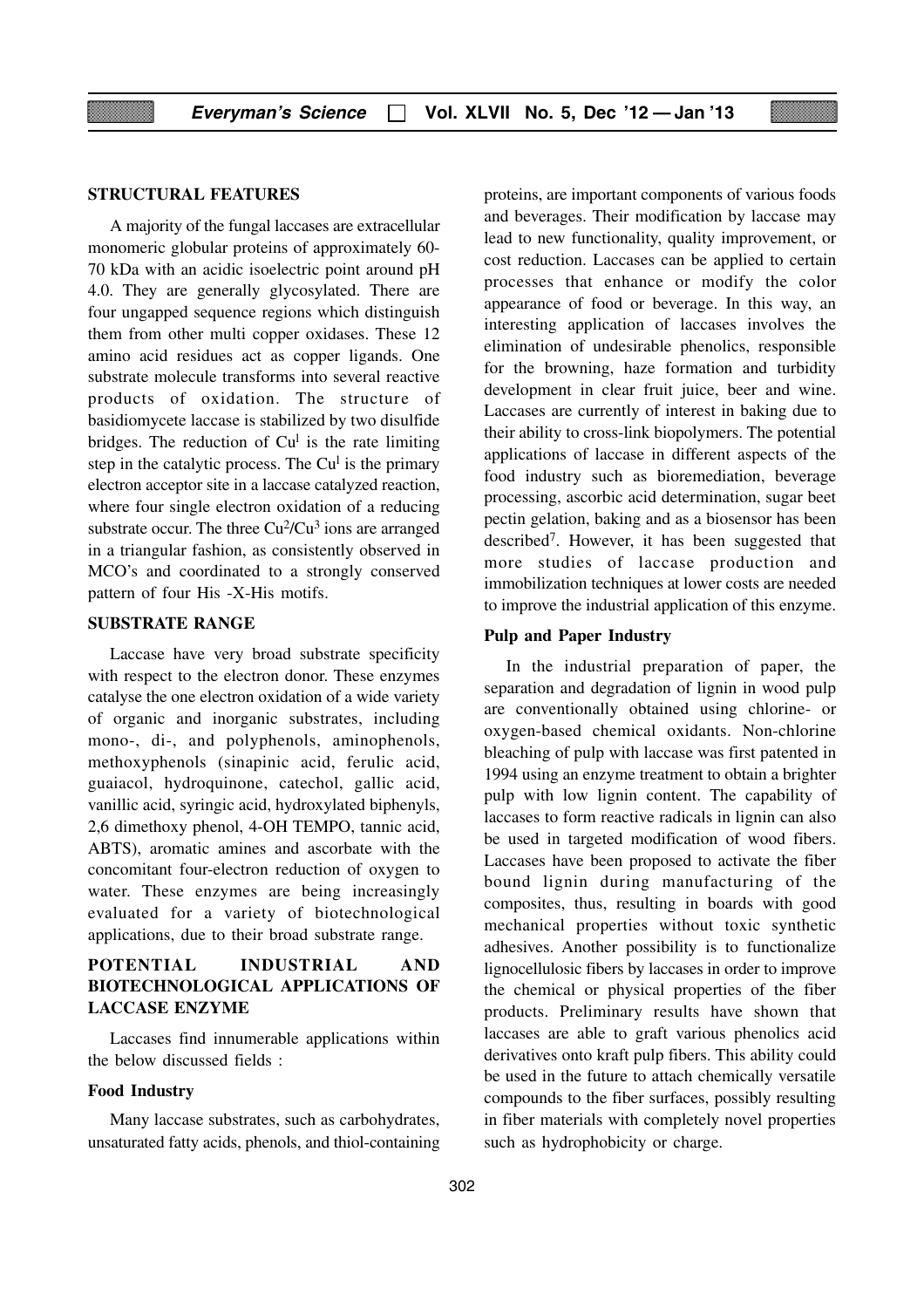## STRUCTURAL FEATURES

A majority of the fungal laccases are extracellular monomeric globular proteins of approximately 60-70 kDa with an acidic isoelectric point around pH 4.0. They are generally glycosylated. There are four ungapped sequence regions which distinguish them from other multi copper oxidases. These 12 amino acid residues act as copper ligands. One substrate molecule transforms into several reactive products of oxidation. The structure of basidiomycete laccase is stabilized by two disulfide bridges. The reduction of $Cu^{I}$ is the rate limiting step in the catalytic process. The $Cu^{I}$ is the primary electron acceptor site in a laccase catalyzed reaction, where four single electron oxidation of a reducing substrate occur. The three $Cu^{2}/Cu^{3}$ ions are arranged in a triangular fashion, as consistently observed in MCO's and coordinated to a strongly conserved pattern of four His -X-His motifs.

## SUBSTRATE RANGE

Laccase have very broad substrate specificity with respect to the electron donor. These enzymes catalyse the one electron oxidation of a wide variety of organic and inorganic substrates, including mono-, di-, and polyphenols, aminophenols, methoxyphenols (sinapinic acid, ferulic acid, guaiacol, hydroquinone, catechol, gallic acid, vanillic acid, syringic acid, hydroxylated biphenyls, 2,6 dimethoxy phenol, 4-OH TEMPO, tannic acid, ABTS), aromatic amines and ascorbate with the concomitant four-electron reduction of oxygen to water. These enzymes are being increasingly evaluated for a variety of biotechnological applications, due to their broad substrate range.

## POTENTIAL INDUSTRIAL AND BIOTECHNOLOGICAL APPLICATIONS OF LACCASE ENZYME

Laccases find innumerable applications within the below discussed fields :

### Food Industry

Many laccase substrates, such as carbohydrates, unsaturated fatty acids, phenols, and thiol-containing proteins, are important components of various foods and beverages. Their modification by laccase may lead to new functionality, quality improvement, or cost reduction. Laccases can be applied to certain processes that enhance or modify the color appearance of food or beverage. In this way, an interesting application of laccases involves the elimination of undesirable phenolics, responsible for the browning, haze formation and turbidity development in clear fruit juice, beer and wine. Laccases are currently of interest in baking due to their ability to cross-link biopolymers. The potential applications of laccase in different aspects of the food industry such as bioremediation, beverage processing, ascorbic acid determination, sugar beet pectin gelation, baking and as a biosensor has been described[7]. However, it has been suggested that more studies of laccase production and immobilization techniques at lower costs are needed to improve the industrial application of this enzyme.

### Pulp and Paper Industry

In the industrial preparation of paper, the separation and degradation of lignin in wood pulp are conventionally obtained using chlorine- or oxygen-based chemical oxidants. Non-chlorine bleaching of pulp with laccase was first patented in 1994 using an enzyme treatment to obtain a brighter pulp with low lignin content. The capability of laccases to form reactive radicals in lignin can also be used in targeted modification of wood fibers. Laccases have been proposed to activate the fiber bound lignin during manufacturing of the composites, thus, resulting in boards with good mechanical properties without toxic synthetic adhesives. Another possibility is to functionalize lignocellulosic fibers by laccases in order to improve the chemical or physical properties of the fiber products. Preliminary results have shown that laccases are able to graft various phenolics acid derivatives onto kraft pulp fibers. This ability could be used in the future to attach chemically versatile compounds to the fiber surfaces, possibly resulting in fiber materials with completely novel properties such as hydrophobicity or charge.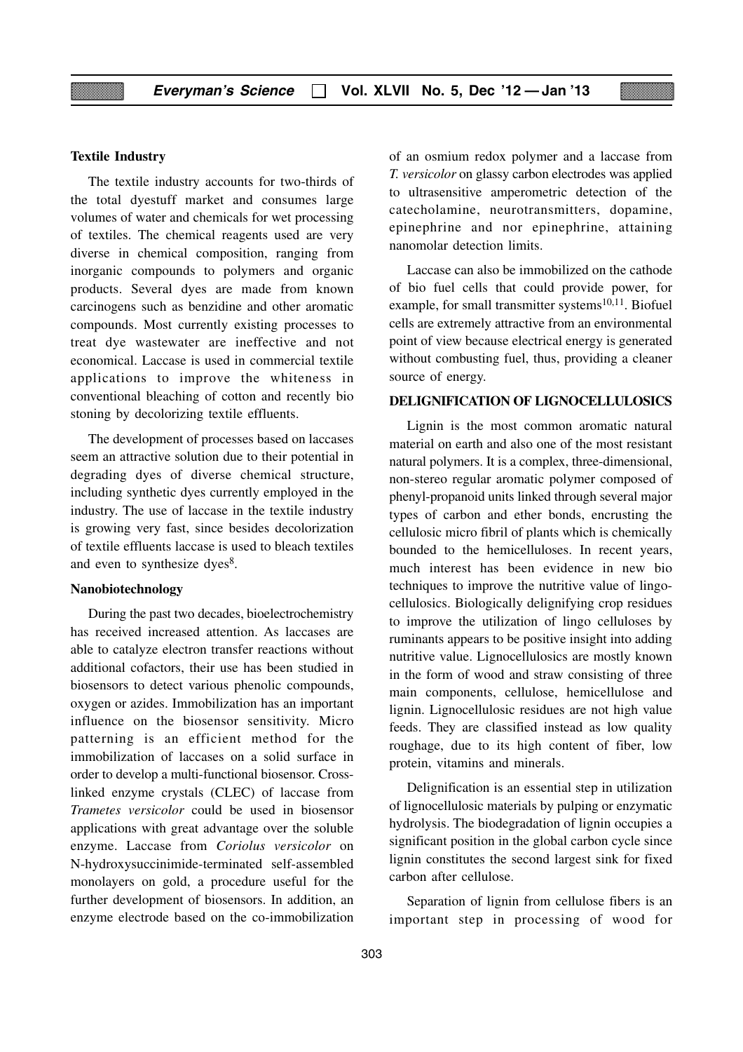### Textile Industry

The textile industry accounts for two-thirds of the total dyestuff market and consumes large volumes of water and chemicals for wet processing of textiles. The chemical reagents used are very diverse in chemical composition, ranging from inorganic compounds to polymers and organic products. Several dyes are made from known carcinogens such as benzidine and other aromatic compounds. Most currently existing processes to treat dye wastewater are ineffective and not economical. Laccase is used in commercial textile applications to improve the whiteness in conventional bleaching of cotton and recently bio stoning by decolorizing textile effluents.

The development of processes based on laccases seem an attractive solution due to their potential in degrading dyes of diverse chemical structure, including synthetic dyes currently employed in the industry. The use of laccase in the textile industry is growing very fast, since besides decolorization of textile effluents laccase is used to bleach textiles and even to synthesize dyes[8].

### Nanobiotechnology

During the past two decades, bioelectrochemistry has received increased attention. As laccases are able to catalyze electron transfer reactions without additional cofactors, their use has been studied in biosensors to detect various phenolic compounds, oxygen or azides. Immobilization has an important influence on the biosensor sensitivity. Micro patterning is an efficient method for the immobilization of laccases on a solid surface in order to develop a multi-functional biosensor. Cross-linked enzyme crystals (CLEC) of laccase from *Trametes versicolor* could be used in biosensor applications with great advantage over the soluble enzyme. Laccase from *Coriolus versicolor* on N-hydroxysuccinimide-terminated self-assembled monolayers on gold, a procedure useful for the further development of biosensors. In addition, an enzyme electrode based on the co-immobilization of an osmium redox polymer and a laccase from *T. versicolor* on glassy carbon electrodes was applied to ultrasensitive amperometric detection of the catecholamine, neurotransmitters, dopamine, epinephrine and nor epinephrine, attaining nanomolar detection limits.

Laccase can also be immobilized on the cathode of bio fuel cells that could provide power, for example, for small transmitter systems[10,11]. Biofuel cells are extremely attractive from an environmental point of view because electrical energy is generated without combusting fuel, thus, providing a cleaner source of energy.

## DELIGNIFICATION OF LIGNOCELLULOSICS

Lignin is the most common aromatic natural material on earth and also one of the most resistant natural polymers. It is a complex, three-dimensional, non-stereo regular aromatic polymer composed of phenyl-propanoid units linked through several major types of carbon and ether bonds, encrusting the cellulosic micro fibril of plants which is chemically bounded to the hemicelluloses. In recent years, much interest has been evidence in new bio techniques to improve the nutritive value of lingo-cellulosics. Biologically delignifying crop residues to improve the utilization of lingo celluloses by ruminants appears to be positive insight into adding nutritive value. Lignocellulosics are mostly known in the form of wood and straw consisting of three main components, cellulose, hemicellulose and lignin. Lignocellulosic residues are not high value feeds. They are classified instead as low quality roughage, due to its high content of fiber, low protein, vitamins and minerals.

Delignification is an essential step in utilization of lignocellulosic materials by pulping or enzymatic hydrolysis. The biodegradation of lignin occupies a significant position in the global carbon cycle since lignin constitutes the second largest sink for fixed carbon after cellulose.

Separation of lignin from cellulose fibers is an important step in processing of wood for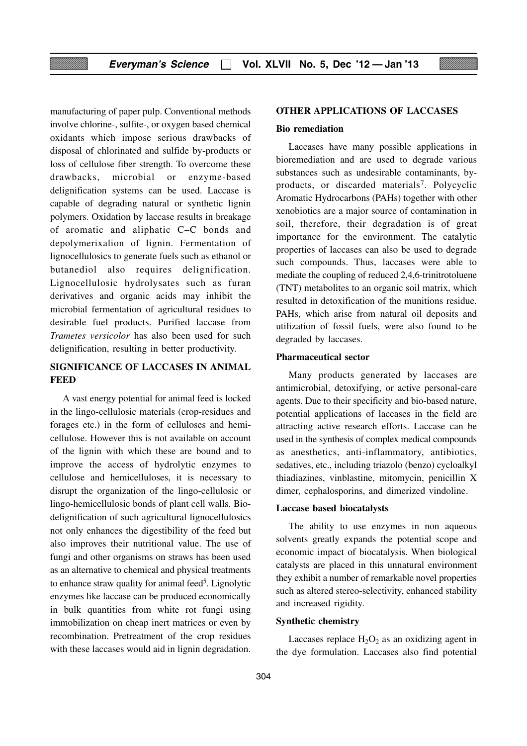manufacturing of paper pulp. Conventional methods involve chlorine-, sulfite-, or oxygen based chemical oxidants which impose serious drawbacks of disposal of chlorinated and sulfide by-products or loss of cellulose fiber strength. To overcome these drawbacks, microbial or enzyme-based delignification systems can be used. Laccase is capable of degrading natural or synthetic lignin polymers. Oxidation by laccase results in breakage of aromatic and aliphatic C–C bonds and depolymerixalion of lignin. Fermentation of lignocellulosics to generate fuels such as ethanol or butanediol also requires delignification. Lignocellulosic hydrolysates such as furan derivatives and organic acids may inhibit the microbial fermentation of agricultural residues to desirable fuel products. Purified laccase from *Trametes versicolor* has also been used for such delignification, resulting in better productivity.

## SIGNIFICANCE OF LACCASES IN ANIMAL FEED

A vast energy potential for animal feed is locked in the lingo-cellulosic materials (crop-residues and forages etc.) in the form of celluloses and hemi-cellulose. However this is not available on account of the lignin with which these are bound and to improve the access of hydrolytic enzymes to cellulose and hemicelluloses, it is necessary to disrupt the organization of the lingo-cellulosic or lingo-hemicellulosic bonds of plant cell walls. Bio-delignification of such agricultural lignocellulosics not only enhances the digestibility of the feed but also improves their nutritional value. The use of fungi and other organisms on straws has been used as an alternative to chemical and physical treatments to enhance straw quality for animal feed[5]. Lignolytic enzymes like laccase can be produced economically in bulk quantities from white rot fungi using immobilization on cheap inert matrices or even by recombination. Pretreatment of the crop residues with these laccases would aid in lignin degradation.

## OTHER APPLICATIONS OF LACCASES

### Bio remediation

Laccases have many possible applications in bioremediation and are used to degrade various substances such as undesirable contaminants, by-products, or discarded materials[7]. Polycyclic Aromatic Hydrocarbons (PAHs) together with other xenobiotics are a major source of contamination in soil, therefore, their degradation is of great importance for the environment. The catalytic properties of laccases can also be used to degrade such compounds. Thus, laccases were able to mediate the coupling of reduced 2,4,6-trinitrotoluene (TNT) metabolites to an organic soil matrix, which resulted in detoxification of the munitions residue. PAHs, which arise from natural oil deposits and utilization of fossil fuels, were also found to be degraded by laccases.

### Pharmaceutical sector

Many products generated by laccases are antimicrobial, detoxifying, or active personal-care agents. Due to their specificity and bio-based nature, potential applications of laccases in the field are attracting active research efforts. Laccase can be used in the synthesis of complex medical compounds as anesthetics, anti-inflammatory, antibiotics, sedatives, etc., including triazolo (benzo) cycloalkyl thiadiazines, vinblastine, mitomycin, penicillin X dimer, cephalosporins, and dimerized vindoline.

### Laccase based biocatalysts

The ability to use enzymes in non aqueous solvents greatly expands the potential scope and economic impact of biocatalysis. When biological catalysts are placed in this unnatural environment they exhibit a number of remarkable novel properties such as altered stereo-selectivity, enhanced stability and increased rigidity.

### Synthetic chemistry

Laccases replace $H_2O_2$ as an oxidizing agent in the dye formulation. Laccases also find potential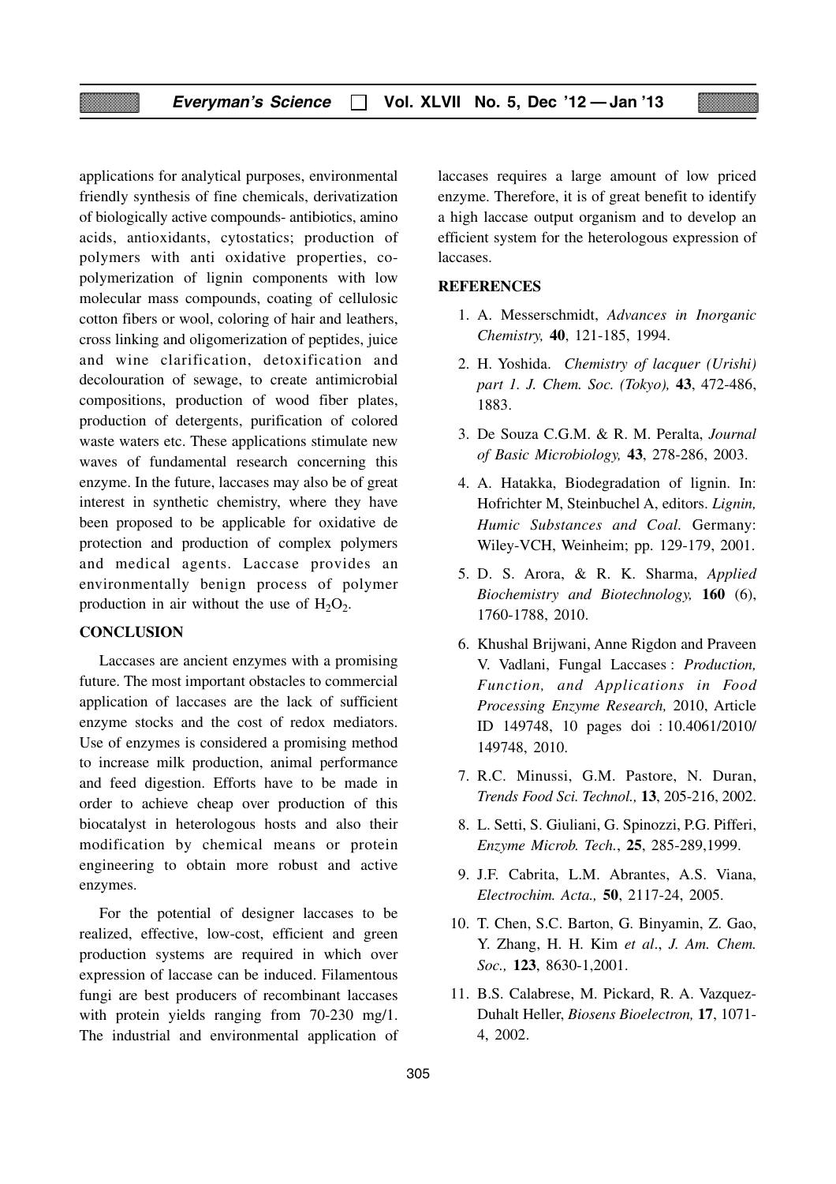applications for analytical purposes, environmental friendly synthesis of fine chemicals, derivatization of biologically active compounds- antibiotics, amino acids, antioxidants, cytostatics; production of polymers with anti oxidative properties, co-polymerization of lignin components with low molecular mass compounds, coating of cellulosic cotton fibers or wool, coloring of hair and leathers, cross linking and oligomerization of peptides, juice and wine clarification, detoxification and decolouration of sewage, to create antimicrobial compositions, production of wood fiber plates, production of detergents, purification of colored waste waters etc. These applications stimulate new waves of fundamental research concerning this enzyme. In the future, laccases may also be of great interest in synthetic chemistry, where they have been proposed to be applicable for oxidative de protection and production of complex polymers and medical agents. Laccase provides an environmentally benign process of polymer production in air without the use of $H_2O_2$.

## CONCLUSION

Laccases are ancient enzymes with a promising future. The most important obstacles to commercial application of laccases are the lack of sufficient enzyme stocks and the cost of redox mediators. Use of enzymes is considered a promising method to increase milk production, animal performance and feed digestion. Efforts have to be made in order to achieve cheap over production of this biocatalyst in heterologous hosts and also their modification by chemical means or protein engineering to obtain more robust and active enzymes.

For the potential of designer laccases to be realized, effective, low-cost, efficient and green production systems are required in which over expression of laccase can be induced. Filamentous fungi are best producers of recombinant laccases with protein yields ranging from 70-230 mg/1. The industrial and environmental application of laccases requires a large amount of low priced enzyme. Therefore, it is of great benefit to identify a high laccase output organism and to develop an efficient system for the heterologous expression of laccases.

## REFERENCES

1. A. Messerschmidt, *Advances in Inorganic Chemistry,* **40**, 121-185, 1994.
2. H. Yoshida. *Chemistry of lacquer (Urishi) part 1. J. Chem. Soc. (Tokyo),* **43**, 472-486, 1883.
3. De Souza C.G.M. & R. M. Peralta, *Journal of Basic Microbiology,* **43**, 278-286, 2003.
4. A. Hatakka, Biodegradation of lignin. In: Hofrichter M, Steinbuchel A, editors. *Lignin, Humic Substances and Coal.* Germany: Wiley-VCH, Weinheim; pp. 129-179, 2001.
5. D. S. Arora, & R. K. Sharma, *Applied Biochemistry and Biotechnology,* **160** (6), 1760-1788, 2010.
6. Khushal Brijwani, Anne Rigdon and Praveen V. Vadlani, Fungal Laccases : *Production, Function, and Applications in Food Processing Enzyme Research,* 2010, Article ID 149748, 10 pages doi : 10.4061/2010/149748, 2010.
7. R.C. Minussi, G.M. Pastore, N. Duran, *Trends Food Sci. Technol.,* **13**, 205-216, 2002.
8. L. Setti, S. Giuliani, G. Spinozzi, P.G. Pifferi, *Enzyme Microb. Tech.*, **25**, 285-289,1999.
9. J.F. Cabrita, L.M. Abrantes, A.S. Viana, *Electrochim. Acta.,* **50**, 2117-24, 2005.
10. T. Chen, S.C. Barton, G. Binyamin, Z. Gao, Y. Zhang, H. H. Kim *et al*., *J. Am. Chem. Soc.,* **123**, 8630-1,2001.
11. B.S. Calabrese, M. Pickard, R. A. Vazquez-Duhalt Heller, *Biosens Bioelectron,* **17**, 1071-4, 2002.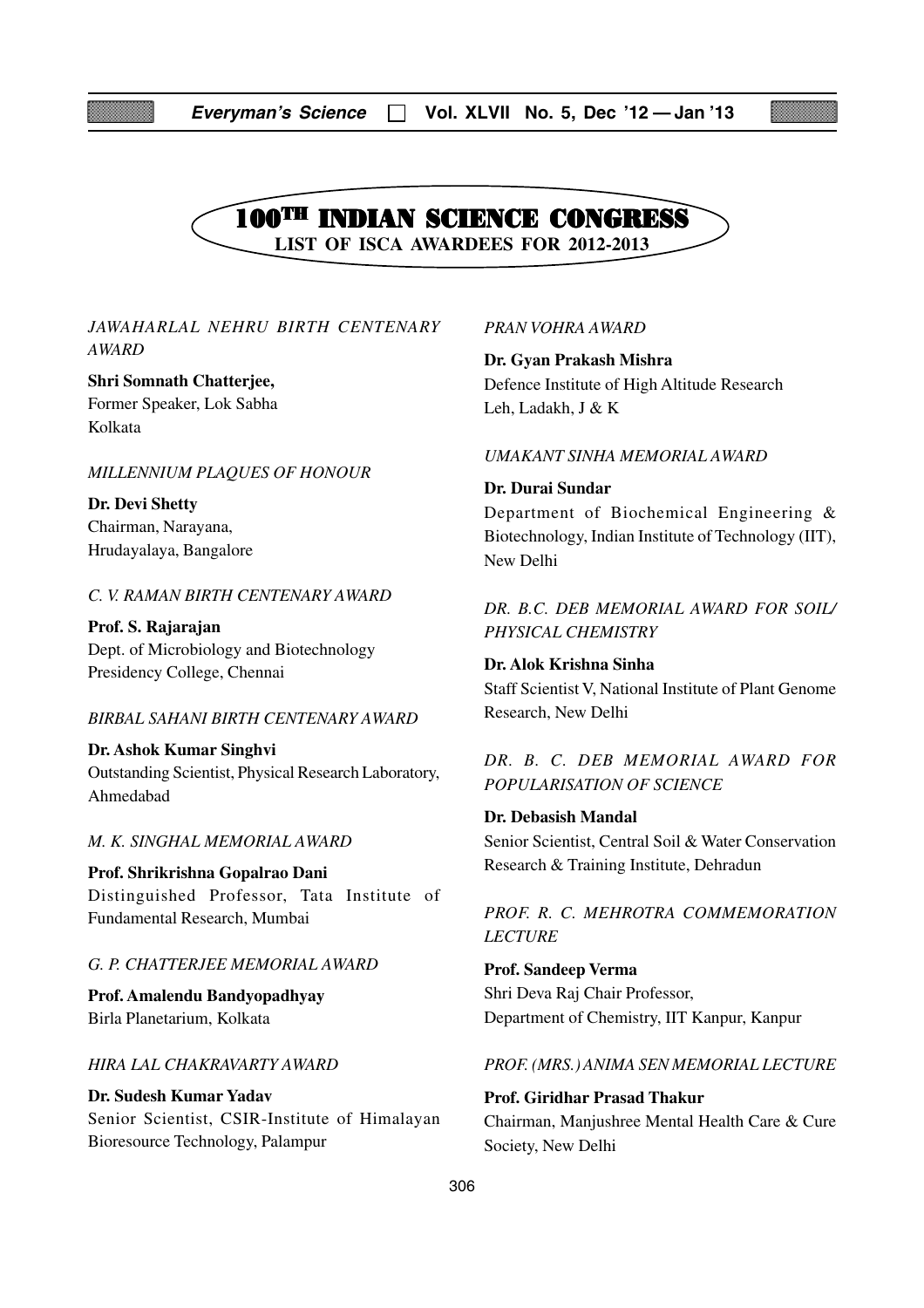# 100[TH] INDIAN SCIENCE CONGRESS

## LIST OF ISCA AWARDEES FOR 2012-2013

*JAWAHARLAL NEHRU BIRTH CENTENARY AWARD*

**Shri Somnath Chatterjee,**
Former Speaker, Lok Sabha
Kolkata

*MILLENNIUM PLAQUES OF HONOUR*

**Dr. Devi Shetty**
Chairman, Narayana,
Hrudayalaya, Bangalore

*C. V. RAMAN BIRTH CENTENARY AWARD*

**Prof. S. Rajarajan**
Dept. of Microbiology and Biotechnology
Presidency College, Chennai

*BIRBAL SAHANI BIRTH CENTENARY AWARD*

**Dr. Ashok Kumar Singhvi**
Outstanding Scientist, Physical Research Laboratory, Ahmedabad

*M. K. SINGHAL MEMORIAL AWARD*

**Prof. Shrikrishna Gopalrao Dani**
Distinguished Professor, Tata Institute of Fundamental Research, Mumbai

*G. P. CHATTERJEE MEMORIAL AWARD*

**Prof. Amalendu Bandyopadhyay**
Birla Planetarium, Kolkata

*HIRA LAL CHAKRAVARTY AWARD*

**Dr. Sudesh Kumar Yadav**
Senior Scientist, CSIR-Institute of Himalayan Bioresource Technology, Palampur

*PRAN VOHRA AWARD*

**Dr. Gyan Prakash Mishra**
Defence Institute of High Altitude Research
Leh, Ladakh, J & K

*UMAKANT SINHA MEMORIAL AWARD*

**Dr. Durai Sundar**
Department of Biochemical Engineering & Biotechnology, Indian Institute of Technology (IIT), New Delhi

*DR. B.C. DEB MEMORIAL AWARD FOR SOIL/ PHYSICAL CHEMISTRY*

**Dr. Alok Krishna Sinha**
Staff Scientist V, National Institute of Plant Genome Research, New Delhi

*DR. B. C. DEB MEMORIAL AWARD FOR POPULARISATION OF SCIENCE*

**Dr. Debasish Mandal**
Senior Scientist, Central Soil & Water Conservation Research & Training Institute, Dehradun

*PROF. R. C. MEHROTRA COMMEMORATION LECTURE*

**Prof. Sandeep Verma**
Shri Deva Raj Chair Professor,
Department of Chemistry, IIT Kanpur, Kanpur

*PROF. (MRS.) ANIMA SEN MEMORIAL LECTURE*

**Prof. Giridhar Prasad Thakur**
Chairman, Manjushree Mental Health Care & Cure Society, New Delhi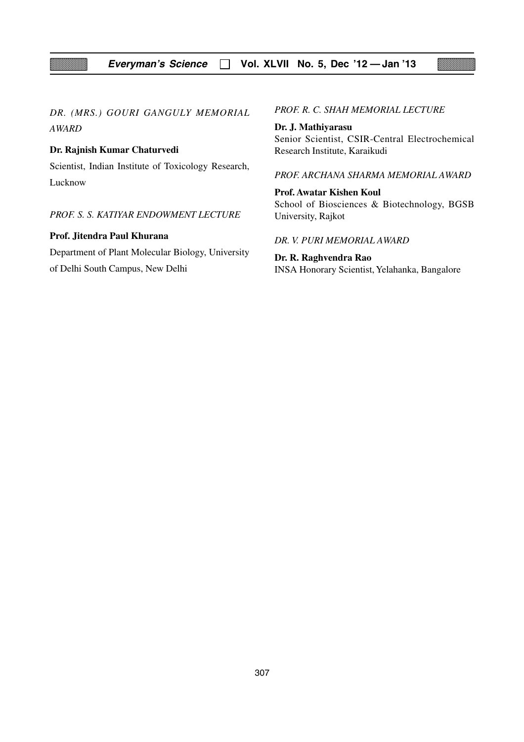*DR. (MRS.) GOURI GANGULY MEMORIAL AWARD*

**Dr. Rajnish Kumar Chaturvedi**

Scientist, Indian Institute of Toxicology Research, Lucknow

*PROF. S. S. KATIYAR ENDOWMENT LECTURE*

**Prof. Jitendra Paul Khurana**

Department of Plant Molecular Biology, University of Delhi South Campus, New Delhi

*PROF. R. C. SHAH MEMORIAL LECTURE*

**Dr. J. Mathiyarasu**

Senior Scientist, CSIR-Central Electrochemical Research Institute, Karaikudi

*PROF. ARCHANA SHARMA MEMORIAL AWARD*

**Prof. Awatar Kishen Koul**

School of Biosciences & Biotechnology, BGSB University, Rajkot

*DR. V. PURI MEMORIAL AWARD*

**Dr. R. Raghvendra Rao**

INSA Honorary Scientist, Yelahanka, Bangalore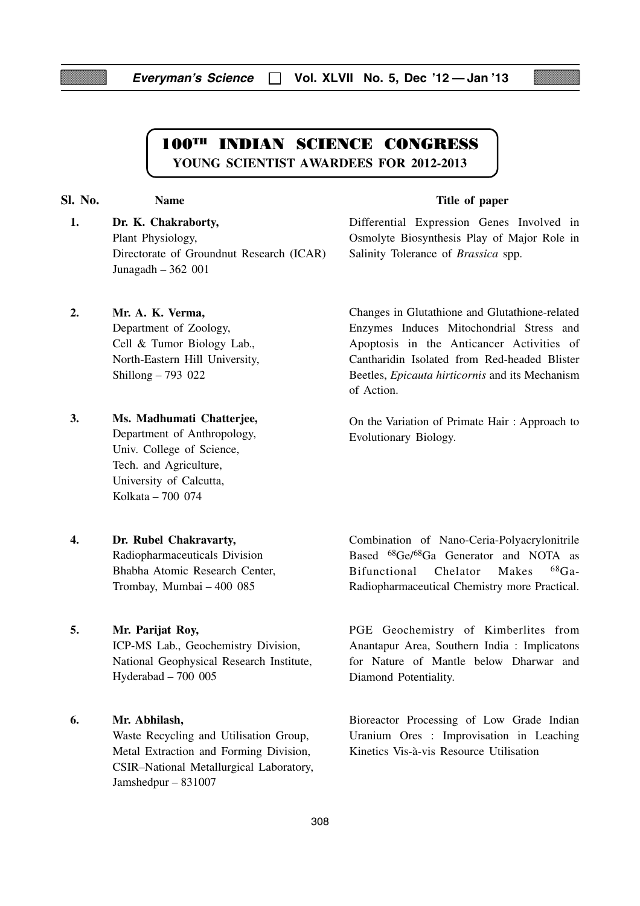# 100TH INDIAN SCIENCE CONGRESS

## YOUNG SCIENTIST AWARDEES FOR 2012-2013

| Sl. No. | Name | Title of paper |
|---|---|---|
| 1. | **Dr. K. Chakraborty,** Plant Physiology, Directorate of Groundnut Research (ICAR) Junagadh – 362 001 | Differential Expression Genes Involved in Osmolyte Biosynthesis Play of Major Role in Salinity Tolerance of *Brassica* spp. |
| 2. | **Mr. A. K. Verma,** Department of Zoology, Cell & Tumor Biology Lab., North-Eastern Hill University, Shillong – 793 022 | Changes in Glutathione and Glutathione-related Enzymes Induces Mitochondrial Stress and Apoptosis in the Anticancer Activities of Cantharidin Isolated from Red-headed Blister Beetles, *Epicauta hirticornis* and its Mechanism of Action. |
| 3. | **Ms. Madhumati Chatterjee,** Department of Anthropology, Univ. College of Science, Tech. and Agriculture, University of Calcutta, Kolkata – 700 074 | On the Variation of Primate Hair : Approach to Evolutionary Biology. |
| 4. | **Dr. Rubel Chakravarty,** Radiopharmaceuticals Division Bhabha Atomic Research Center, Trombay, Mumbai – 400 085 | Combination of Nano-Ceria-Polyacrylonitrile Based $^{68}Ge/^{68}Ga$ Generator and NOTA as Bifunctional Chelator Makes $^{68}Ga$-Radiopharmaceutical Chemistry more Practical. |
| 5. | **Mr. Parijat Roy,** ICP-MS Lab., Geochemistry Division, National Geophysical Research Institute, Hyderabad – 700 005 | PGE Geochemistry of Kimberlites from Anantapur Area, Southern India : Implicatons for Nature of Mantle below Dharwar and Diamond Potentiality. |
| 6. | **Mr. Abhilash,** Waste Recycling and Utilisation Group, Metal Extraction and Forming Division, CSIR–National Metallurgical Laboratory, Jamshedpur – 831007 | Bioreactor Processing of Low Grade Indian Uranium Ores : Improvisation in Leaching Kinetics Vis-à-vis Resource Utilisation |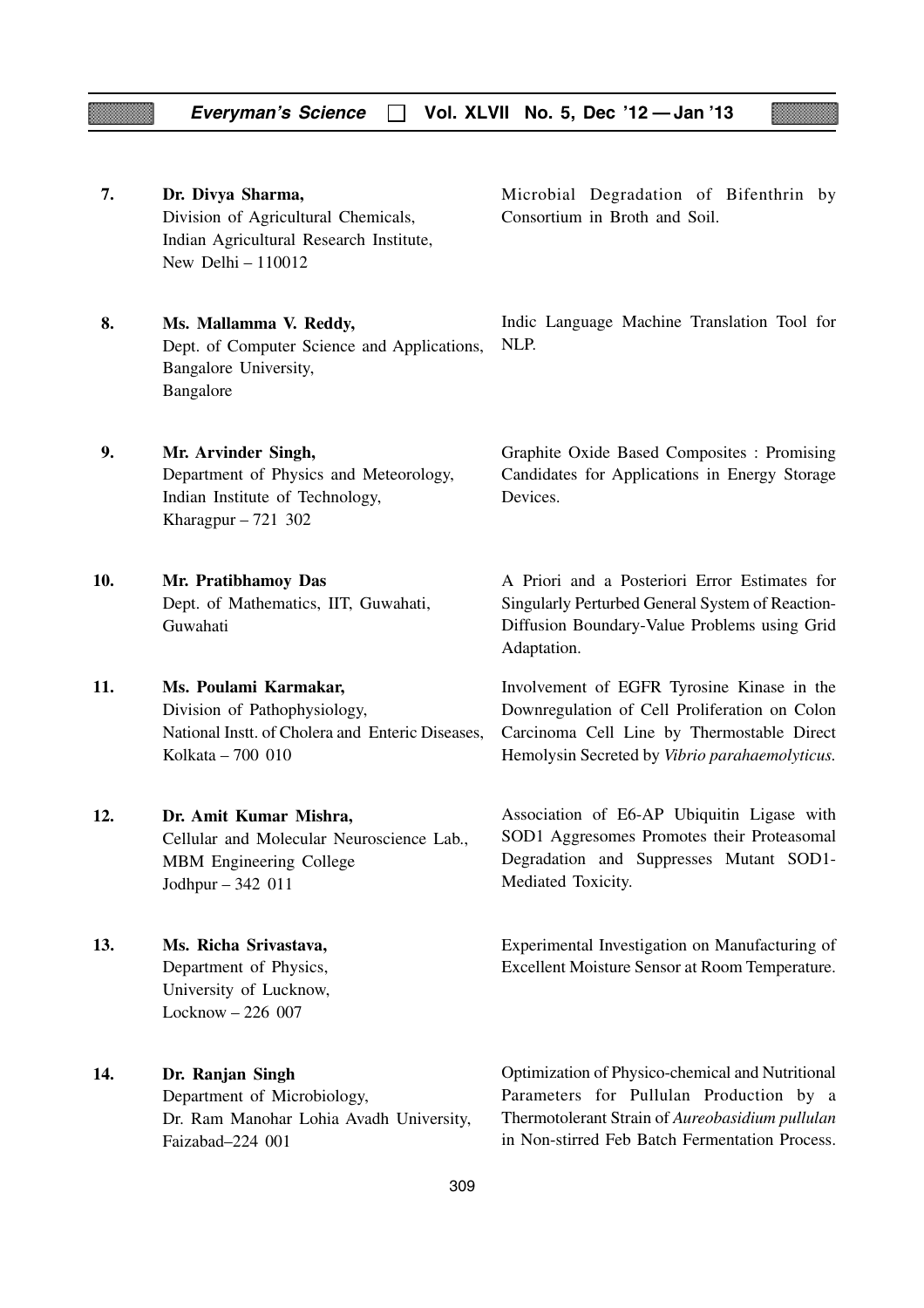| | | |
|---|---|---|
| **7.** | **Dr. Divya Sharma,**<br>Division of Agricultural Chemicals,<br>Indian Agricultural Research Institute,<br>New Delhi – 110012 | Microbial Degradation of Bifenthrin by Consortium in Broth and Soil. |
| **8.** | **Ms. Mallamma V. Reddy,**<br>Dept. of Computer Science and Applications,<br>Bangalore University,<br>Bangalore | Indic Language Machine Translation Tool for NLP. |
| **9.** | **Mr. Arvinder Singh,**<br>Department of Physics and Meteorology,<br>Indian Institute of Technology,<br>Kharagpur – 721 302 | Graphite Oxide Based Composites : Promising Candidates for Applications in Energy Storage Devices. |
| **10.** | **Mr. Pratibhamoy Das**<br>Dept. of Mathematics, IIT, Guwahati,<br>Guwahati | A Priori and a Posteriori Error Estimates for Singularly Perturbed General System of Reaction-Diffusion Boundary-Value Problems using Grid Adaptation. |
| **11.** | **Ms. Poulami Karmakar,**<br>Division of Pathophysiology,<br>National Instt. of Cholera and Enteric Diseases,<br>Kolkata – 700 010 | Involvement of EGFR Tyrosine Kinase in the Downregulation of Cell Proliferation on Colon Carcinoma Cell Line by Thermostable Direct Hemolysin Secreted by *Vibrio parahaemolyticus.* |
| **12.** | **Dr. Amit Kumar Mishra,**<br>Cellular and Molecular Neuroscience Lab.,<br>MBM Engineering College<br>Jodhpur – 342 011 | Association of E6-AP Ubiquitin Ligase with SOD1 Aggresomes Promotes their Proteasomal Degradation and Suppresses Mutant SOD1-Mediated Toxicity. |
| **13.** | **Ms. Richa Srivastava,**<br>Department of Physics,<br>University of Lucknow,<br>Locknow – 226 007 | Experimental Investigation on Manufacturing of Excellent Moisture Sensor at Room Temperature. |
| **14.** | **Dr. Ranjan Singh**<br>Department of Microbiology,<br>Dr. Ram Manohar Lohia Avadh University,<br>Faizabad–224 001 | Optimization of Physico-chemical and Nutritional Parameters for Pullulan Production by a Thermotolerant Strain of *Aureobasidium pullulan* in Non-stirred Feb Batch Fermentation Process. |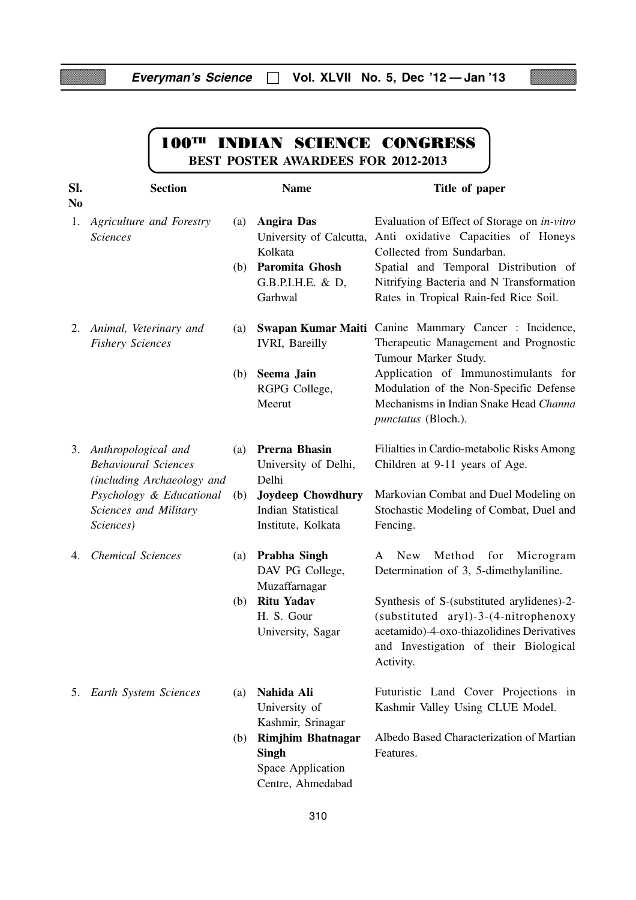# 100[TH] INDIAN SCIENCE CONGRESS

## BEST POSTER AWARDEES FOR 2012-2013

| Sl. No | Section | | Name | Title of paper |
|---|---|---|---|---|
| 1. | *Agriculture and Forestry Sciences* | (a) | **Angira Das** University of Calcutta, Kolkata | Evaluation of Effect of Storage on *in-vitro* Anti oxidative Capacities of Honeys Collected from Sundarban. |
| | | (b) | **Paromita Ghosh** G.B.P.I.H.E. & D, Garhwal | Spatial and Temporal Distribution of Nitrifying Bacteria and N Transformation Rates in Tropical Rain-fed Rice Soil. |
| 2. | *Animal, Veterinary and Fishery Sciences* | (a) | **Swapan Kumar Maiti** IVRI, Bareilly | Canine Mammary Cancer : Incidence, Therapeutic Management and Prognostic Tumour Marker Study. |
| | | (b) | **Seema Jain** RGPG College, Meerut | Application of Immunostimulants for Modulation of the Non-Specific Defense Mechanisms in Indian Snake Head *Channa punctatus* (Bloch.). |
| 3. | *Anthropological and Behavioural Sciences (including Archaeology and Psychology & Educational Sciences and Military Sciences)* | (a) | **Prerna Bhasin** University of Delhi, Delhi | Filialties in Cardio-metabolic Risks Among Children at 9-11 years of Age. |
| | | (b) | **Joydeep Chowdhury** Indian Statistical Institute, Kolkata | Markovian Combat and Duel Modeling on Stochastic Modeling of Combat, Duel and Fencing. |
| 4. | *Chemical Sciences* | (a) | **Prabha Singh** DAV PG College, Muzaffarnagar | A New Method for Microgram Determination of 3, 5-dimethylaniline. |
| | | (b) | **Ritu Yadav** H. S. Gour University, Sagar | Synthesis of S-(substituted arylidenes)-2-(substituted aryl)-3-(4-nitrophenoxy acetamido)-4-oxo-thiazolidines Derivatives and Investigation of their Biological Activity. |
| 5. | *Earth System Sciences* | (a) | **Nahida Ali** University of Kashmir, Srinagar | Futuristic Land Cover Projections in Kashmir Valley Using CLUE Model. |
| | | (b) | **Rimjhim Bhatnagar Singh** Space Application Centre, Ahmedabad | Albedo Based Characterization of Martian Features. |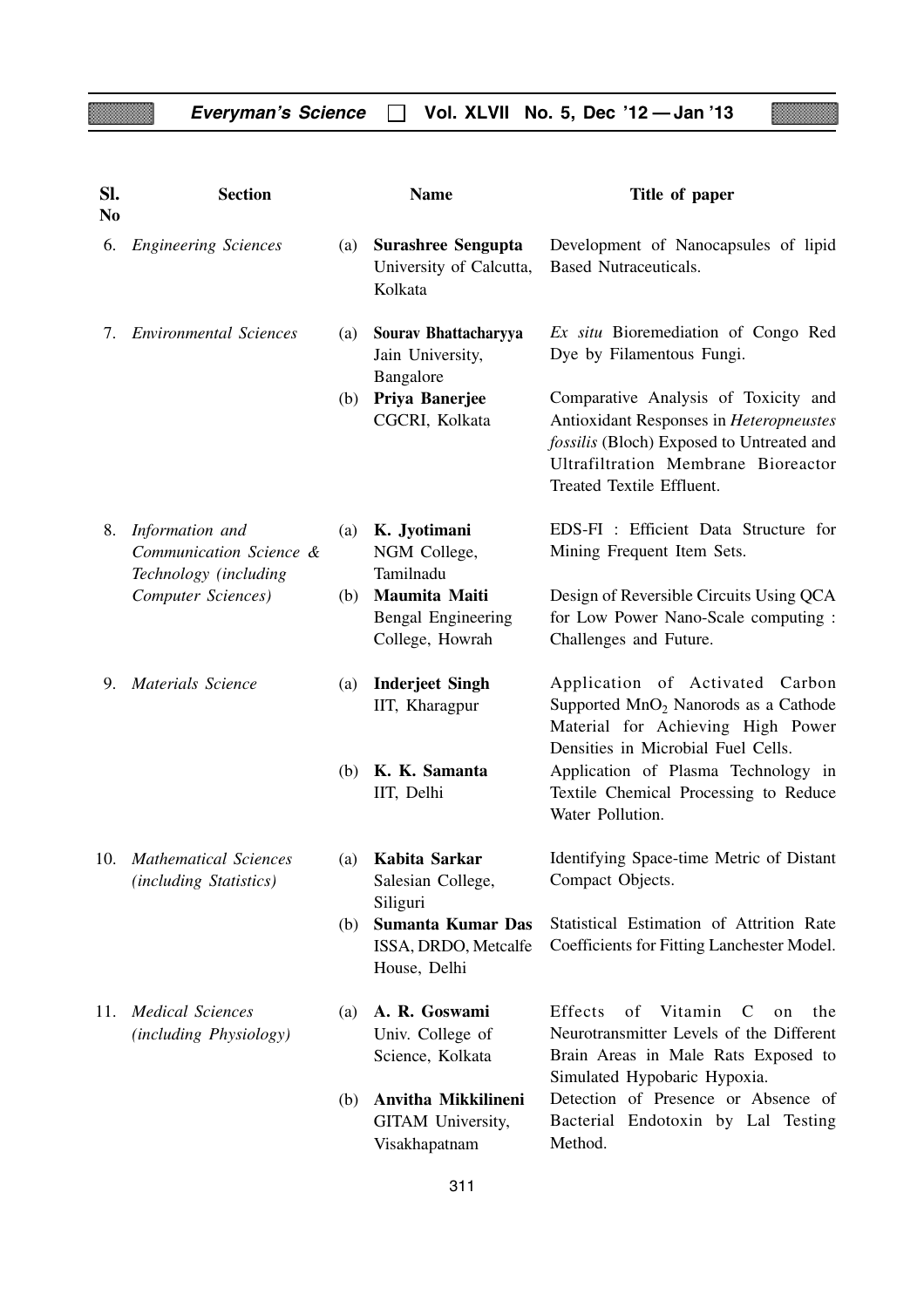| Sl. No | Section | | Name | Title of paper |
|---|---|---|---|---|
| 6. | *Engineering Sciences* | (a) | **Surashree Sengupta** University of Calcutta, Kolkata | Development of Nanocapsules of lipid Based Nutraceuticals. |
| 7. | *Environmental Sciences* | (a) | **Sourav Bhattacharyya** Jain University, Bangalore | *Ex situ* Bioremediation of Congo Red Dye by Filamentous Fungi. |
| | | (b) | **Priya Banerjee** CGCRI, Kolkata | Comparative Analysis of Toxicity and Antioxidant Responses in *Heteropneustes fossilis* (Bloch) Exposed to Untreated and Ultrafiltration Membrane Bioreactor Treated Textile Effluent. |
| 8. | *Information and Communication Science & Technology (including Computer Sciences)* | (a) | **K. Jyotimani** NGM College, Tamilnadu | EDS-FI : Efficient Data Structure for Mining Frequent Item Sets. |
| | | (b) | **Maumita Maiti** Bengal Engineering College, Howrah | Design of Reversible Circuits Using QCA for Low Power Nano-Scale computing : Challenges and Future. |
| 9. | *Materials Science* | (a) | **Inderjeet Singh** IIT, Kharagpur | Application of Activated Carbon Supported $MnO_2$ Nanorods as a Cathode Material for Achieving High Power Densities in Microbial Fuel Cells. |
| | | (b) | **K. K. Samanta** IIT, Delhi | Application of Plasma Technology in Textile Chemical Processing to Reduce Water Pollution. |
| 10. | *Mathematical Sciences (including Statistics)* | (a) | **Kabita Sarkar** Salesian College, Siliguri | Identifying Space-time Metric of Distant Compact Objects. |
| | | (b) | **Sumanta Kumar Das** ISSA, DRDO, Metcalfe House, Delhi | Statistical Estimation of Attrition Rate Coefficients for Fitting Lanchester Model. |
| 11. | *Medical Sciences (including Physiology)* | (a) | **A. R. Goswami** Univ. College of Science, Kolkata | Effects of Vitamin C on the Neurotransmitter Levels of the Different Brain Areas in Male Rats Exposed to Simulated Hypobaric Hypoxia. |
| | | (b) | **Anvitha Mikkilineni** GITAM University, Visakhapatnam | Detection of Presence or Absence of Bacterial Endotoxin by Lal Testing Method. |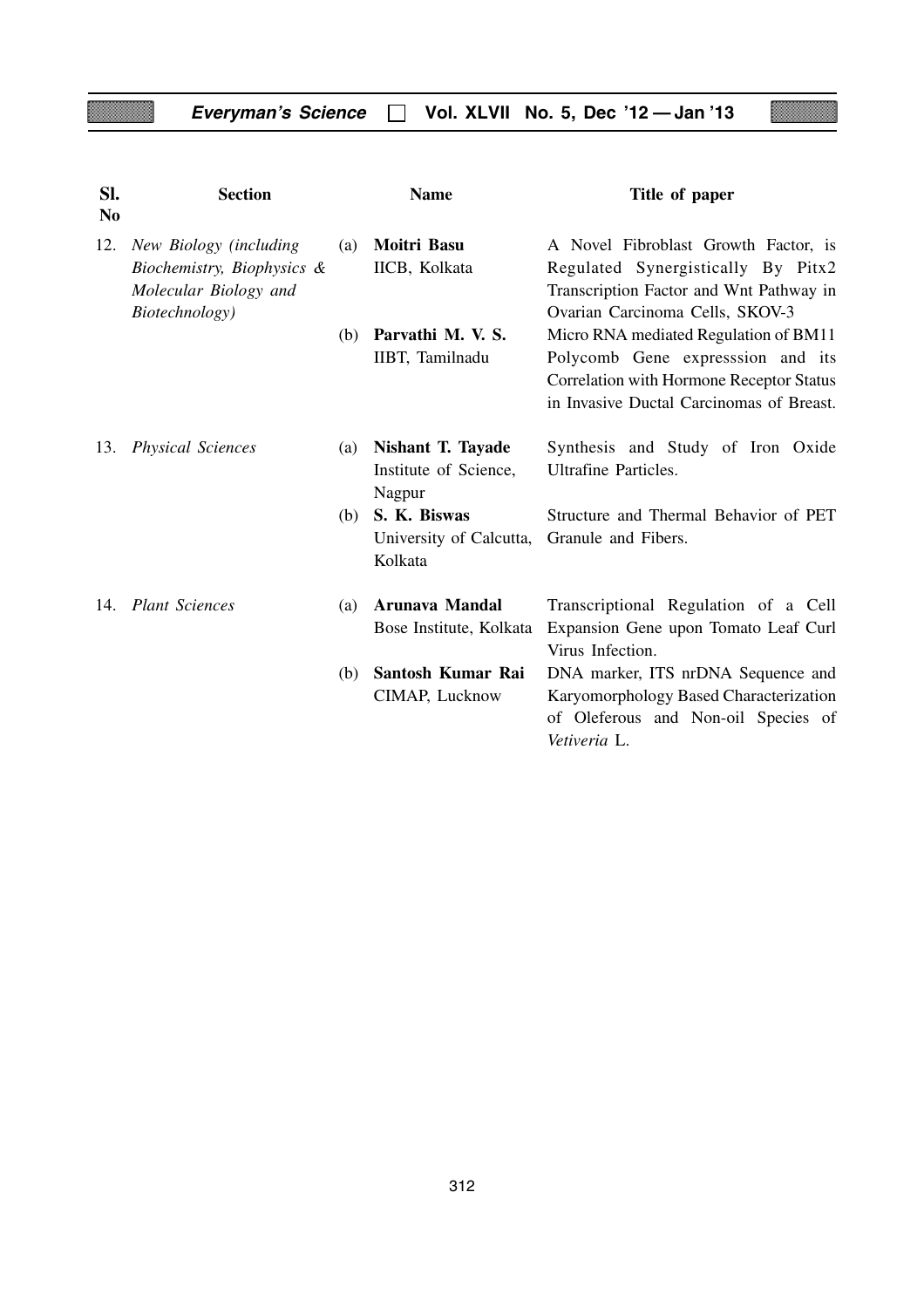| Sl. No | Section | | Name | Title of paper |
|---|---|---|---|---|
| 12. | *New Biology (including Biochemistry, Biophysics & Molecular Biology and Biotechnology)* | (a) | **Moitri Basu** IICB, Kolkata | A Novel Fibroblast Growth Factor, is Regulated Synergistically By Pitx2 Transcription Factor and Wnt Pathway in Ovarian Carcinoma Cells, SKOV-3 |
| | | (b) | **Parvathi M. V. S.** IIBT, Tamilnadu | Micro RNA mediated Regulation of BM11 Polycomb Gene expresssion and its Correlation with Hormone Receptor Status in Invasive Ductal Carcinomas of Breast. |
| 13. | *Physical Sciences* | (a) | **Nishant T. Tayade** Institute of Science, Nagpur | Synthesis and Study of Iron Oxide Ultrafine Particles. |
| | | (b) | **S. K. Biswas** University of Calcutta, Kolkata | Structure and Thermal Behavior of PET Granule and Fibers. |
| 14. | *Plant Sciences* | (a) | **Arunava Mandal** Bose Institute, Kolkata | Transcriptional Regulation of a Cell Expansion Gene upon Tomato Leaf Curl Virus Infection. |
| | | (b) | **Santosh Kumar Rai** CIMAP, Lucknow | DNA marker, ITS nrDNA Sequence and Karyomorphology Based Characterization of Oleferous and Non-oil Species of *Vetiveria* L. |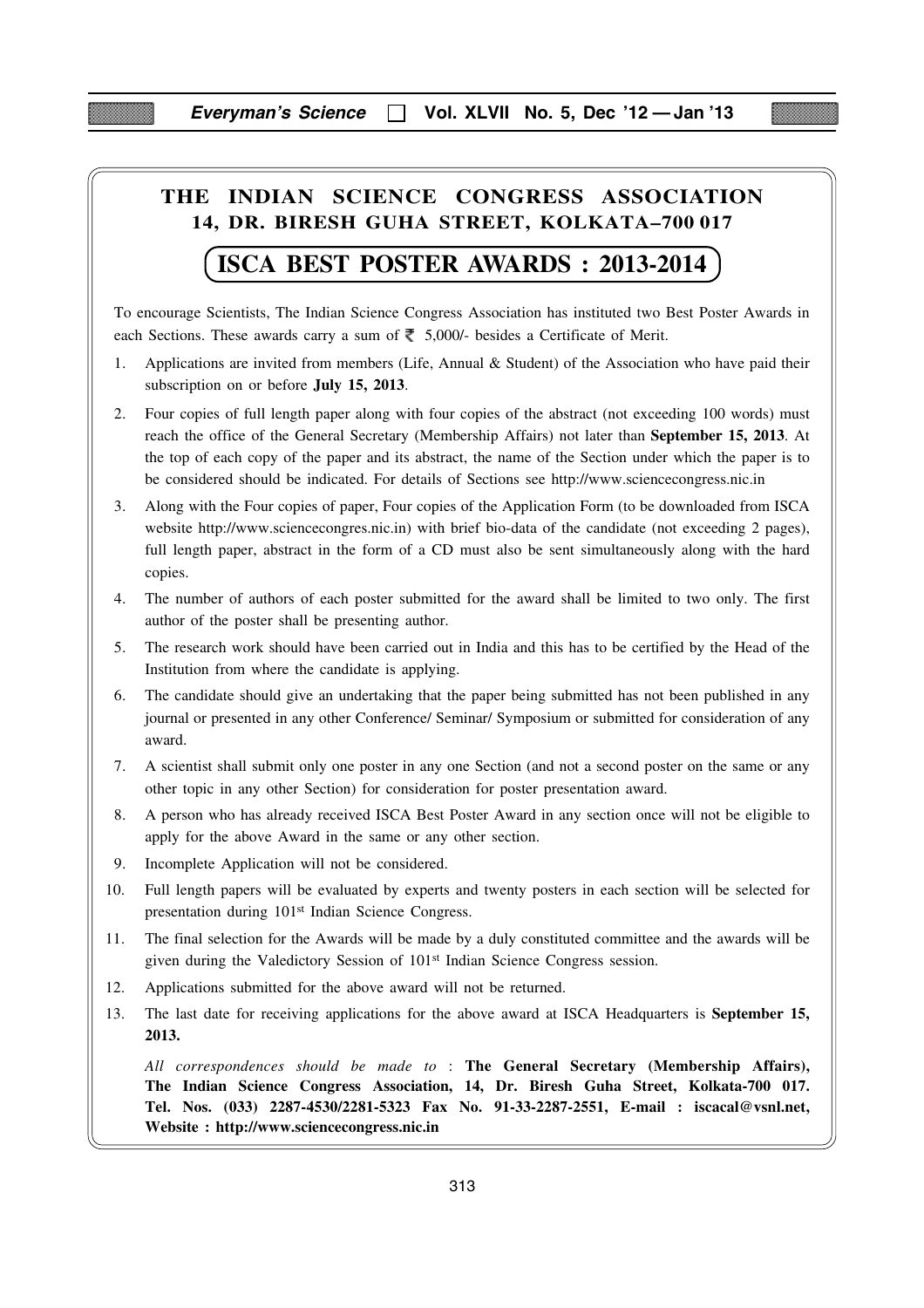# THE INDIAN SCIENCE CONGRESS ASSOCIATION

## 14, DR. BIRESH GUHA STREET, KOLKATA–700 017

## ISCA BEST POSTER AWARDS : 2013-2014

To encourage Scientists, The Indian Science Congress Association has instituted two Best Poster Awards in each Sections. These awards carry a sum of ₹ 5,000/- besides a Certificate of Merit.

1. Applications are invited from members (Life, Annual & Student) of the Association who have paid their subscription on or before **July 15, 2013**.
2. Four copies of full length paper along with four copies of the abstract (not exceeding 100 words) must reach the office of the General Secretary (Membership Affairs) not later than **September 15, 2013**. At the top of each copy of the paper and its abstract, the name of the Section under which the paper is to be considered should be indicated. For details of Sections see http://www.sciencecongress.nic.in
3. Along with the Four copies of paper, Four copies of the Application Form (to be downloaded from ISCA website http://www.sciencecongres.nic.in) with brief bio-data of the candidate (not exceeding 2 pages), full length paper, abstract in the form of a CD must also be sent simultaneously along with the hard copies.
4. The number of authors of each poster submitted for the award shall be limited to two only. The first author of the poster shall be presenting author.
5. The research work should have been carried out in India and this has to be certified by the Head of the Institution from where the candidate is applying.
6. The candidate should give an undertaking that the paper being submitted has not been published in any journal or presented in any other Conference/ Seminar/ Symposium or submitted for consideration of any award.
7. A scientist shall submit only one poster in any one Section (and not a second poster on the same or any other topic in any other Section) for consideration for poster presentation award.
8. A person who has already received ISCA Best Poster Award in any section once will not be eligible to apply for the above Award in the same or any other section.
9. Incomplete Application will not be considered.
10. Full length papers will be evaluated by experts and twenty posters in each section will be selected for presentation during 101st Indian Science Congress.
11. The final selection for the Awards will be made by a duly constituted committee and the awards will be given during the Valedictory Session of 101st Indian Science Congress session.
12. Applications submitted for the above award will not be returned.
13. The last date for receiving applications for the above award at ISCA Headquarters is **September 15, 2013.**

*All correspondences should be made to* : **The General Secretary (Membership Affairs), The Indian Science Congress Association, 14, Dr. Biresh Guha Street, Kolkata-700 017. Tel. Nos. (033) 2287-4530/2281-5323 Fax No. 91-33-2287-2551, E-mail : iscacal@vsnl.net, Website : http://www.sciencecongress.nic.in**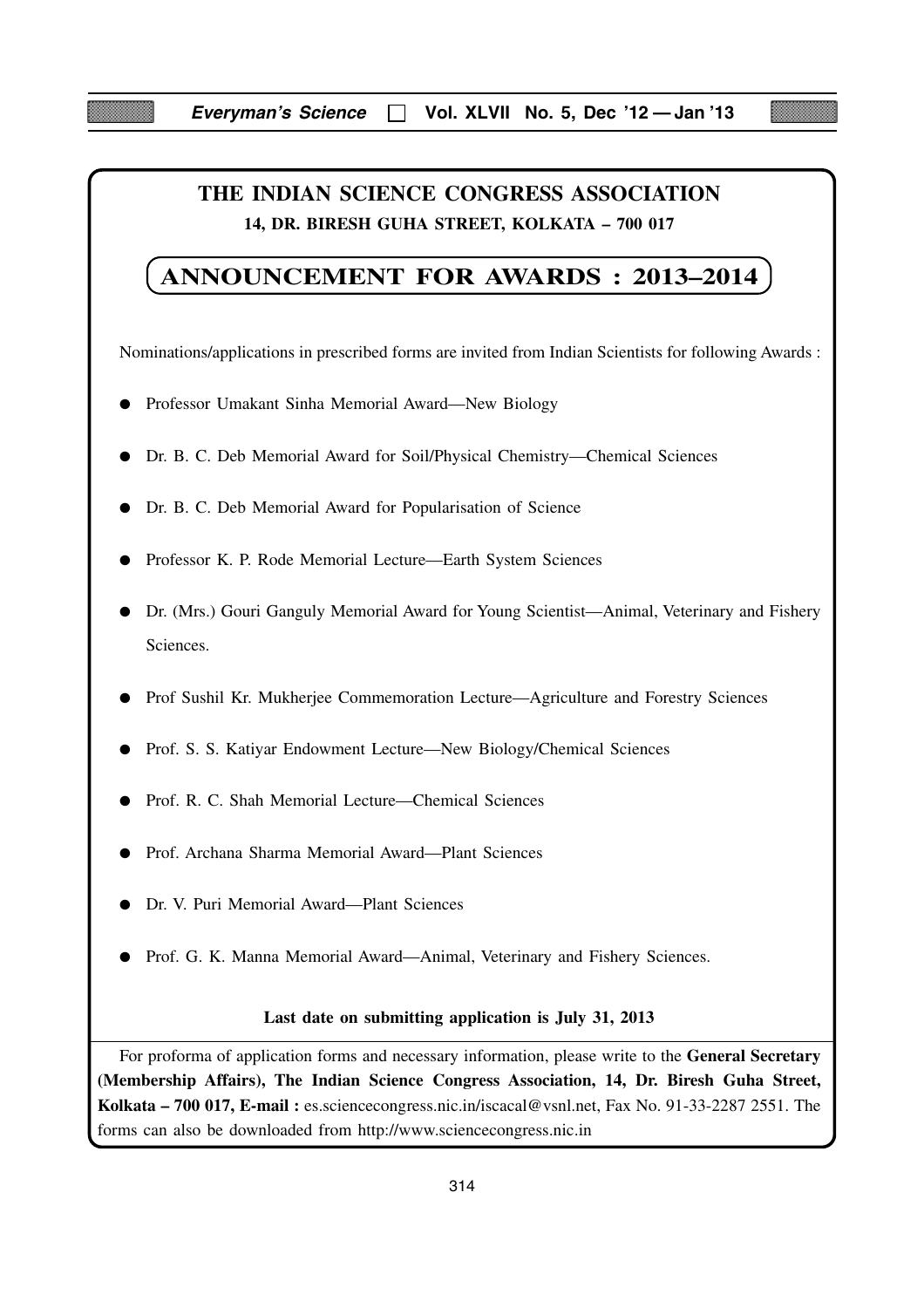# THE INDIAN SCIENCE CONGRESS ASSOCIATION

**14, DR. BIRESH GUHA STREET, KOLKATA – 700 017**

## ANNOUNCEMENT FOR AWARDS : 2013–2014

Nominations/applications in prescribed forms are invited from Indian Scientists for following Awards :

- Professor Umakant Sinha Memorial Award—New Biology
- Dr. B. C. Deb Memorial Award for Soil/Physical Chemistry—Chemical Sciences
- Dr. B. C. Deb Memorial Award for Popularisation of Science
- Professor K. P. Rode Memorial Lecture—Earth System Sciences
- Dr. (Mrs.) Gouri Ganguly Memorial Award for Young Scientist—Animal, Veterinary and Fishery Sciences.
- Prof Sushil Kr. Mukherjee Commemoration Lecture—Agriculture and Forestry Sciences
- Prof. S. S. Katiyar Endowment Lecture—New Biology/Chemical Sciences
- Prof. R. C. Shah Memorial Lecture—Chemical Sciences
- Prof. Archana Sharma Memorial Award—Plant Sciences
- Dr. V. Puri Memorial Award—Plant Sciences
- Prof. G. K. Manna Memorial Award—Animal, Veterinary and Fishery Sciences.

**Last date on submitting application is July 31, 2013**

For proforma of application forms and necessary information, please write to the **General Secretary (Membership Affairs), The Indian Science Congress Association, 14, Dr. Biresh Guha Street, Kolkata – 700 017, E-mail :** es.sciencecongress.nic.in/iscacal@vsnl.net, Fax No. 91-33-2287 2551. The forms can also be downloaded from http://www.sciencecongress.nic.in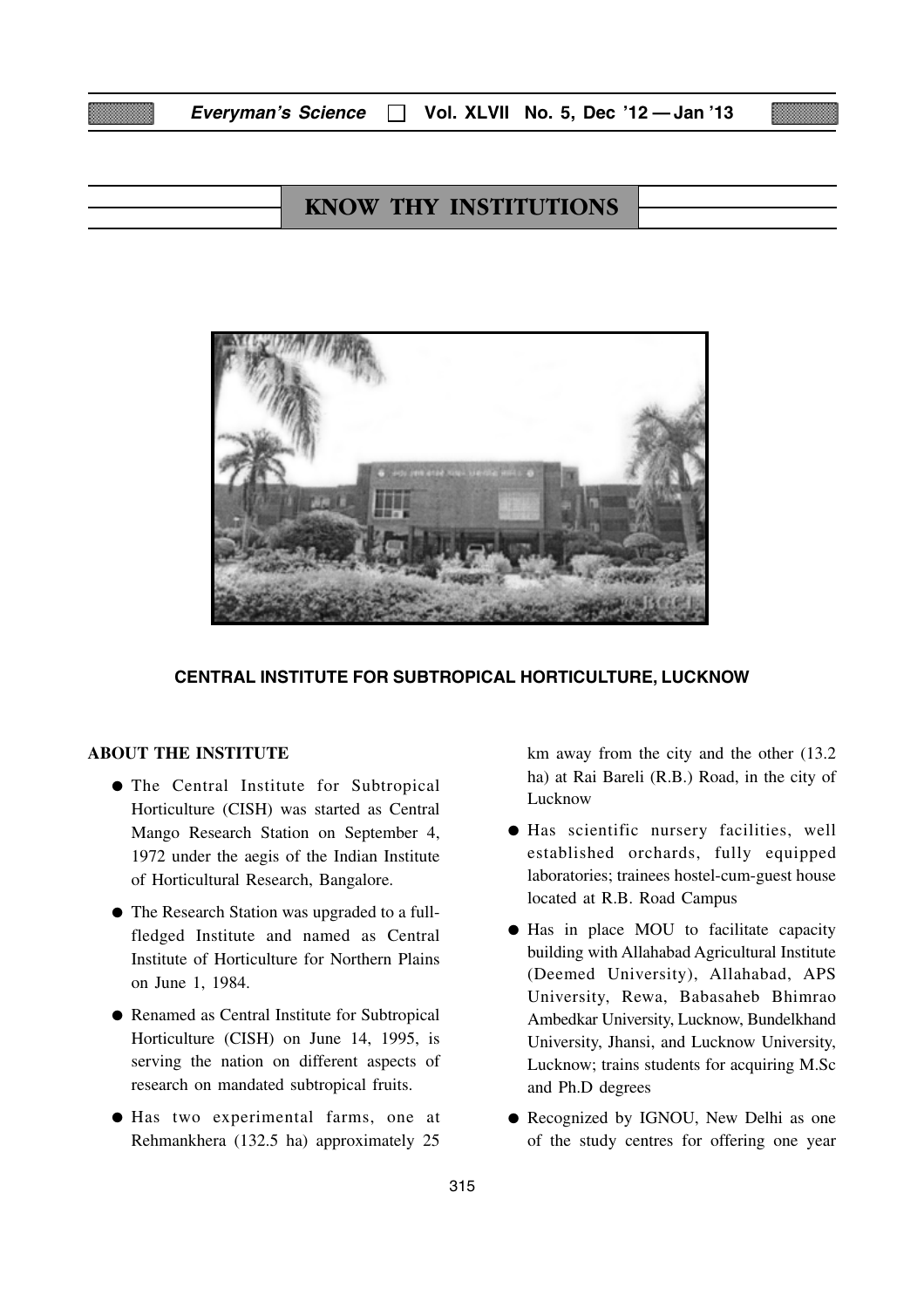# KNOW THY INSTITUTIONS

**CENTRAL INSTITUTE FOR SUBTROPICAL HORTICULTURE, LUCKNOW**

## ABOUT THE INSTITUTE

- The Central Institute for Subtropical Horticulture (CISH) was started as Central Mango Research Station on September 4, 1972 under the aegis of the Indian Institute of Horticultural Research, Bangalore.
- The Research Station was upgraded to a full-fledged Institute and named as Central Institute of Horticulture for Northern Plains on June 1, 1984.
- Renamed as Central Institute for Subtropical Horticulture (CISH) on June 14, 1995, is serving the nation on different aspects of research on mandated subtropical fruits.
- Has two experimental farms, one at Rehmankhera (132.5 ha) approximately 25 km away from the city and the other (13.2 ha) at Rai Bareli (R.B.) Road, in the city of Lucknow
- Has scientific nursery facilities, well established orchards, fully equipped laboratories; trainees hostel-cum-guest house located at R.B. Road Campus
- Has in place MOU to facilitate capacity building with Allahabad Agricultural Institute (Deemed University), Allahabad, APS University, Rewa, Babasaheb Bhimrao Ambedkar University, Lucknow, Bundelkhand University, Jhansi, and Lucknow University, Lucknow; trains students for acquiring M.Sc and Ph.D degrees
- Recognized by IGNOU, New Delhi as one of the study centres for offering one year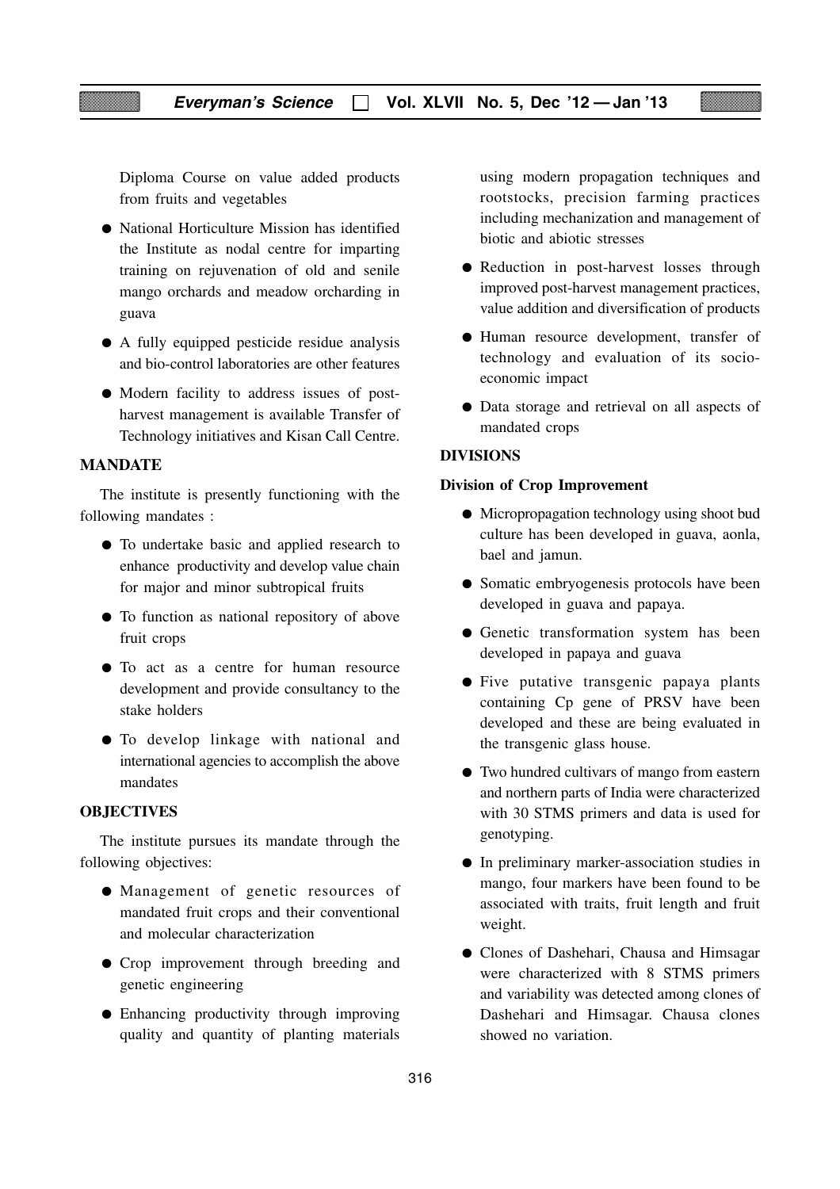Diploma Course on value added products from fruits and vegetables

- National Horticulture Mission has identified the Institute as nodal centre for imparting training on rejuvenation of old and senile mango orchards and meadow orcharding in guava
- A fully equipped pesticide residue analysis and bio-control laboratories are other features
- Modern facility to address issues of post-harvest management is available Transfer of Technology initiatives and Kisan Call Centre.

## MANDATE

The institute is presently functioning with the following mandates :

- To undertake basic and applied research to enhance productivity and develop value chain for major and minor subtropical fruits
- To function as national repository of above fruit crops
- To act as a centre for human resource development and provide consultancy to the stake holders
- To develop linkage with national and international agencies to accomplish the above mandates

## OBJECTIVES

The institute pursues its mandate through the following objectives:

- Management of genetic resources of mandated fruit crops and their conventional and molecular characterization
- Crop improvement through breeding and genetic engineering
- Enhancing productivity through improving quality and quantity of planting materials using modern propagation techniques and rootstocks, precision farming practices including mechanization and management of biotic and abiotic stresses
- Reduction in post-harvest losses through improved post-harvest management practices, value addition and diversification of products
- Human resource development, transfer of technology and evaluation of its socio-economic impact
- Data storage and retrieval on all aspects of mandated crops

## DIVISIONS

### Division of Crop Improvement

- Micropropagation technology using shoot bud culture has been developed in guava, aonla, bael and jamun.
- Somatic embryogenesis protocols have been developed in guava and papaya.
- Genetic transformation system has been developed in papaya and guava
- Five putative transgenic papaya plants containing Cp gene of PRSV have been developed and these are being evaluated in the transgenic glass house.
- Two hundred cultivars of mango from eastern and northern parts of India were characterized with 30 STMS primers and data is used for genotyping.
- In preliminary marker-association studies in mango, four markers have been found to be associated with traits, fruit length and fruit weight.
- Clones of Dashehari, Chausa and Himsagar were characterized with 8 STMS primers and variability was detected among clones of Dashehari and Himsagar. Chausa clones showed no variation.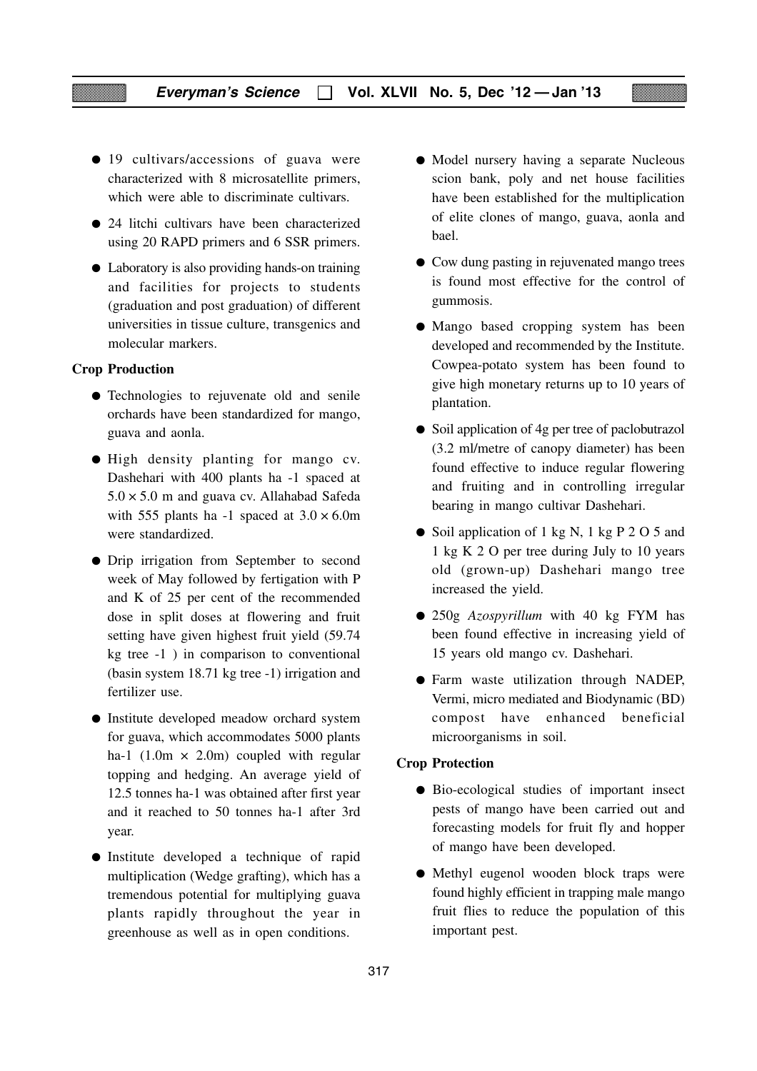- 19 cultivars/accessions of guava were characterized with 8 microsatellite primers, which were able to discriminate cultivars.
- 24 litchi cultivars have been characterized using 20 RAPD primers and 6 SSR primers.
- Laboratory is also providing hands-on training and facilities for projects to students (graduation and post graduation) of different universities in tissue culture, transgenics and molecular markers.

**Crop Production**

- Technologies to rejuvenate old and senile orchards have been standardized for mango, guava and aonla.
- High density planting for mango cv. Dashehari with 400 plants ha $^{-1}$ spaced at $5.0 \times 5.0$ m and guava cv. Allahabad Safeda with 555 plants ha $^{-1}$ spaced at $3.0 \times 6.0$m were standardized.
- Drip irrigation from September to second week of May followed by fertigation with P and K of 25 per cent of the recommended dose in split doses at flowering and fruit setting have given highest fruit yield (59.74 kg tree $^{-1}$ ) in comparison to conventional (basin system 18.71 kg tree $^{-1}$) irrigation and fertilizer use.
- Institute developed meadow orchard system for guava, which accommodates 5000 plants ha-1 (1.0m $\times$ 2.0m) coupled with regular topping and hedging. An average yield of 12.5 tonnes ha-1 was obtained after first year and it reached to 50 tonnes ha-1 after 3rd year.
- Institute developed a technique of rapid multiplication (Wedge grafting), which has a tremendous potential for multiplying guava plants rapidly throughout the year in greenhouse as well as in open conditions.
- Model nursery having a separate Nucleous scion bank, poly and net house facilities have been established for the multiplication of elite clones of mango, guava, aonla and bael.
- Cow dung pasting in rejuvenated mango trees is found most effective for the control of gummosis.
- Mango based cropping system has been developed and recommended by the Institute. Cowpea-potato system has been found to give high monetary returns up to 10 years of plantation.
- Soil application of 4g per tree of paclobutrazol (3.2 ml/metre of canopy diameter) has been found effective to induce regular flowering and fruiting and in controlling irregular bearing in mango cultivar Dashehari.
- Soil application of 1 kg N, 1 kg $P_2O_5$ and 1 kg $K_2O$ per tree during July to 10 years old (grown-up) Dashehari mango tree increased the yield.
- 250g *Azospyrillum* with 40 kg FYM has been found effective in increasing yield of 15 years old mango cv. Dashehari.
- Farm waste utilization through NADEP, Vermi, micro mediated and Biodynamic (BD) compost have enhanced beneficial microorganisms in soil.

**Crop Protection**

- Bio-ecological studies of important insect pests of mango have been carried out and forecasting models for fruit fly and hopper of mango have been developed.
- Methyl eugenol wooden block traps were found highly efficient in trapping male mango fruit flies to reduce the population of this important pest.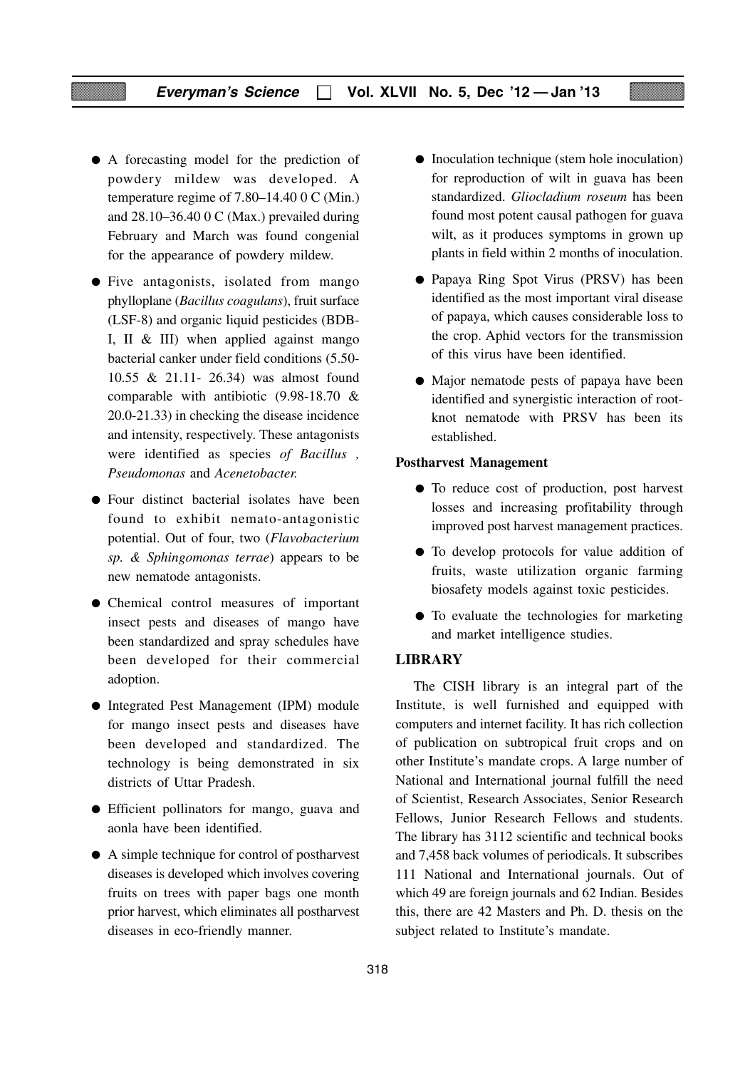- A forecasting model for the prediction of powdery mildew was developed. A temperature regime of 7.80–14.40 0 C (Min.) and 28.10–36.40 0 C (Max.) prevailed during February and March was found congenial for the appearance of powdery mildew.
- Five antagonists, isolated from mango phylloplane (*Bacillus coagulans*), fruit surface (LSF-8) and organic liquid pesticides (BDB-I, II & III) when applied against mango bacterial canker under field conditions (5.50-10.55 & 21.11- 26.34) was almost found comparable with antibiotic (9.98-18.70 & 20.0-21.33) in checking the disease incidence and intensity, respectively. These antagonists were identified as species *of Bacillus , Pseudomonas* and *Acenetobacter.*
- Four distinct bacterial isolates have been found to exhibit nemato-antagonistic potential. Out of four, two (*Flavobacterium sp. & Sphingomonas terrae*) appears to be new nematode antagonists.
- Chemical control measures of important insect pests and diseases of mango have been standardized and spray schedules have been developed for their commercial adoption.
- Integrated Pest Management (IPM) module for mango insect pests and diseases have been developed and standardized. The technology is being demonstrated in six districts of Uttar Pradesh.
- Efficient pollinators for mango, guava and aonla have been identified.
- A simple technique for control of postharvest diseases is developed which involves covering fruits on trees with paper bags one month prior harvest, which eliminates all postharvest diseases in eco-friendly manner.
- Inoculation technique (stem hole inoculation) for reproduction of wilt in guava has been standardized. *Gliocladium roseum* has been found most potent causal pathogen for guava wilt, as it produces symptoms in grown up plants in field within 2 months of inoculation.
- Papaya Ring Spot Virus (PRSV) has been identified as the most important viral disease of papaya, which causes considerable loss to the crop. Aphid vectors for the transmission of this virus have been identified.
- Major nematode pests of papaya have been identified and synergistic interaction of root-knot nematode with PRSV has been its established.

**Postharvest Management**

- To reduce cost of production, post harvest losses and increasing profitability through improved post harvest management practices.
- To develop protocols for value addition of fruits, waste utilization organic farming biosafety models against toxic pesticides.
- To evaluate the technologies for marketing and market intelligence studies.

## LIBRARY

The CISH library is an integral part of the Institute, is well furnished and equipped with computers and internet facility. It has rich collection of publication on subtropical fruit crops and on other Institute's mandate crops. A large number of National and International journal fulfill the need of Scientist, Research Associates, Senior Research Fellows, Junior Research Fellows and students. The library has 3112 scientific and technical books and 7,458 back volumes of periodicals. It subscribes 111 National and International journals. Out of which 49 are foreign journals and 62 Indian. Besides this, there are 42 Masters and Ph. D. thesis on the subject related to Institute's mandate.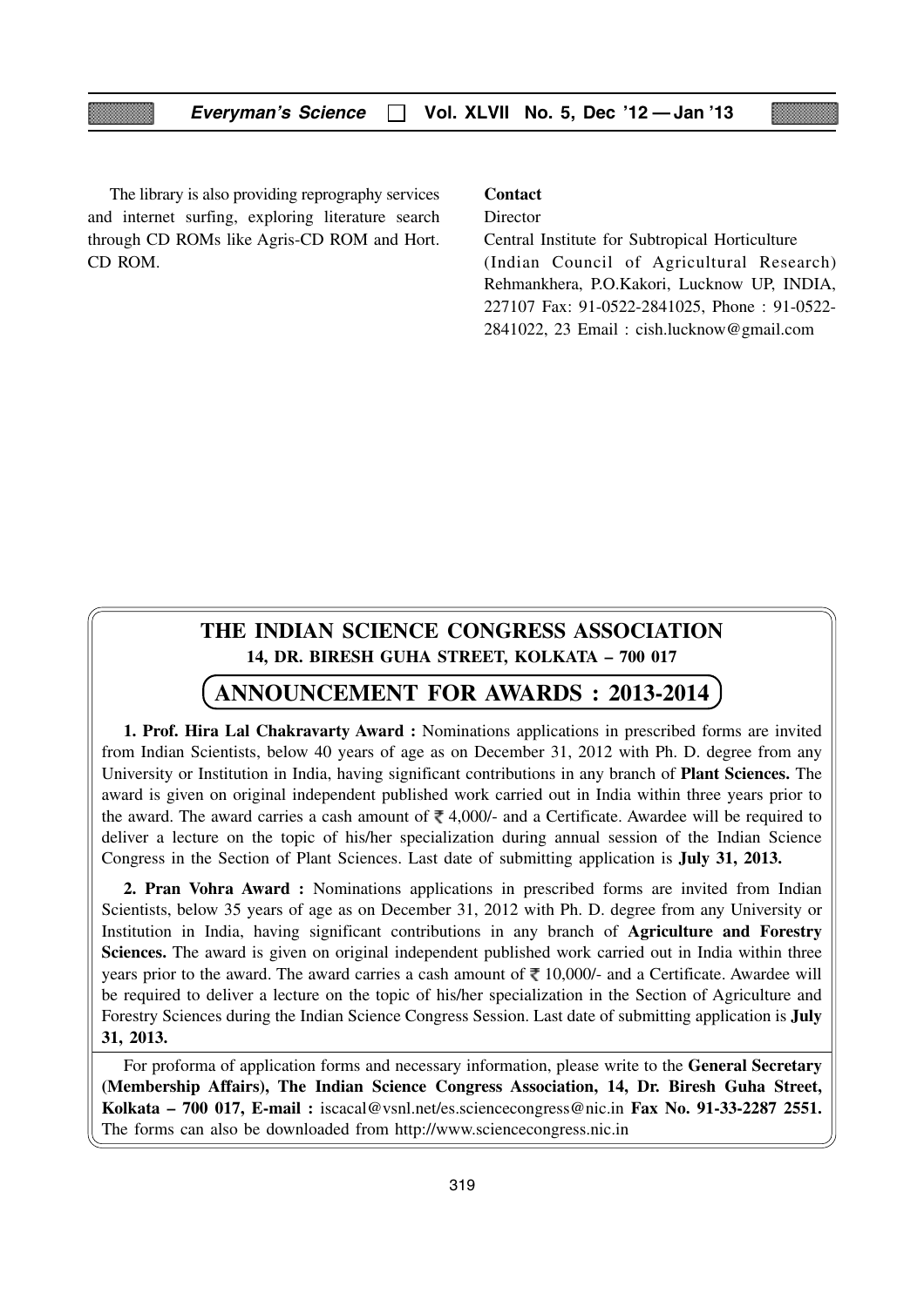The library is also providing reprography services and internet surfing, exploring literature search through CD ROMs like Agris-CD ROM and Hort. CD ROM.

**Contact**

Director
Central Institute for Subtropical Horticulture
(Indian Council of Agricultural Research)
Rehmankhera, P.O.Kakori, Lucknow UP, INDIA, 227107 Fax: 91-0522-2841025, Phone : 91-0522-2841022, 23 Email : cish.lucknow@gmail.com

## THE INDIAN SCIENCE CONGRESS ASSOCIATION

**14, DR. BIRESH GUHA STREET, KOLKATA – 700 017**

## ANNOUNCEMENT FOR AWARDS : 2013-2014

**1. Prof. Hira Lal Chakravarty Award :** Nominations applications in prescribed forms are invited from Indian Scientists, below 40 years of age as on December 31, 2012 with Ph. D. degree from any University or Institution in India, having significant contributions in any branch of **Plant Sciences.** The award is given on original independent published work carried out in India within three years prior to the award. The award carries a cash amount of ₹ 4,000/- and a Certificate. Awardee will be required to deliver a lecture on the topic of his/her specialization during annual session of the Indian Science Congress in the Section of Plant Sciences. Last date of submitting application is **July 31, 2013.**

**2. Pran Vohra Award :** Nominations applications in prescribed forms are invited from Indian Scientists, below 35 years of age as on December 31, 2012 with Ph. D. degree from any University or Institution in India, having significant contributions in any branch of **Agriculture and Forestry Sciences.** The award is given on original independent published work carried out in India within three years prior to the award. The award carries a cash amount of ₹ 10,000/- and a Certificate. Awardee will be required to deliver a lecture on the topic of his/her specialization in the Section of Agriculture and Forestry Sciences during the Indian Science Congress Session. Last date of submitting application is **July 31, 2013.**

For proforma of application forms and necessary information, please write to the **General Secretary (Membership Affairs), The Indian Science Congress Association, 14, Dr. Biresh Guha Street, Kolkata – 700 017, E-mail :** iscacal@vsnl.net/es.sciencecongress@nic.in **Fax No. 91-33-2287 2551.** The forms can also be downloaded from http://www.sciencecongress.nic.in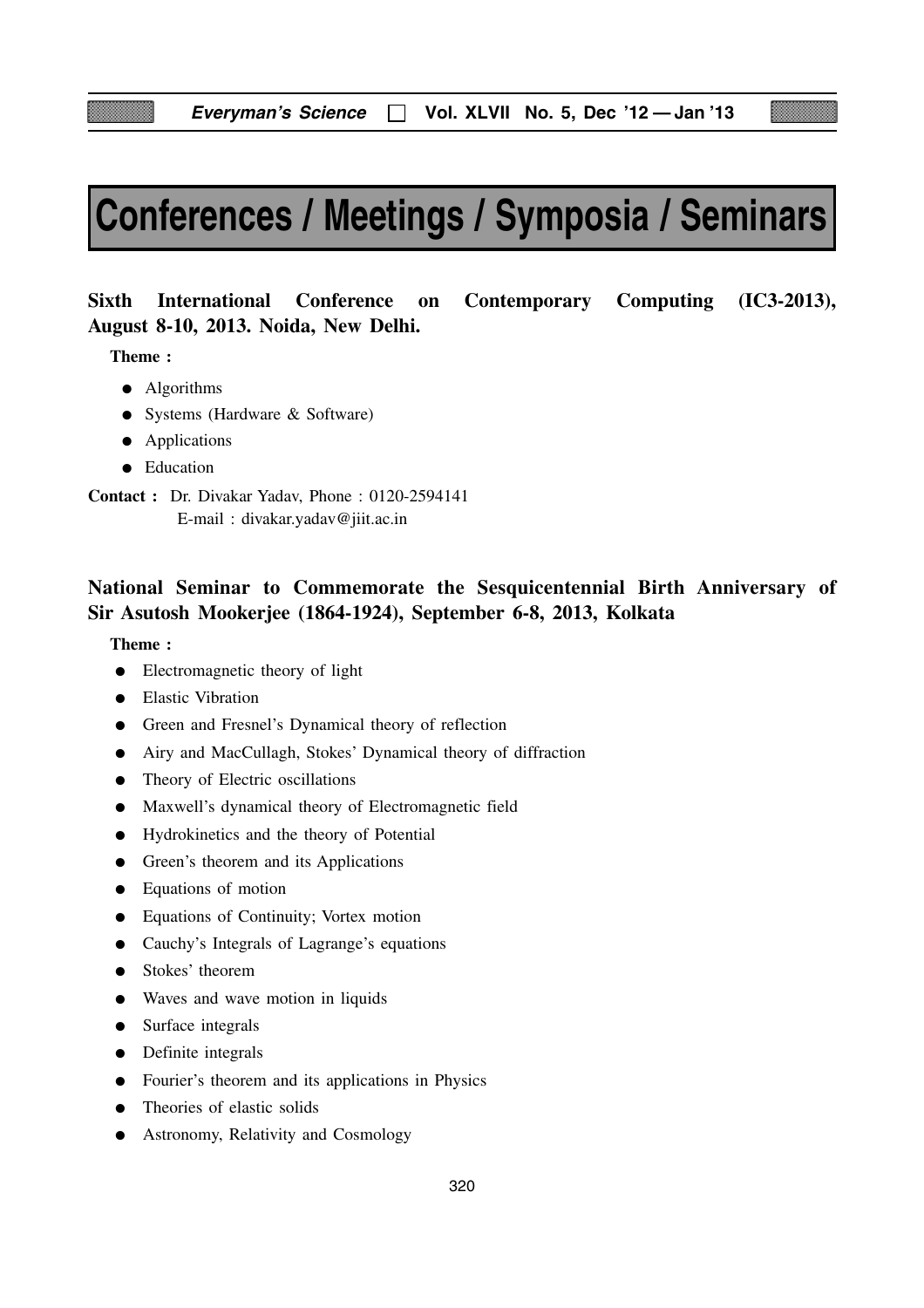# Conferences / Meetings / Symposia / Seminars

## Sixth International Conference on Contemporary Computing (IC3-2013), August 8-10, 2013. Noida, New Delhi.

**Theme :**

- Algorithms
- Systems (Hardware & Software)
- Applications
- Education

**Contact :** Dr. Divakar Yadav, Phone : 0120-2594141
E-mail : divakar.yadav@jiit.ac.in

## National Seminar to Commemorate the Sesquicentennial Birth Anniversary of Sir Asutosh Mookerjee (1864-1924), September 6-8, 2013, Kolkata

**Theme :**

- Electromagnetic theory of light
- Elastic Vibration
- Green and Fresnel's Dynamical theory of reflection
- Airy and MacCullagh, Stokes' Dynamical theory of diffraction
- Theory of Electric oscillations
- Maxwell's dynamical theory of Electromagnetic field
- Hydrokinetics and the theory of Potential
- Green's theorem and its Applications
- Equations of motion
- Equations of Continuity; Vortex motion
- Cauchy's Integrals of Lagrange's equations
- Stokes' theorem
- Waves and wave motion in liquids
- Surface integrals
- Definite integrals
- Fourier's theorem and its applications in Physics
- Theories of elastic solids
- Astronomy, Relativity and Cosmology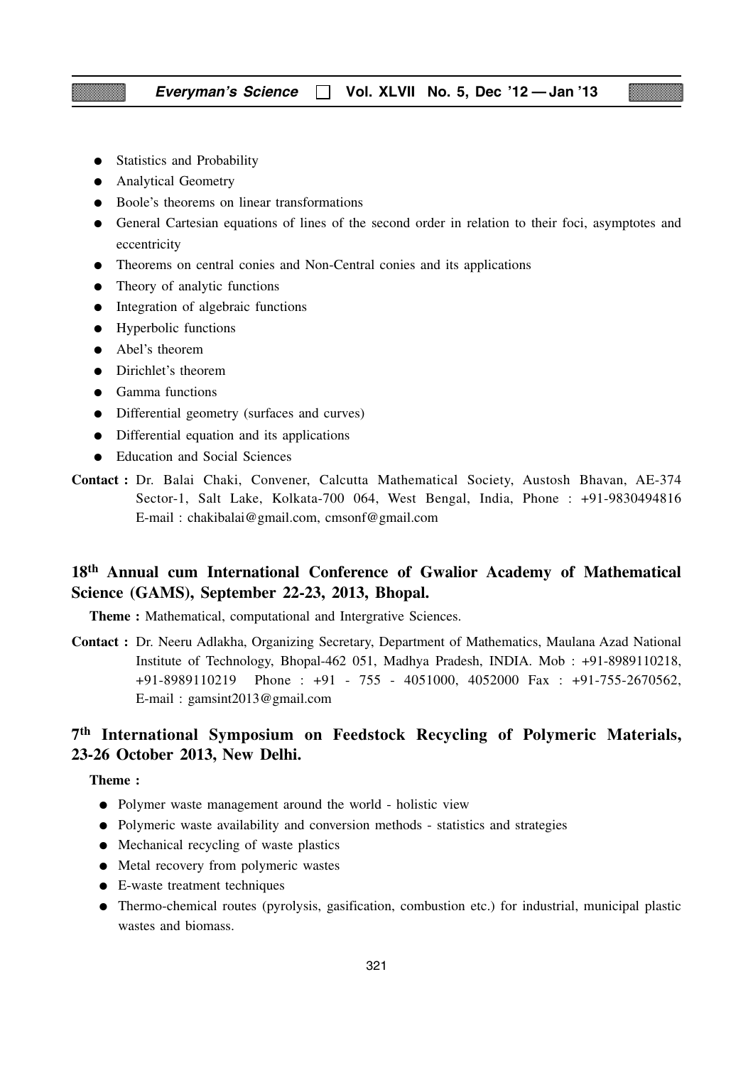- Statistics and Probability
- Analytical Geometry
- Boole's theorems on linear transformations
- General Cartesian equations of lines of the second order in relation to their foci, asymptotes and eccentricity
- Theorems on central conies and Non-Central conies and its applications
- Theory of analytic functions
- Integration of algebraic functions
- Hyperbolic functions
- Abel's theorem
- Dirichlet's theorem
- Gamma functions
- Differential geometry (surfaces and curves)
- Differential equation and its applications
- Education and Social Sciences

**Contact :** Dr. Balai Chaki, Convener, Calcutta Mathematical Society, Austosh Bhavan, AE-374 Sector-1, Salt Lake, Kolkata-700 064, West Bengal, India, Phone : +91-9830494816 E-mail : chakibalai@gmail.com, cmsonf@gmail.com

## 18th Annual cum International Conference of Gwalior Academy of Mathematical Science (GAMS), September 22-23, 2013, Bhopal.

**Theme :** Mathematical, computational and Intergrative Sciences.

**Contact :** Dr. Neeru Adlakha, Organizing Secretary, Department of Mathematics, Maulana Azad National Institute of Technology, Bhopal-462 051, Madhya Pradesh, INDIA. Mob : +91-8989110218, +91-8989110219 Phone : +91 - 755 - 4051000, 4052000 Fax : +91-755-2670562, E-mail : gamsint2013@gmail.com

## 7th International Symposium on Feedstock Recycling of Polymeric Materials, 23-26 October 2013, New Delhi.

**Theme :**

- Polymer waste management around the world - holistic view
- Polymeric waste availability and conversion methods - statistics and strategies
- Mechanical recycling of waste plastics
- Metal recovery from polymeric wastes
- E-waste treatment techniques
- Thermo-chemical routes (pyrolysis, gasification, combustion etc.) for industrial, municipal plastic wastes and biomass.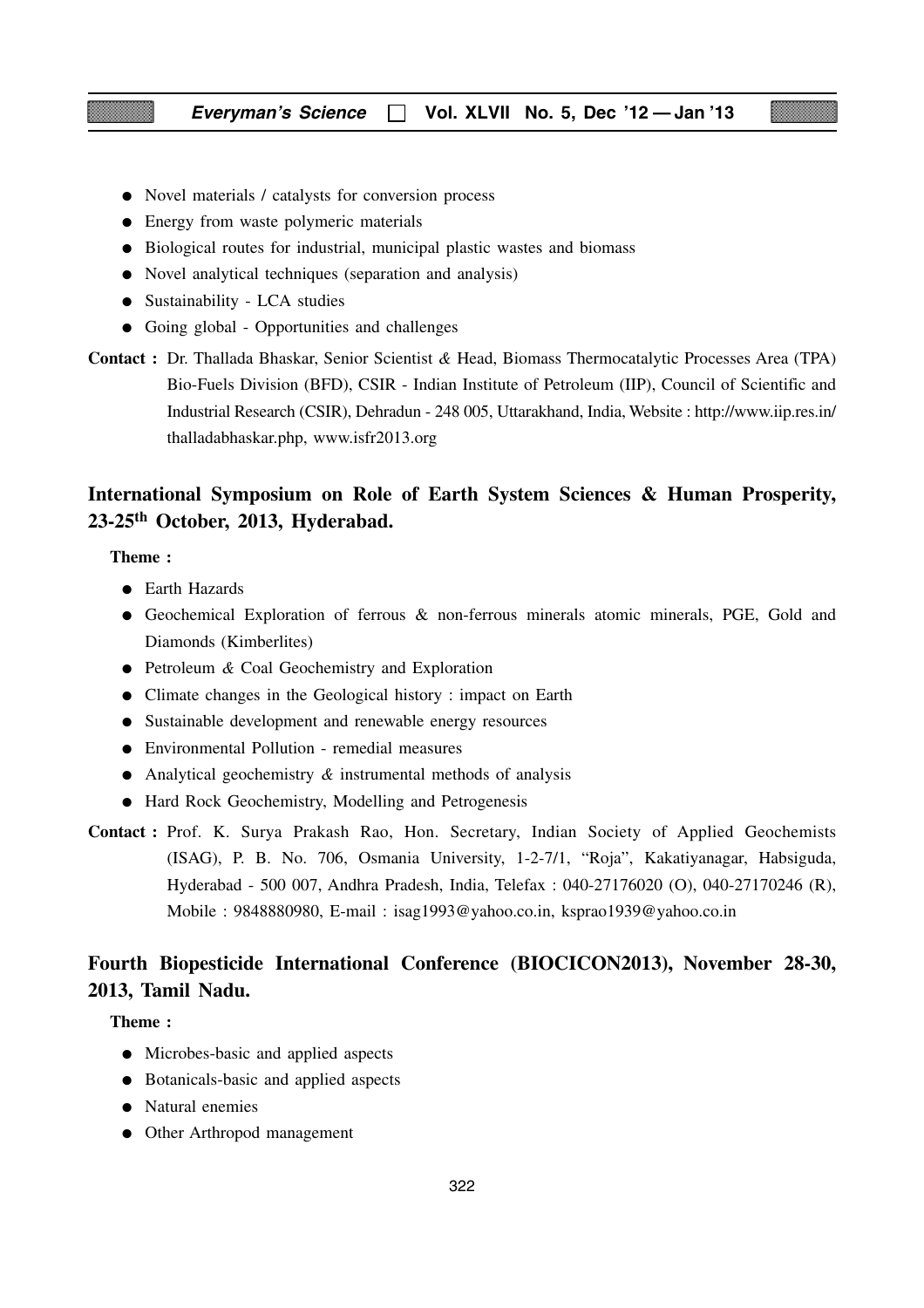- Novel materials / catalysts for conversion process
- Energy from waste polymeric materials
- Biological routes for industrial, municipal plastic wastes and biomass
- Novel analytical techniques (separation and analysis)
- Sustainability - LCA studies
- Going global - Opportunities and challenges

**Contact :** Dr. Thallada Bhaskar, Senior Scientist & Head, Biomass Thermocatalytic Processes Area (TPA) Bio-Fuels Division (BFD), CSIR - Indian Institute of Petroleum (IIP), Council of Scientific and Industrial Research (CSIR), Dehradun - 248 005, Uttarakhand, India, Website : http://www.iip.res.in/thalladabhaskar.php, www.isfr2013.org

## International Symposium on Role of Earth System Sciences & Human Prosperity, 23-25th October, 2013, Hyderabad.

**Theme :**

- Earth Hazards
- Geochemical Exploration of ferrous & non-ferrous minerals atomic minerals, PGE, Gold and Diamonds (Kimberlites)
- Petroleum & Coal Geochemistry and Exploration
- Climate changes in the Geological history : impact on Earth
- Sustainable development and renewable energy resources
- Environmental Pollution - remedial measures
- Analytical geochemistry & instrumental methods of analysis
- Hard Rock Geochemistry, Modelling and Petrogenesis

**Contact :** Prof. K. Surya Prakash Rao, Hon. Secretary, Indian Society of Applied Geochemists (ISAG), P. B. No. 706, Osmania University, 1-2-7/1, "Roja", Kakatiyanagar, Habsiguda, Hyderabad - 500 007, Andhra Pradesh, India, Telefax : 040-27176020 (O), 040-27170246 (R), Mobile : 9848880980, E-mail : isag1993@yahoo.co.in, ksprao1939@yahoo.co.in

## Fourth Biopesticide International Conference (BIOCICON2013), November 28-30, 2013, Tamil Nadu.

**Theme :**

- Microbes-basic and applied aspects
- Botanicals-basic and applied aspects
- Natural enemies
- Other Arthropod management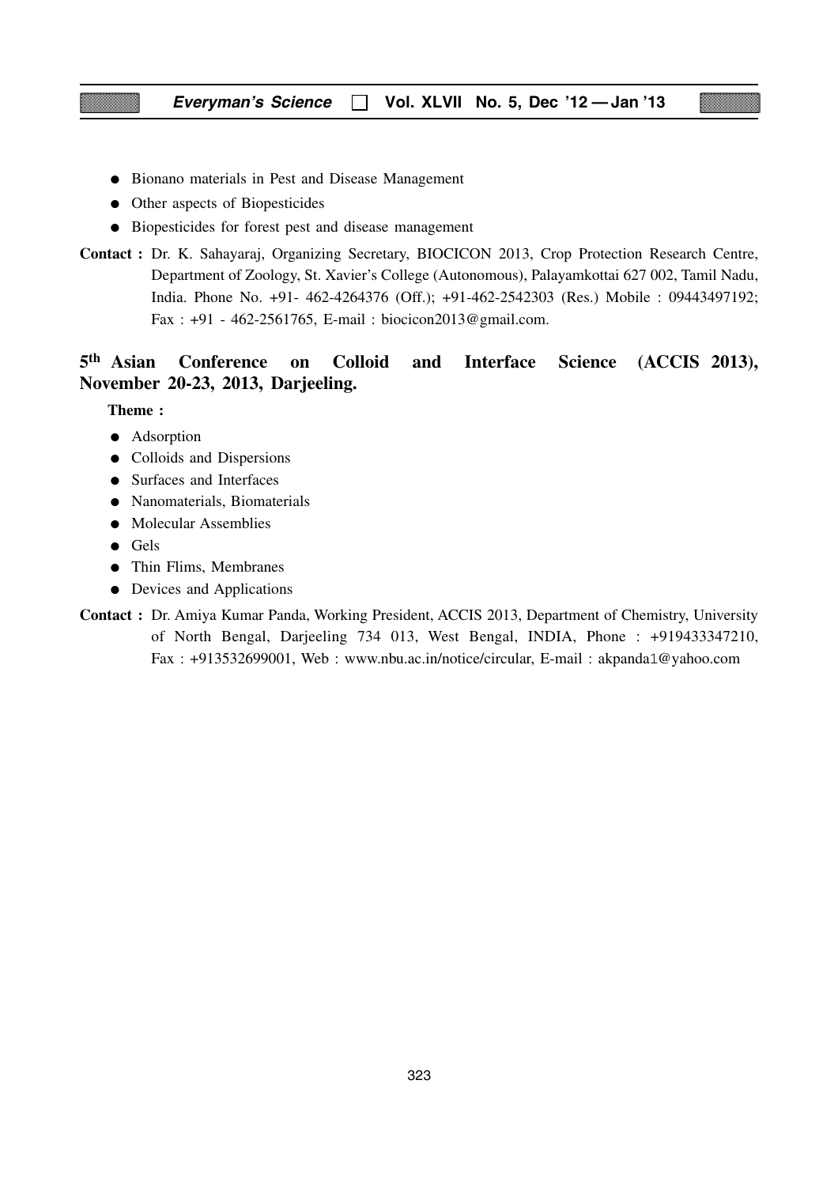- Bionano materials in Pest and Disease Management
- Other aspects of Biopesticides
- Biopesticides for forest pest and disease management

**Contact :** Dr. K. Sahayaraj, Organizing Secretary, BIOCICON 2013, Crop Protection Research Centre, Department of Zoology, St. Xavier's College (Autonomous), Palayamkottai 627 002, Tamil Nadu, India. Phone No. +91- 462-4264376 (Off.); +91-462-2542303 (Res.) Mobile : 09443497192; Fax : +91 - 462-2561765, E-mail : biocicon2013@gmail.com.

## 5th Asian Conference on Colloid and Interface Science (ACCIS 2013), November 20-23, 2013, Darjeeling.

**Theme :**

- Adsorption
- Colloids and Dispersions
- Surfaces and Interfaces
- Nanomaterials, Biomaterials
- Molecular Assemblies
- Gels
- Thin Flims, Membranes
- Devices and Applications

**Contact :** Dr. Amiya Kumar Panda, Working President, ACCIS 2013, Department of Chemistry, University of North Bengal, Darjeeling 734 013, West Bengal, INDIA, Phone : +919433347210, Fax : +913532699001, Web : www.nbu.ac.in/notice/circular, E-mail : akpanda1@yahoo.com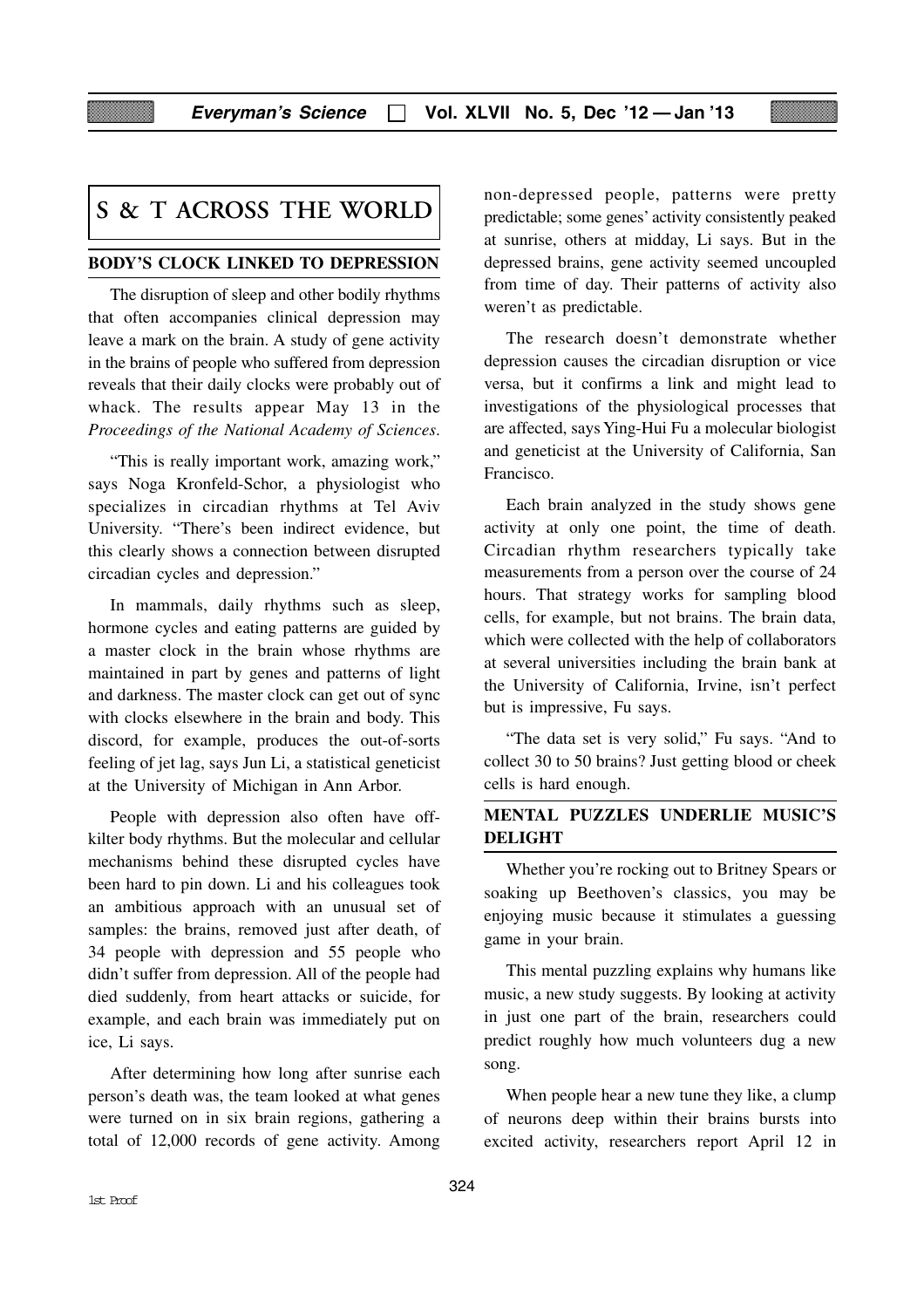# S & T ACROSS THE WORLD

## BODY'S CLOCK LINKED TO DEPRESSION

The disruption of sleep and other bodily rhythms that often accompanies clinical depression may leave a mark on the brain. A study of gene activity in the brains of people who suffered from depression reveals that their daily clocks were probably out of whack. The results appear May 13 in the *Proceedings of the National Academy of Sciences.*

"This is really important work, amazing work," says Noga Kronfeld-Schor, a physiologist who specializes in circadian rhythms at Tel Aviv University. "There's been indirect evidence, but this clearly shows a connection between disrupted circadian cycles and depression."

In mammals, daily rhythms such as sleep, hormone cycles and eating patterns are guided by a master clock in the brain whose rhythms are maintained in part by genes and patterns of light and darkness. The master clock can get out of sync with clocks elsewhere in the brain and body. This discord, for example, produces the out-of-sorts feeling of jet lag, says Jun Li, a statistical geneticist at the University of Michigan in Ann Arbor.

People with depression also often have off-kilter body rhythms. But the molecular and cellular mechanisms behind these disrupted cycles have been hard to pin down. Li and his colleagues took an ambitious approach with an unusual set of samples: the brains, removed just after death, of 34 people with depression and 55 people who didn't suffer from depression. All of the people had died suddenly, from heart attacks or suicide, for example, and each brain was immediately put on ice, Li says.

After determining how long after sunrise each person's death was, the team looked at what genes were turned on in six brain regions, gathering a total of 12,000 records of gene activity. Among non-depressed people, patterns were pretty predictable; some genes' activity consistently peaked at sunrise, others at midday, Li says. But in the depressed brains, gene activity seemed uncoupled from time of day. Their patterns of activity also weren't as predictable.

The research doesn't demonstrate whether depression causes the circadian disruption or vice versa, but it confirms a link and might lead to investigations of the physiological processes that are affected, says Ying-Hui Fu a molecular biologist and geneticist at the University of California, San Francisco.

Each brain analyzed in the study shows gene activity at only one point, the time of death. Circadian rhythm researchers typically take measurements from a person over the course of 24 hours. That strategy works for sampling blood cells, for example, but not brains. The brain data, which were collected with the help of collaborators at several universities including the brain bank at the University of California, Irvine, isn't perfect but is impressive, Fu says.

"The data set is very solid," Fu says. "And to collect 30 to 50 brains? Just getting blood or cheek cells is hard enough.

## MENTAL PUZZLES UNDERLIE MUSIC'S DELIGHT

Whether you're rocking out to Britney Spears or soaking up Beethoven's classics, you may be enjoying music because it stimulates a guessing game in your brain.

This mental puzzling explains why humans like music, a new study suggests. By looking at activity in just one part of the brain, researchers could predict roughly how much volunteers dug a new song.

When people hear a new tune they like, a clump of neurons deep within their brains bursts into excited activity, researchers report April 12 in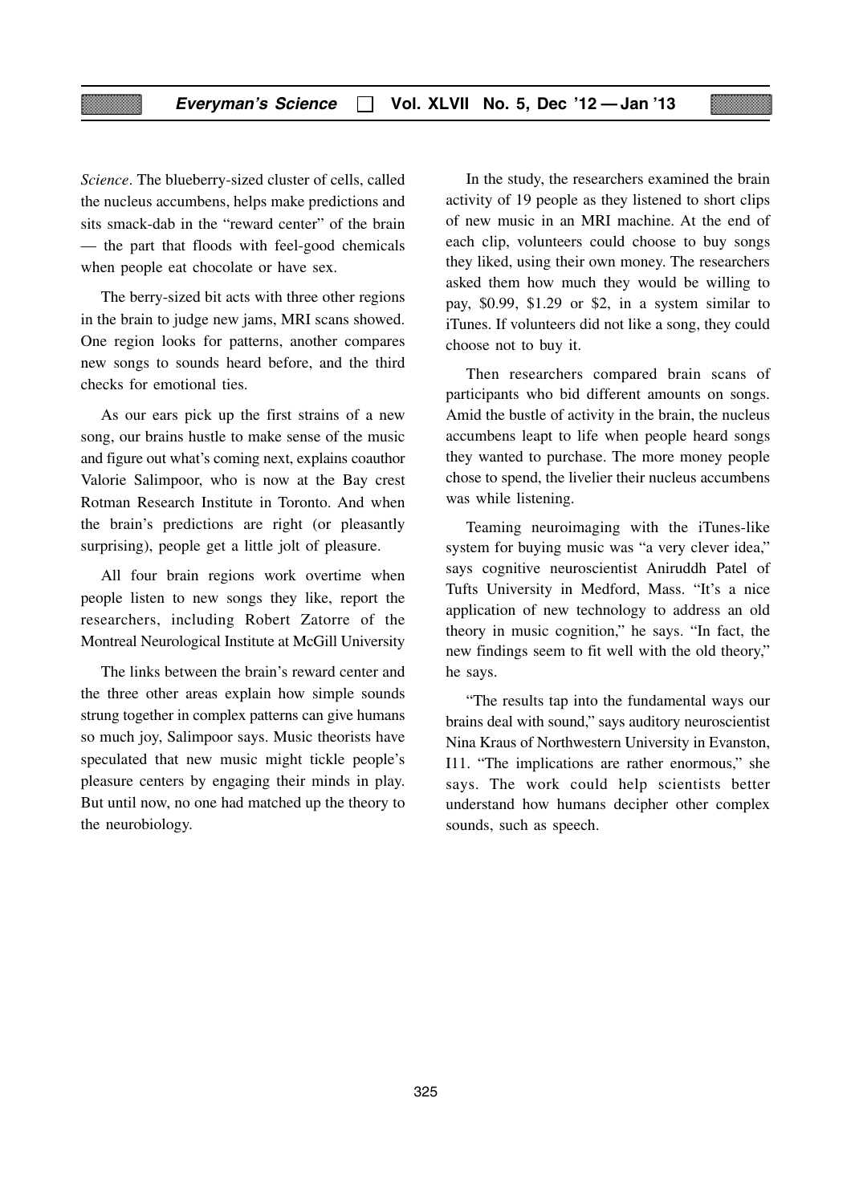*Science*. The blueberry-sized cluster of cells, called the nucleus accumbens, helps make predictions and sits smack-dab in the "reward center" of the brain — the part that floods with feel-good chemicals when people eat chocolate or have sex.

The berry-sized bit acts with three other regions in the brain to judge new jams, MRI scans showed. One region looks for patterns, another compares new songs to sounds heard before, and the third checks for emotional ties.

As our ears pick up the first strains of a new song, our brains hustle to make sense of the music and figure out what's coming next, explains coauthor Valorie Salimpoor, who is now at the Bay crest Rotman Research Institute in Toronto. And when the brain's predictions are right (or pleasantly surprising), people get a little jolt of pleasure.

All four brain regions work overtime when people listen to new songs they like, report the researchers, including Robert Zatorre of the Montreal Neurological Institute at McGill University

The links between the brain's reward center and the three other areas explain how simple sounds strung together in complex patterns can give humans so much joy, Salimpoor says. Music theorists have speculated that new music might tickle people's pleasure centers by engaging their minds in play. But until now, no one had matched up the theory to the neurobiology.

In the study, the researchers examined the brain activity of 19 people as they listened to short clips of new music in an MRI machine. At the end of each clip, volunteers could choose to buy songs they liked, using their own money. The researchers asked them how much they would be willing to pay, $0.99, $1.29 or $2, in a system similar to iTunes. If volunteers did not like a song, they could choose not to buy it.

Then researchers compared brain scans of participants who bid different amounts on songs. Amid the bustle of activity in the brain, the nucleus accumbens leapt to life when people heard songs they wanted to purchase. The more money people chose to spend, the livelier their nucleus accumbens was while listening.

Teaming neuroimaging with the iTunes-like system for buying music was "a very clever idea," says cognitive neuroscientist Aniruddh Patel of Tufts University in Medford, Mass. "It's a nice application of new technology to address an old theory in music cognition," he says. "In fact, the new findings seem to fit well with the old theory," he says.

"The results tap into the fundamental ways our brains deal with sound," says auditory neuroscientist Nina Kraus of Northwestern University in Evanston, I11. "The implications are rather enormous," she says. The work could help scientists better understand how humans decipher other complex sounds, such as speech.